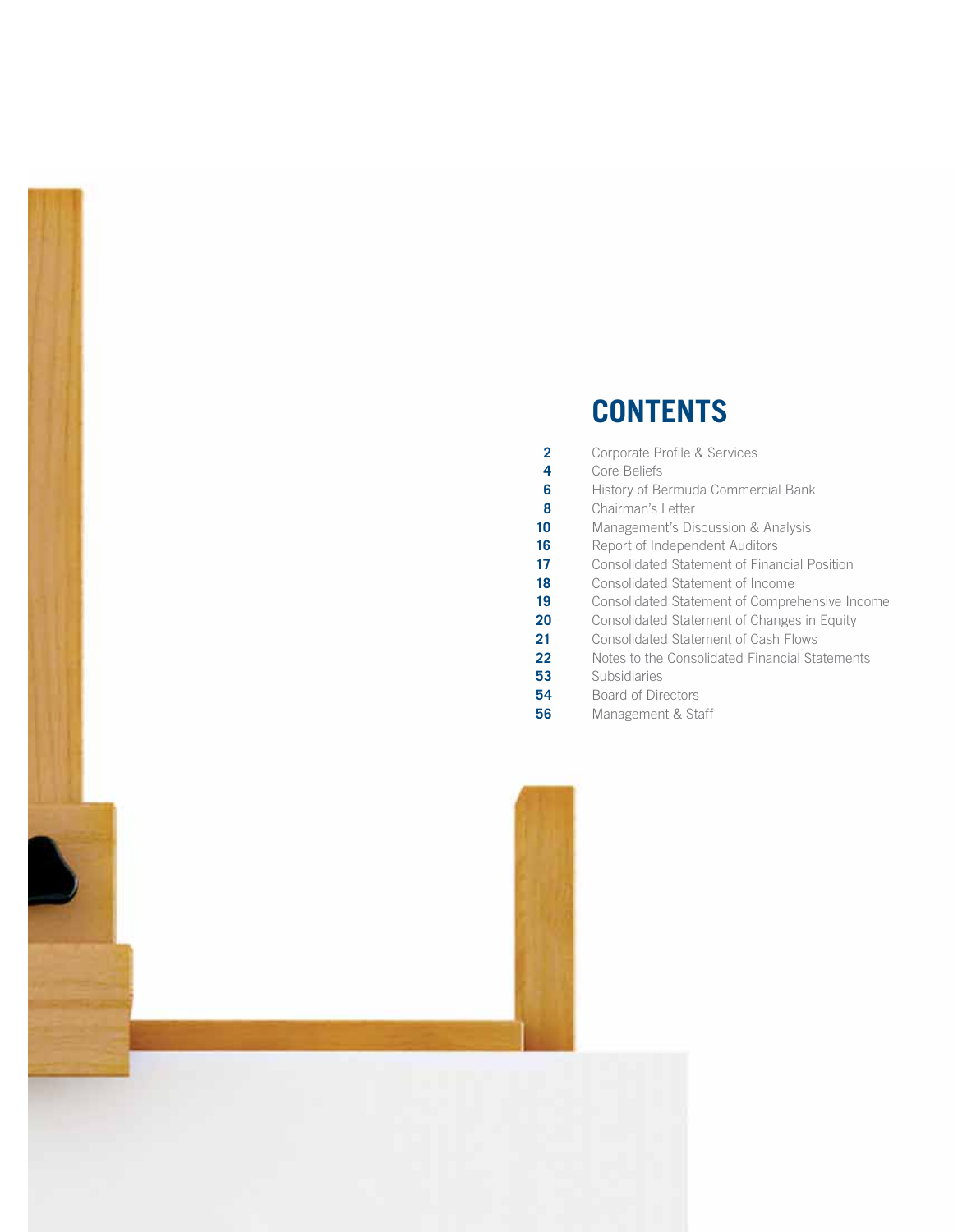# CONTENTS

| | |
|---|---|
| **2** | Corporate Profile & Services |
| **4** | Core Beliefs |
| **6** | History of Bermuda Commercial Bank |
| **8** | Chairman's Letter |
| **10** | Management's Discussion & Analysis |
| **16** | Report of Independent Auditors |
| **17** | Consolidated Statement of Financial Position |
| **18** | Consolidated Statement of Income |
| **19** | Consolidated Statement of Comprehensive Income |
| **20** | Consolidated Statement of Changes in Equity |
| **21** | Consolidated Statement of Cash Flows |
| **22** | Notes to the Consolidated Financial Statements |
| **53** | Subsidiaries |
| **54** | Board of Directors |
| **56** | Management & Staff |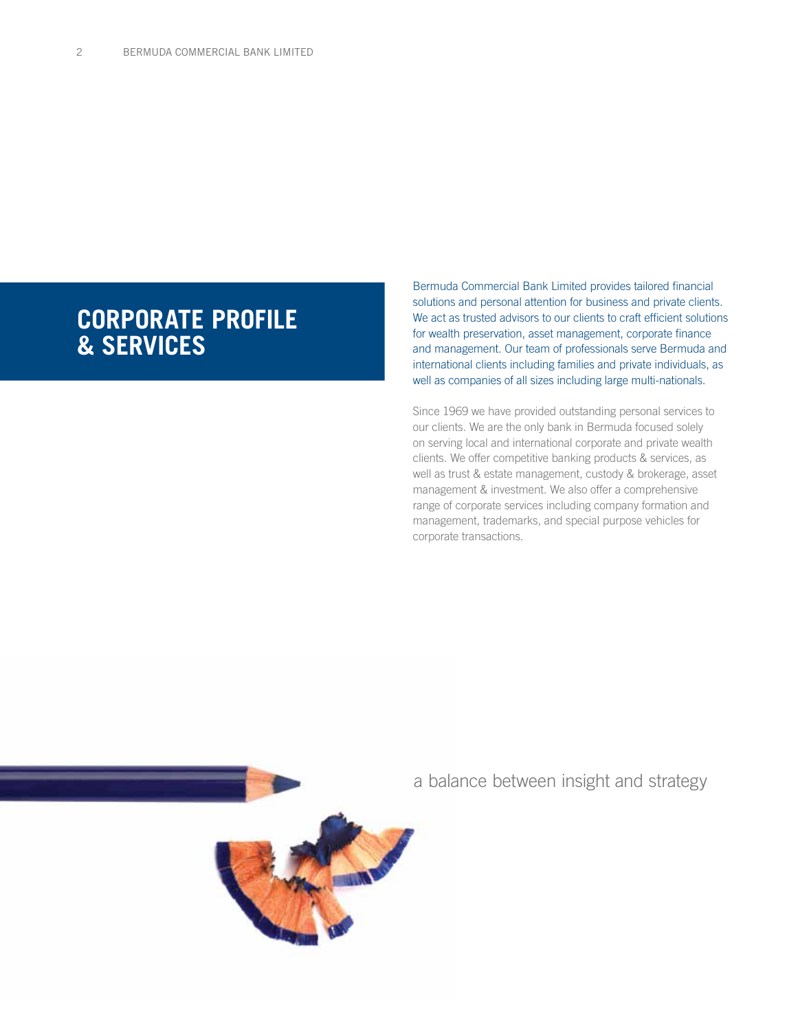# CORPORATE PROFILE & SERVICES

Bermuda Commercial Bank Limited provides tailored financial solutions and personal attention for business and private clients. We act as trusted advisors to our clients to craft efficient solutions for wealth preservation, asset management, corporate finance and management. Our team of professionals serve Bermuda and international clients including families and private individuals, as well as companies of all sizes including large multi-nationals.

Since 1969 we have provided outstanding personal services to our clients. We are the only bank in Bermuda focused solely on serving local and international corporate and private wealth clients. We offer competitive banking products & services, as well as trust & estate management, custody & brokerage, asset management & investment. We also offer a comprehensive range of corporate services including company formation and management, trademarks, and special purpose vehicles for corporate transactions.

a balance between insight and strategy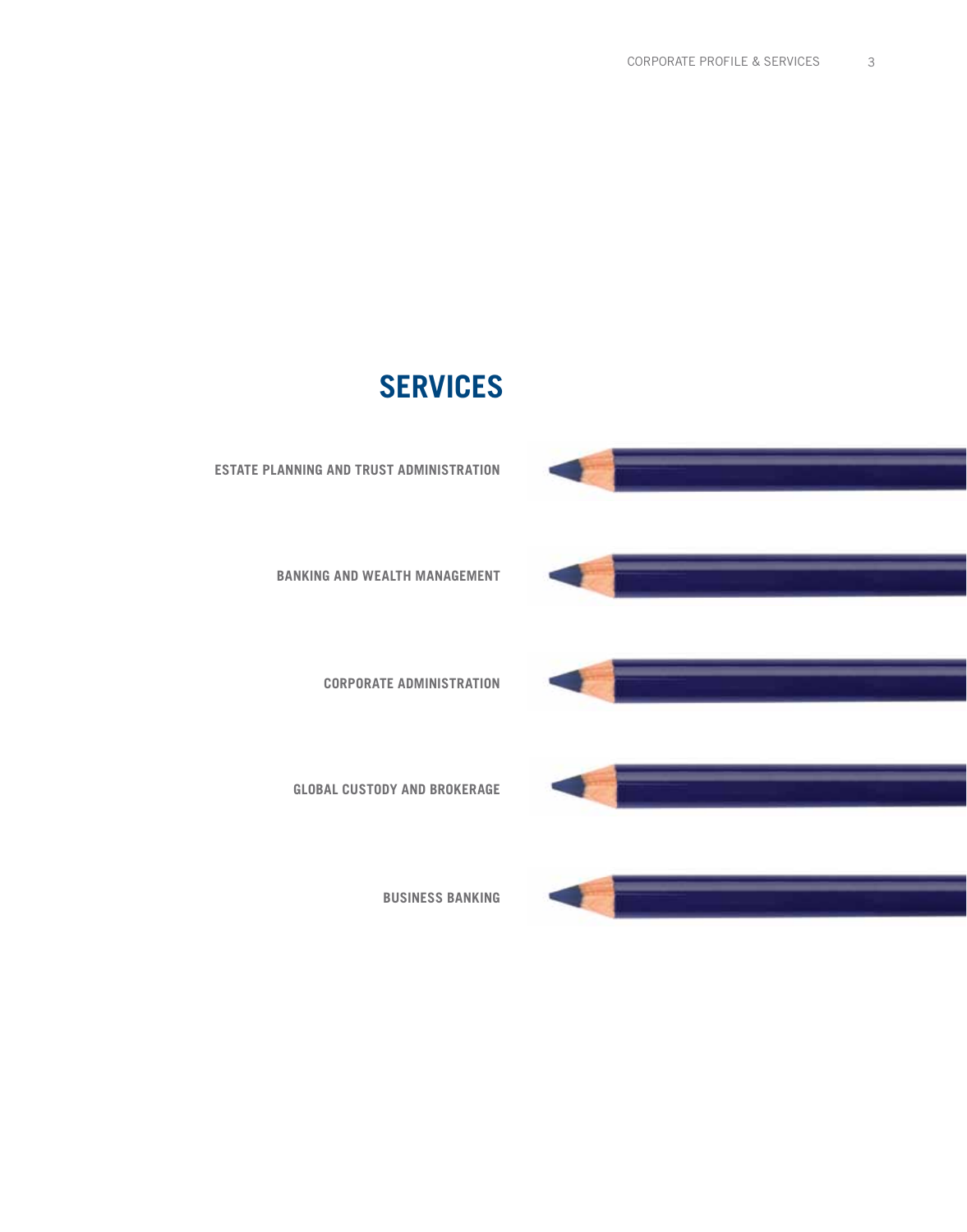# SERVICES

**ESTATE PLANNING AND TRUST ADMINISTRATION**

**BANKING AND WEALTH MANAGEMENT**

**CORPORATE ADMINISTRATION**

**GLOBAL CUSTODY AND BROKERAGE**

**BUSINESS BANKING**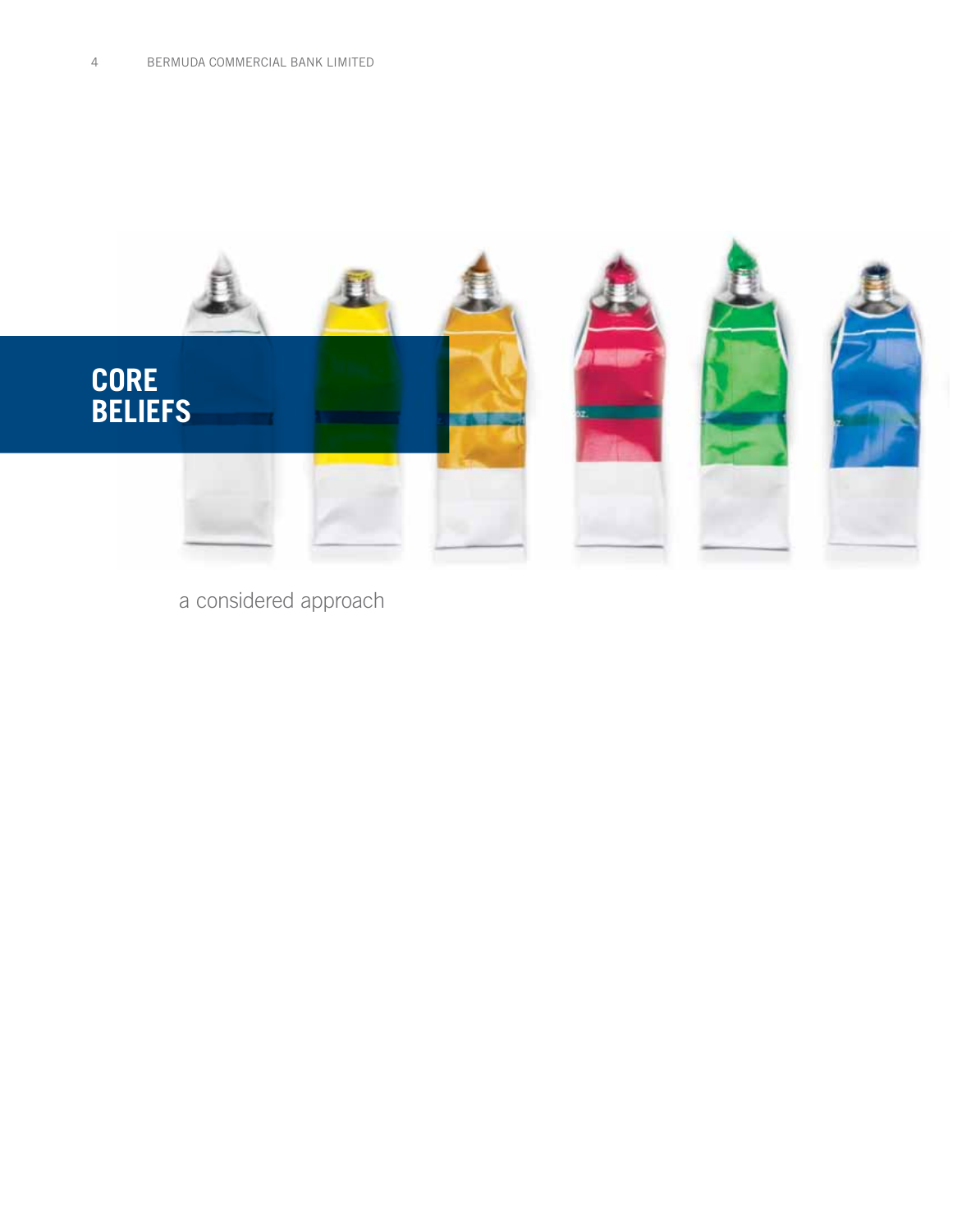# CORE BELIEFS

a considered approach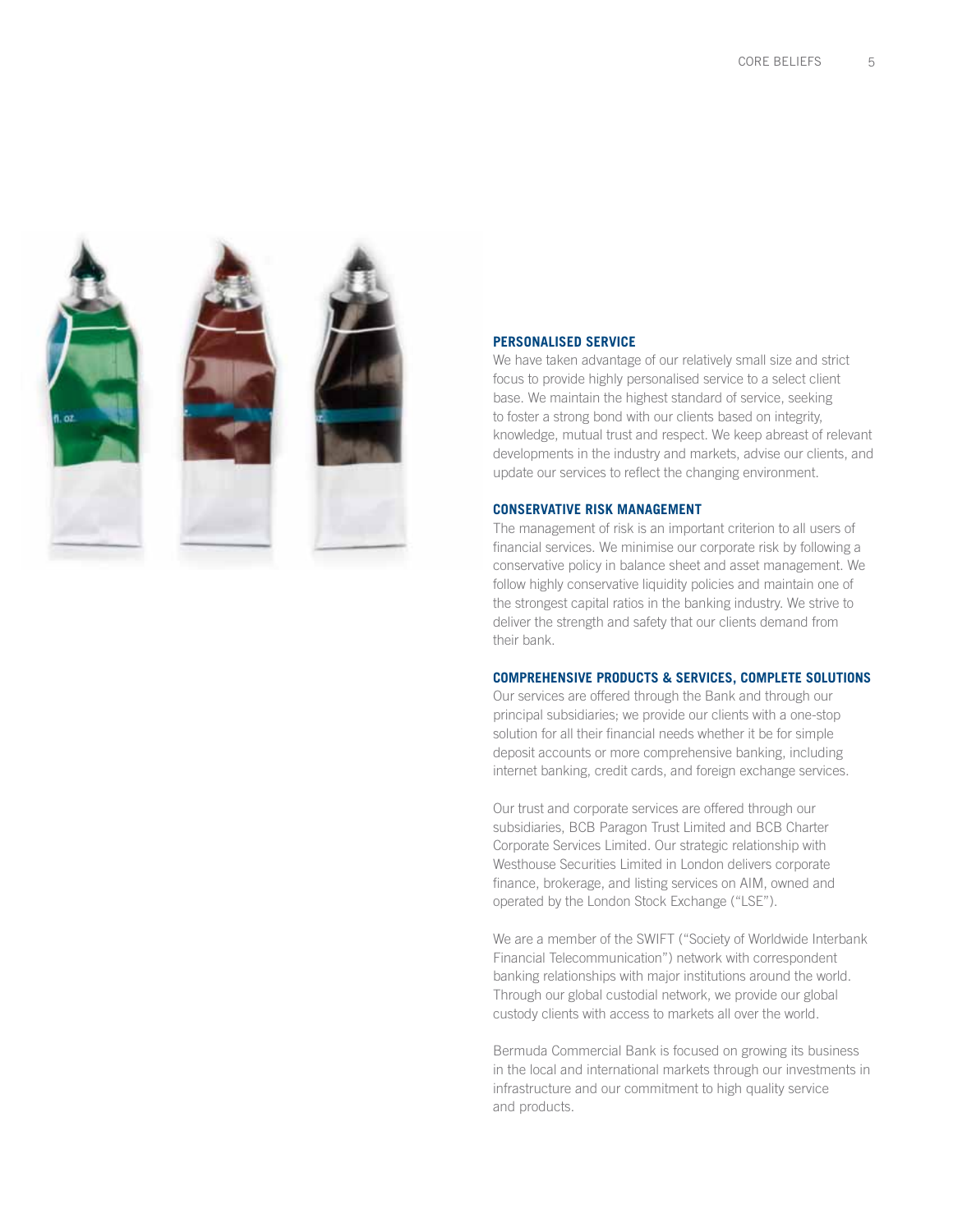## PERSONALISED SERVICE

We have taken advantage of our relatively small size and strict focus to provide highly personalised service to a select client base. We maintain the highest standard of service, seeking to foster a strong bond with our clients based on integrity, knowledge, mutual trust and respect. We keep abreast of relevant developments in the industry and markets, advise our clients, and update our services to reflect the changing environment.

## CONSERVATIVE RISK MANAGEMENT

The management of risk is an important criterion to all users of financial services. We minimise our corporate risk by following a conservative policy in balance sheet and asset management. We follow highly conservative liquidity policies and maintain one of the strongest capital ratios in the banking industry. We strive to deliver the strength and safety that our clients demand from their bank.

## COMPREHENSIVE PRODUCTS & SERVICES, COMPLETE SOLUTIONS

Our services are offered through the Bank and through our principal subsidiaries; we provide our clients with a one-stop solution for all their financial needs whether it be for simple deposit accounts or more comprehensive banking, including internet banking, credit cards, and foreign exchange services.

Our trust and corporate services are offered through our subsidiaries, BCB Paragon Trust Limited and BCB Charter Corporate Services Limited. Our strategic relationship with Westhouse Securities Limited in London delivers corporate finance, brokerage, and listing services on AIM, owned and operated by the London Stock Exchange ("LSE").

We are a member of the SWIFT ("Society of Worldwide Interbank Financial Telecommunication") network with correspondent banking relationships with major institutions around the world. Through our global custodial network, we provide our global custody clients with access to markets all over the world.

Bermuda Commercial Bank is focused on growing its business in the local and international markets through our investments in infrastructure and our commitment to high quality service and products.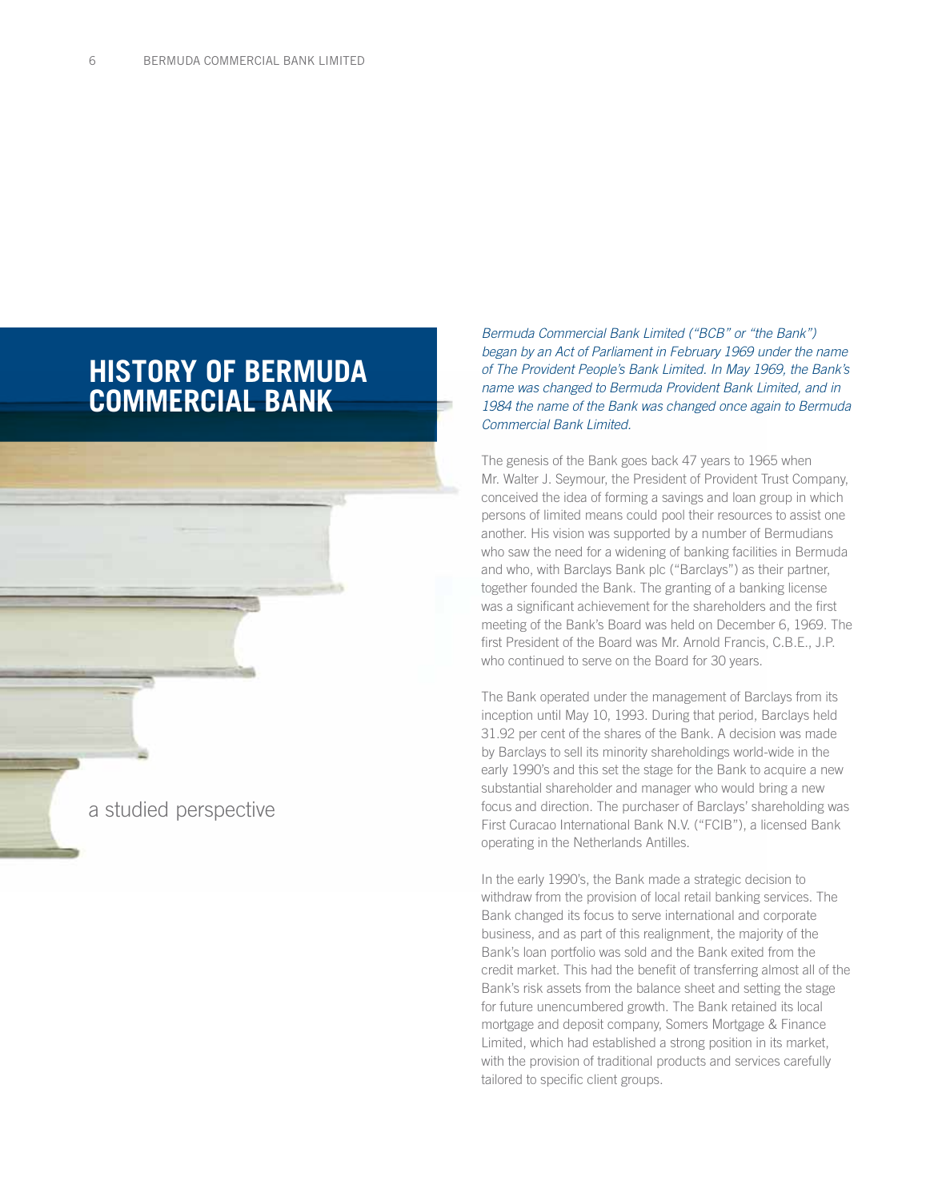# HISTORY OF BERMUDA COMMERCIAL BANK

a studied perspective

*Bermuda Commercial Bank Limited ("BCB" or "the Bank") began by an Act of Parliament in February 1969 under the name of The Provident People's Bank Limited. In May 1969, the Bank's name was changed to Bermuda Provident Bank Limited, and in 1984 the name of the Bank was changed once again to Bermuda Commercial Bank Limited.*

The genesis of the Bank goes back 47 years to 1965 when Mr. Walter J. Seymour, the President of Provident Trust Company, conceived the idea of forming a savings and loan group in which persons of limited means could pool their resources to assist one another. His vision was supported by a number of Bermudians who saw the need for a widening of banking facilities in Bermuda and who, with Barclays Bank plc ("Barclays") as their partner, together founded the Bank. The granting of a banking license was a significant achievement for the shareholders and the first meeting of the Bank's Board was held on December 6, 1969. The first President of the Board was Mr. Arnold Francis, C.B.E., J.P. who continued to serve on the Board for 30 years.

The Bank operated under the management of Barclays from its inception until May 10, 1993. During that period, Barclays held 31.92 per cent of the shares of the Bank. A decision was made by Barclays to sell its minority shareholdings world-wide in the early 1990's and this set the stage for the Bank to acquire a new substantial shareholder and manager who would bring a new focus and direction. The purchaser of Barclays' shareholding was First Curacao International Bank N.V. ("FCIB"), a licensed Bank operating in the Netherlands Antilles.

In the early 1990's, the Bank made a strategic decision to withdraw from the provision of local retail banking services. The Bank changed its focus to serve international and corporate business, and as part of this realignment, the majority of the Bank's loan portfolio was sold and the Bank exited from the credit market. This had the benefit of transferring almost all of the Bank's risk assets from the balance sheet and setting the stage for future unencumbered growth. The Bank retained its local mortgage and deposit company, Somers Mortgage & Finance Limited, which had established a strong position in its market, with the provision of traditional products and services carefully tailored to specific client groups.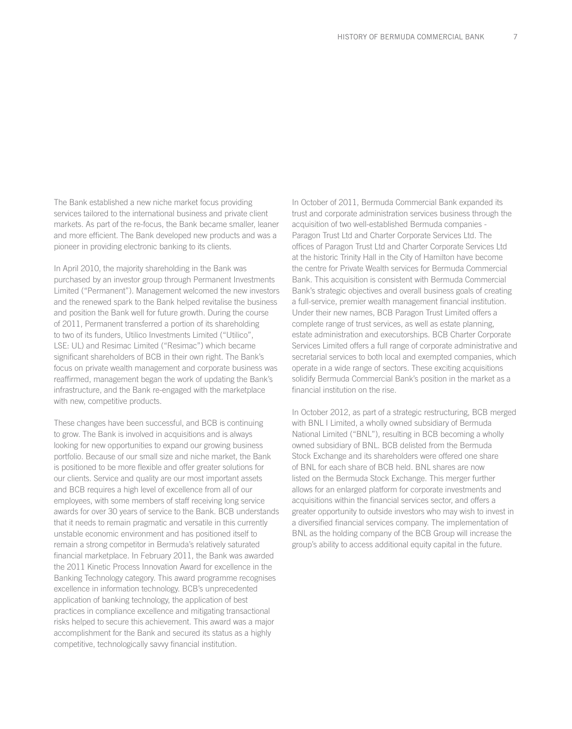The Bank established a new niche market focus providing services tailored to the international business and private client markets. As part of the re-focus, the Bank became smaller, leaner and more efficient. The Bank developed new products and was a pioneer in providing electronic banking to its clients.

In April 2010, the majority shareholding in the Bank was purchased by an investor group through Permanent Investments Limited ("Permanent"). Management welcomed the new investors and the renewed spark to the Bank helped revitalise the business and position the Bank well for future growth. During the course of 2011, Permanent transferred a portion of its shareholding to two of its funders, Utilico Investments Limited ("Utilico", LSE: UL) and Resimac Limited ("Resimac") which became significant shareholders of BCB in their own right. The Bank's focus on private wealth management and corporate business was reaffirmed, management began the work of updating the Bank's infrastructure, and the Bank re-engaged with the marketplace with new, competitive products.

These changes have been successful, and BCB is continuing to grow. The Bank is involved in acquisitions and is always looking for new opportunities to expand our growing business portfolio. Because of our small size and niche market, the Bank is positioned to be more flexible and offer greater solutions for our clients. Service and quality are our most important assets and BCB requires a high level of excellence from all of our employees, with some members of staff receiving long service awards for over 30 years of service to the Bank. BCB understands that it needs to remain pragmatic and versatile in this currently unstable economic environment and has positioned itself to remain a strong competitor in Bermuda's relatively saturated financial marketplace. In February 2011, the Bank was awarded the 2011 Kinetic Process Innovation Award for excellence in the Banking Technology category. This award programme recognises excellence in information technology. BCB's unprecedented application of banking technology, the application of best practices in compliance excellence and mitigating transactional risks helped to secure this achievement. This award was a major accomplishment for the Bank and secured its status as a highly competitive, technologically savvy financial institution.

In October of 2011, Bermuda Commercial Bank expanded its trust and corporate administration services business through the acquisition of two well-established Bermuda companies - Paragon Trust Ltd and Charter Corporate Services Ltd. The offices of Paragon Trust Ltd and Charter Corporate Services Ltd at the historic Trinity Hall in the City of Hamilton have become the centre for Private Wealth services for Bermuda Commercial Bank. This acquisition is consistent with Bermuda Commercial Bank's strategic objectives and overall business goals of creating a full-service, premier wealth management financial institution. Under their new names, BCB Paragon Trust Limited offers a complete range of trust services, as well as estate planning, estate administration and executorships. BCB Charter Corporate Services Limited offers a full range of corporate administrative and secretarial services to both local and exempted companies, which operate in a wide range of sectors. These exciting acquisitions solidify Bermuda Commercial Bank's position in the market as a financial institution on the rise.

In October 2012, as part of a strategic restructuring, BCB merged with BNL I Limited, a wholly owned subsidiary of Bermuda National Limited ("BNL"), resulting in BCB becoming a wholly owned subsidiary of BNL. BCB delisted from the Bermuda Stock Exchange and its shareholders were offered one share of BNL for each share of BCB held. BNL shares are now listed on the Bermuda Stock Exchange. This merger further allows for an enlarged platform for corporate investments and acquisitions within the financial services sector, and offers a greater opportunity to outside investors who may wish to invest in a diversified financial services company. The implementation of BNL as the holding company of the BCB Group will increase the group's ability to access additional equity capital in the future.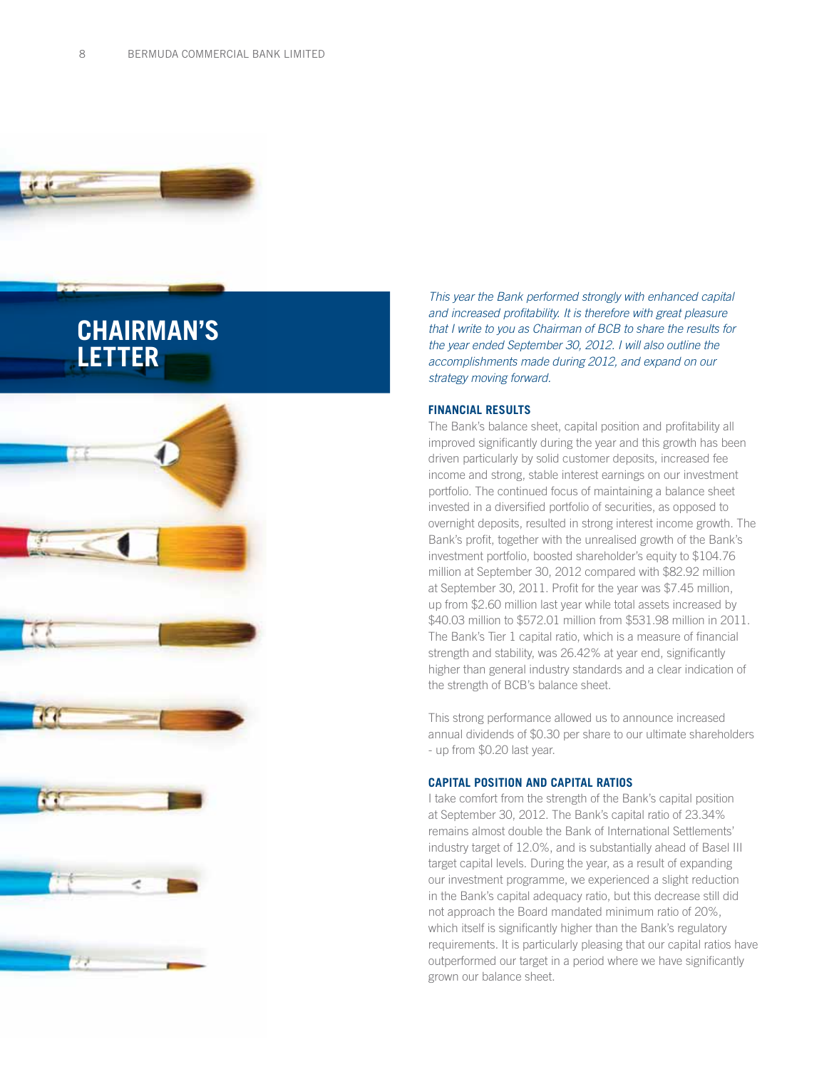# CHAIRMAN'S LETTER

*This year the Bank performed strongly with enhanced capital and increased profitability. It is therefore with great pleasure that I write to you as Chairman of BCB to share the results for the year ended September 30, 2012. I will also outline the accomplishments made during 2012, and expand on our strategy moving forward.*

## FINANCIAL RESULTS

The Bank's balance sheet, capital position and profitability all improved significantly during the year and this growth has been driven particularly by solid customer deposits, increased fee income and strong, stable interest earnings on our investment portfolio. The continued focus of maintaining a balance sheet invested in a diversified portfolio of securities, as opposed to overnight deposits, resulted in strong interest income growth. The Bank's profit, together with the unrealised growth of the Bank's investment portfolio, boosted shareholder's equity to $104.76 million at September 30, 2012 compared with $82.92 million at September 30, 2011. Profit for the year was $7.45 million, up from $2.60 million last year while total assets increased by $40.03 million to $572.01 million from $531.98 million in 2011. The Bank's Tier 1 capital ratio, which is a measure of financial strength and stability, was 26.42% at year end, significantly higher than general industry standards and a clear indication of the strength of BCB's balance sheet.

This strong performance allowed us to announce increased annual dividends of $0.30 per share to our ultimate shareholders - up from $0.20 last year.

## CAPITAL POSITION AND CAPITAL RATIOS

I take comfort from the strength of the Bank's capital position at September 30, 2012. The Bank's capital ratio of 23.34% remains almost double the Bank of International Settlements' industry target of 12.0%, and is substantially ahead of Basel III target capital levels. During the year, as a result of expanding our investment programme, we experienced a slight reduction in the Bank's capital adequacy ratio, but this decrease still did not approach the Board mandated minimum ratio of 20%, which itself is significantly higher than the Bank's regulatory requirements. It is particularly pleasing that our capital ratios have outperformed our target in a period where we have significantly grown our balance sheet.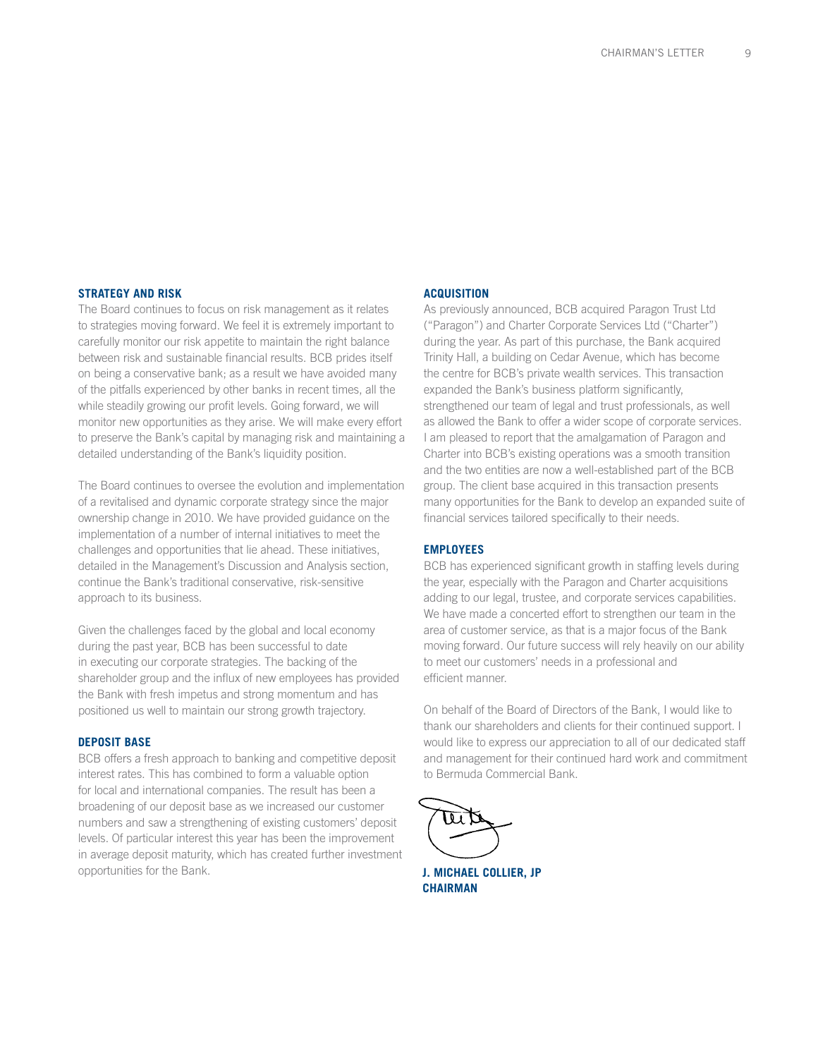### STRATEGY AND RISK

The Board continues to focus on risk management as it relates to strategies moving forward. We feel it is extremely important to carefully monitor our risk appetite to maintain the right balance between risk and sustainable financial results. BCB prides itself on being a conservative bank; as a result we have avoided many of the pitfalls experienced by other banks in recent times, all the while steadily growing our profit levels. Going forward, we will monitor new opportunities as they arise. We will make every effort to preserve the Bank's capital by managing risk and maintaining a detailed understanding of the Bank's liquidity position.

The Board continues to oversee the evolution and implementation of a revitalised and dynamic corporate strategy since the major ownership change in 2010. We have provided guidance on the implementation of a number of internal initiatives to meet the challenges and opportunities that lie ahead. These initiatives, detailed in the Management's Discussion and Analysis section, continue the Bank's traditional conservative, risk-sensitive approach to its business.

Given the challenges faced by the global and local economy during the past year, BCB has been successful to date in executing our corporate strategies. The backing of the shareholder group and the influx of new employees has provided the Bank with fresh impetus and strong momentum and has positioned us well to maintain our strong growth trajectory.

### DEPOSIT BASE

BCB offers a fresh approach to banking and competitive deposit interest rates. This has combined to form a valuable option for local and international companies. The result has been a broadening of our deposit base as we increased our customer numbers and saw a strengthening of existing customers' deposit levels. Of particular interest this year has been the improvement in average deposit maturity, which has created further investment opportunities for the Bank.

### ACQUISITION

As previously announced, BCB acquired Paragon Trust Ltd ("Paragon") and Charter Corporate Services Ltd ("Charter") during the year. As part of this purchase, the Bank acquired Trinity Hall, a building on Cedar Avenue, which has become the centre for BCB's private wealth services. This transaction expanded the Bank's business platform significantly, strengthened our team of legal and trust professionals, as well as allowed the Bank to offer a wider scope of corporate services. I am pleased to report that the amalgamation of Paragon and Charter into BCB's existing operations was a smooth transition and the two entities are now a well-established part of the BCB group. The client base acquired in this transaction presents many opportunities for the Bank to develop an expanded suite of financial services tailored specifically to their needs.

### EMPLOYEES

BCB has experienced significant growth in staffing levels during the year, especially with the Paragon and Charter acquisitions adding to our legal, trustee, and corporate services capabilities. We have made a concerted effort to strengthen our team in the area of customer service, as that is a major focus of the Bank moving forward. Our future success will rely heavily on our ability to meet our customers' needs in a professional and efficient manner.

On behalf of the Board of Directors of the Bank, I would like to thank our shareholders and clients for their continued support. I would like to express our appreciation to all of our dedicated staff and management for their continued hard work and commitment to Bermuda Commercial Bank.

**J. MICHAEL COLLIER, JP**
**CHAIRMAN**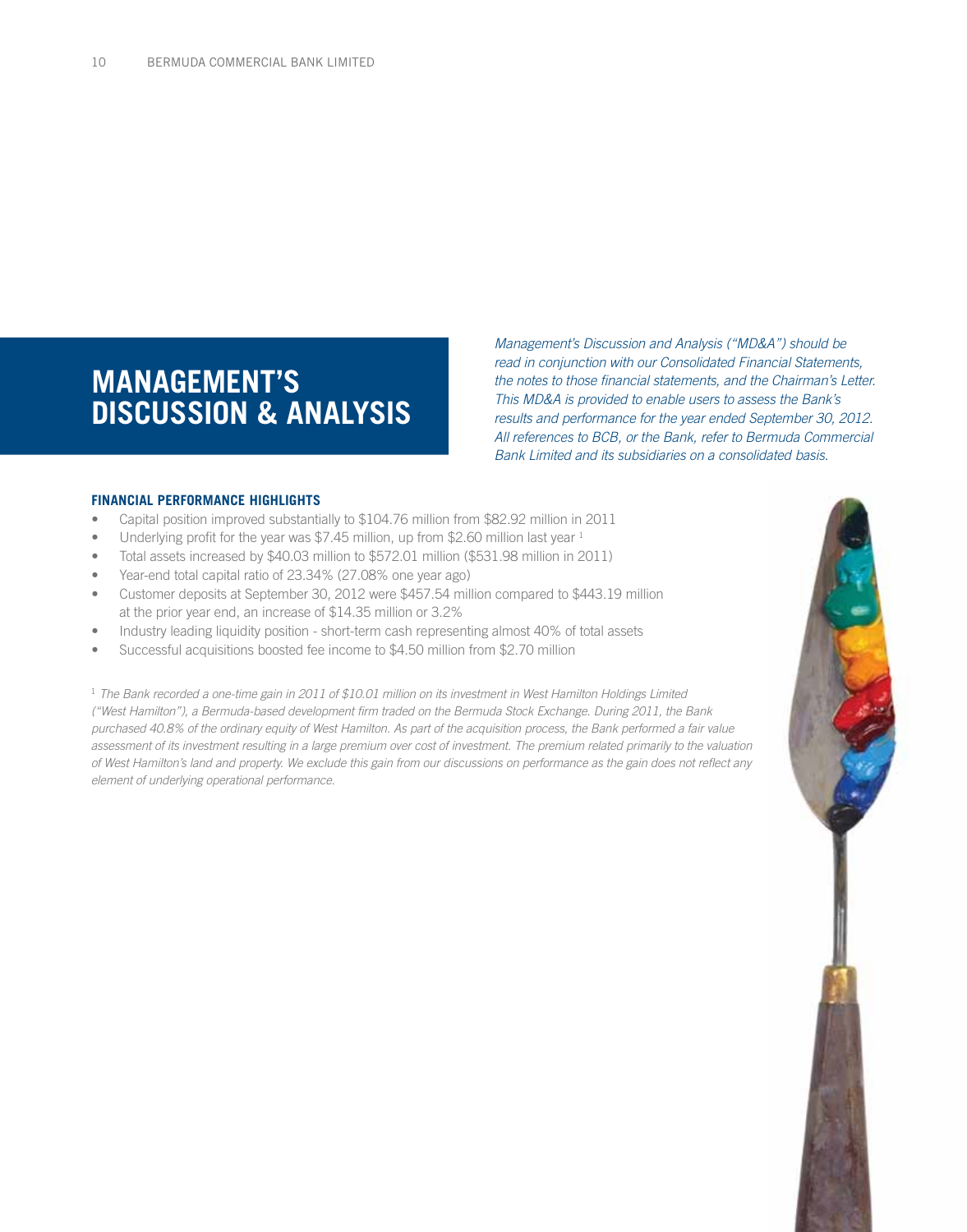# MANAGEMENT'S DISCUSSION & ANALYSIS

*Management's Discussion and Analysis ("MD&A") should be read in conjunction with our Consolidated Financial Statements, the notes to those financial statements, and the Chairman's Letter. This MD&A is provided to enable users to assess the Bank's results and performance for the year ended September 30, 2012. All references to BCB, or the Bank, refer to Bermuda Commercial Bank Limited and its subsidiaries on a consolidated basis.*

## FINANCIAL PERFORMANCE HIGHLIGHTS

- Capital position improved substantially to $104.76 million from $82.92 million in 2011
- Underlying profit for the year was $7.45 million, up from $2.60 million last year [1]
- Total assets increased by $40.03 million to $572.01 million ($531.98 million in 2011)
- Year-end total capital ratio of 23.34% (27.08% one year ago)
- Customer deposits at September 30, 2012 were $457.54 million compared to $443.19 million at the prior year end, an increase of $14.35 million or 3.2%
- Industry leading liquidity position - short-term cash representing almost 40% of total assets
- Successful acquisitions boosted fee income to $4.50 million from $2.70 million

[1] *The Bank recorded a one-time gain in 2011 of $10.01 million on its investment in West Hamilton Holdings Limited ("West Hamilton"), a Bermuda-based development firm traded on the Bermuda Stock Exchange. During 2011, the Bank purchased 40.8% of the ordinary equity of West Hamilton. As part of the acquisition process, the Bank performed a fair value assessment of its investment resulting in a large premium over cost of investment. The premium related primarily to the valuation of West Hamilton's land and property. We exclude this gain from our discussions on performance as the gain does not reflect any element of underlying operational performance.*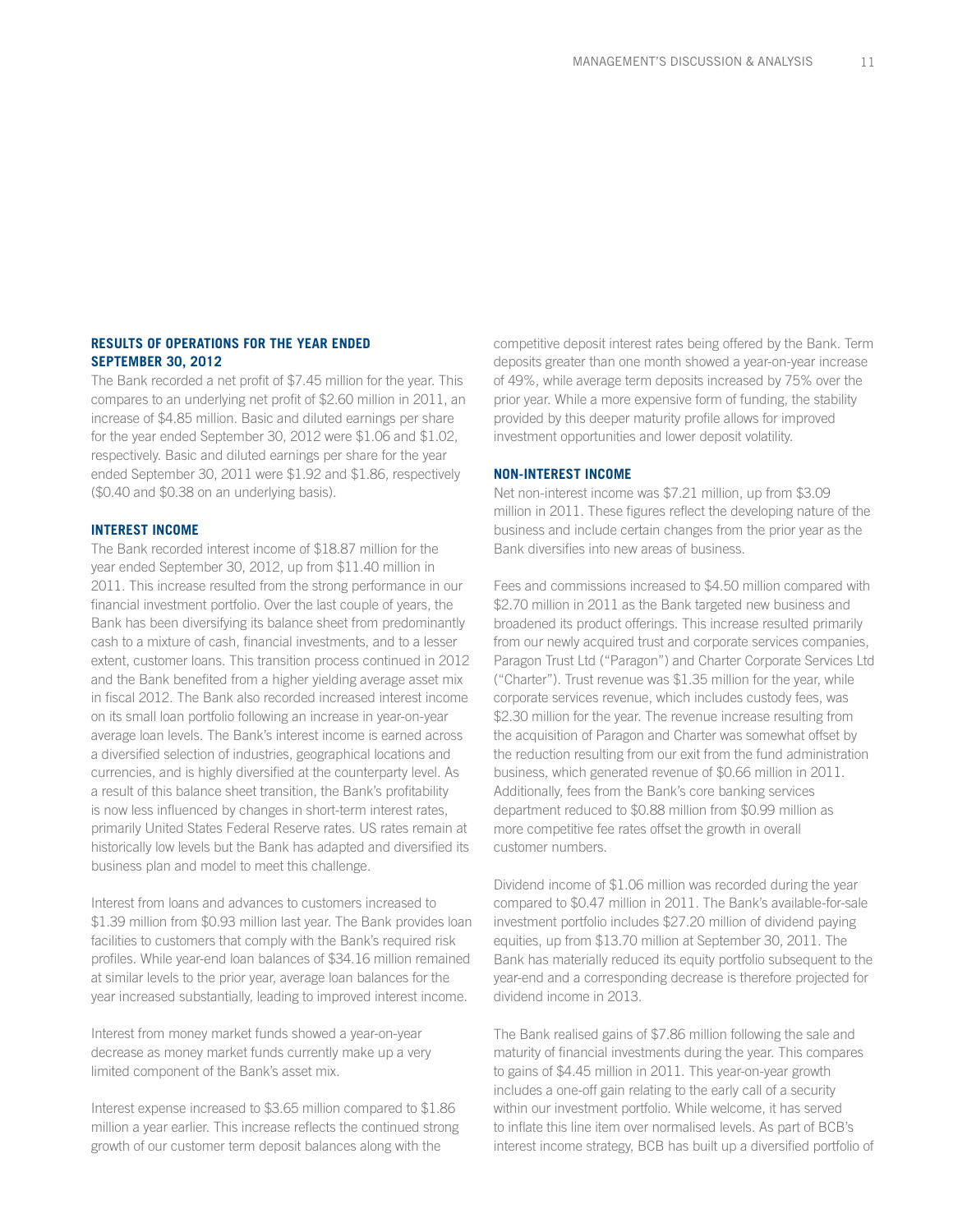## RESULTS OF OPERATIONS FOR THE YEAR ENDED SEPTEMBER 30, 2012

The Bank recorded a net profit of $7.45 million for the year. This compares to an underlying net profit of $2.60 million in 2011, an increase of $4.85 million. Basic and diluted earnings per share for the year ended September 30, 2012 were $1.06 and $1.02, respectively. Basic and diluted earnings per share for the year ended September 30, 2011 were $1.92 and $1.86, respectively ($0.40 and $0.38 on an underlying basis).

### INTEREST INCOME

The Bank recorded interest income of $18.87 million for the year ended September 30, 2012, up from $11.40 million in 2011. This increase resulted from the strong performance in our financial investment portfolio. Over the last couple of years, the Bank has been diversifying its balance sheet from predominantly cash to a mixture of cash, financial investments, and to a lesser extent, customer loans. This transition process continued in 2012 and the Bank benefited from a higher yielding average asset mix in fiscal 2012. The Bank also recorded increased interest income on its small loan portfolio following an increase in year-on-year average loan levels. The Bank's interest income is earned across a diversified selection of industries, geographical locations and currencies, and is highly diversified at the counterparty level. As a result of this balance sheet transition, the Bank's profitability is now less influenced by changes in short-term interest rates, primarily United States Federal Reserve rates. US rates remain at historically low levels but the Bank has adapted and diversified its business plan and model to meet this challenge.

Interest from loans and advances to customers increased to $1.39 million from $0.93 million last year. The Bank provides loan facilities to customers that comply with the Bank's required risk profiles. While year-end loan balances of $34.16 million remained at similar levels to the prior year, average loan balances for the year increased substantially, leading to improved interest income.

Interest from money market funds showed a year-on-year decrease as money market funds currently make up a very limited component of the Bank's asset mix.

Interest expense increased to $3.65 million compared to $1.86 million a year earlier. This increase reflects the continued strong growth of our customer term deposit balances along with the competitive deposit interest rates being offered by the Bank. Term deposits greater than one month showed a year-on-year increase of 49%, while average term deposits increased by 75% over the prior year. While a more expensive form of funding, the stability provided by this deeper maturity profile allows for improved investment opportunities and lower deposit volatility.

### NON-INTEREST INCOME

Net non-interest income was $7.21 million, up from $3.09 million in 2011. These figures reflect the developing nature of the business and include certain changes from the prior year as the Bank diversifies into new areas of business.

Fees and commissions increased to $4.50 million compared with $2.70 million in 2011 as the Bank targeted new business and broadened its product offerings. This increase resulted primarily from our newly acquired trust and corporate services companies, Paragon Trust Ltd ("Paragon") and Charter Corporate Services Ltd ("Charter"). Trust revenue was $1.35 million for the year, while corporate services revenue, which includes custody fees, was $2.30 million for the year. The revenue increase resulting from the acquisition of Paragon and Charter was somewhat offset by the reduction resulting from our exit from the fund administration business, which generated revenue of $0.66 million in 2011. Additionally, fees from the Bank's core banking services department reduced to $0.88 million from $0.99 million as more competitive fee rates offset the growth in overall customer numbers.

Dividend income of $1.06 million was recorded during the year compared to $0.47 million in 2011. The Bank's available-for-sale investment portfolio includes $27.20 million of dividend paying equities, up from $13.70 million at September 30, 2011. The Bank has materially reduced its equity portfolio subsequent to the year-end and a corresponding decrease is therefore projected for dividend income in 2013.

The Bank realised gains of $7.86 million following the sale and maturity of financial investments during the year. This compares to gains of $4.45 million in 2011. This year-on-year growth includes a one-off gain relating to the early call of a security within our investment portfolio. While welcome, it has served to inflate this line item over normalised levels. As part of BCB's interest income strategy, BCB has built up a diversified portfolio of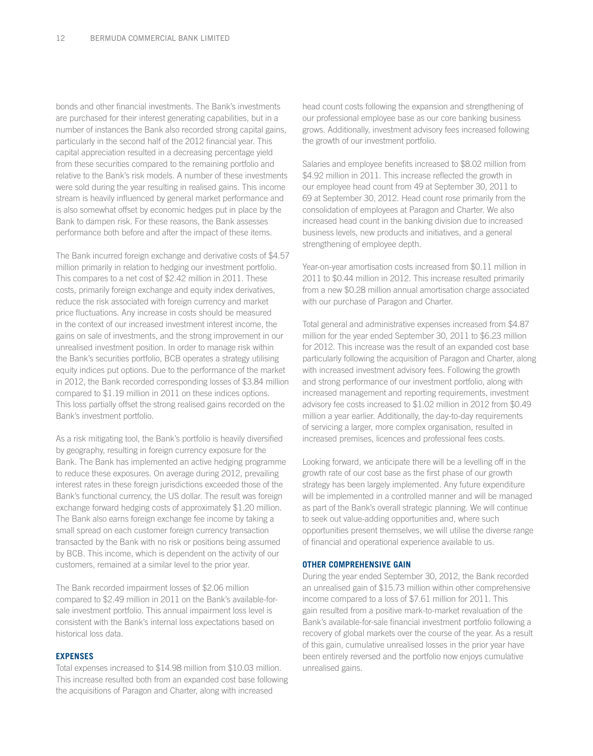bonds and other financial investments. The Bank's investments are purchased for their interest generating capabilities, but in a number of instances the Bank also recorded strong capital gains, particularly in the second half of the 2012 financial year. This capital appreciation resulted in a decreasing percentage yield from these securities compared to the remaining portfolio and relative to the Bank's risk models. A number of these investments were sold during the year resulting in realised gains. This income stream is heavily influenced by general market performance and is also somewhat offset by economic hedges put in place by the Bank to dampen risk. For these reasons, the Bank assesses performance both before and after the impact of these items.

The Bank incurred foreign exchange and derivative costs of $4.57 million primarily in relation to hedging our investment portfolio. This compares to a net cost of $2.42 million in 2011. These costs, primarily foreign exchange and equity index derivatives, reduce the risk associated with foreign currency and market price fluctuations. Any increase in costs should be measured in the context of our increased investment interest income, the gains on sale of investments, and the strong improvement in our unrealised investment position. In order to manage risk within the Bank's securities portfolio, BCB operates a strategy utilising equity indices put options. Due to the performance of the market in 2012, the Bank recorded corresponding losses of $3.84 million compared to $1.19 million in 2011 on these indices options. This loss partially offset the strong realised gains recorded on the Bank's investment portfolio.

As a risk mitigating tool, the Bank's portfolio is heavily diversified by geography, resulting in foreign currency exposure for the Bank. The Bank has implemented an active hedging programme to reduce these exposures. On average during 2012, prevailing interest rates in these foreign jurisdictions exceeded those of the Bank's functional currency, the US dollar. The result was foreign exchange forward hedging costs of approximately $1.20 million. The Bank also earns foreign exchange fee income by taking a small spread on each customer foreign currency transaction transacted by the Bank with no risk or positions being assumed by BCB. This income, which is dependent on the activity of our customers, remained at a similar level to the prior year.

The Bank recorded impairment losses of $2.06 million compared to $2.49 million in 2011 on the Bank's available-for-sale investment portfolio. This annual impairment loss level is consistent with the Bank's internal loss expectations based on historical loss data.

### EXPENSES

Total expenses increased to $14.98 million from $10.03 million. This increase resulted both from an expanded cost base following the acquisitions of Paragon and Charter, along with increased head count costs following the expansion and strengthening of our professional employee base as our core banking business grows. Additionally, investment advisory fees increased following the growth of our investment portfolio.

Salaries and employee benefits increased to $8.02 million from $4.92 million in 2011. This increase reflected the growth in our employee head count from 49 at September 30, 2011 to 69 at September 30, 2012. Head count rose primarily from the consolidation of employees at Paragon and Charter. We also increased head count in the banking division due to increased business levels, new products and initiatives, and a general strengthening of employee depth.

Year-on-year amortisation costs increased from $0.11 million in 2011 to $0.44 million in 2012. This increase resulted primarily from a new $0.28 million annual amortisation charge associated with our purchase of Paragon and Charter.

Total general and administrative expenses increased from $4.87 million for the year ended September 30, 2011 to $6.23 million for 2012. This increase was the result of an expanded cost base particularly following the acquisition of Paragon and Charter, along with increased investment advisory fees. Following the growth and strong performance of our investment portfolio, along with increased management and reporting requirements, investment advisory fee costs increased to $1.02 million in 2012 from $0.49 million a year earlier. Additionally, the day-to-day requirements of servicing a larger, more complex organisation, resulted in increased premises, licences and professional fees costs.

Looking forward, we anticipate there will be a levelling off in the growth rate of our cost base as the first phase of our growth strategy has been largely implemented. Any future expenditure will be implemented in a controlled manner and will be managed as part of the Bank's overall strategic planning. We will continue to seek out value-adding opportunities and, where such opportunities present themselves, we will utilise the diverse range of financial and operational experience available to us.

### OTHER COMPREHENSIVE GAIN

During the year ended September 30, 2012, the Bank recorded an unrealised gain of $15.73 million within other comprehensive income compared to a loss of $7.61 million for 2011. This gain resulted from a positive mark-to-market revaluation of the Bank's available-for-sale financial investment portfolio following a recovery of global markets over the course of the year. As a result of this gain, cumulative unrealised losses in the prior year have been entirely reversed and the portfolio now enjoys cumulative unrealised gains.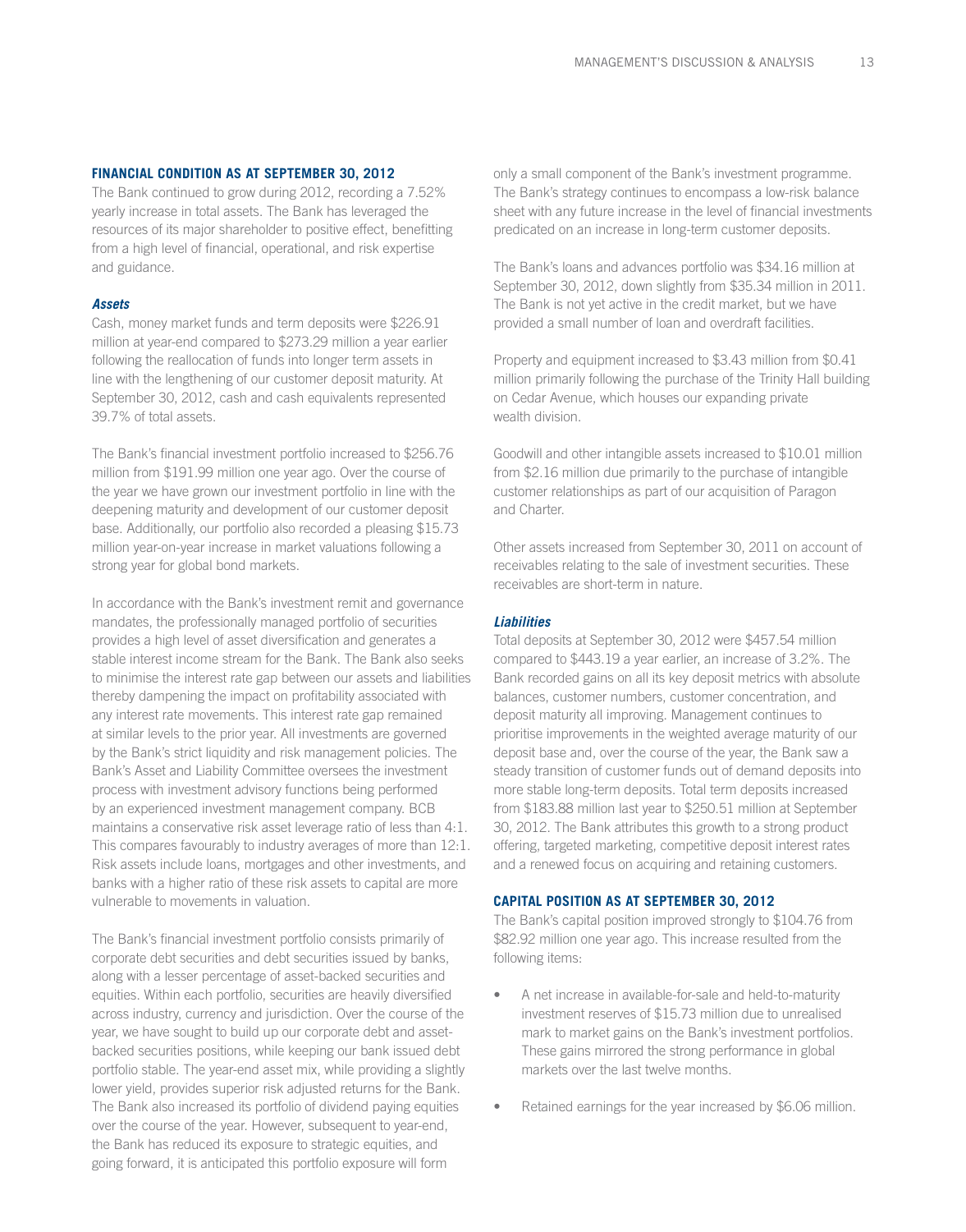## FINANCIAL CONDITION AS AT SEPTEMBER 30, 2012

The Bank continued to grow during 2012, recording a 7.52% yearly increase in total assets. The Bank has leveraged the resources of its major shareholder to positive effect, benefitting from a high level of financial, operational, and risk expertise and guidance.

### *Assets*

Cash, money market funds and term deposits were $226.91 million at year-end compared to $273.29 million a year earlier following the reallocation of funds into longer term assets in line with the lengthening of our customer deposit maturity. At September 30, 2012, cash and cash equivalents represented 39.7% of total assets.

The Bank's financial investment portfolio increased to $256.76 million from $191.99 million one year ago. Over the course of the year we have grown our investment portfolio in line with the deepening maturity and development of our customer deposit base. Additionally, our portfolio also recorded a pleasing $15.73 million year-on-year increase in market valuations following a strong year for global bond markets.

In accordance with the Bank's investment remit and governance mandates, the professionally managed portfolio of securities provides a high level of asset diversification and generates a stable interest income stream for the Bank. The Bank also seeks to minimise the interest rate gap between our assets and liabilities thereby dampening the impact on profitability associated with any interest rate movements. This interest rate gap remained at similar levels to the prior year. All investments are governed by the Bank's strict liquidity and risk management policies. The Bank's Asset and Liability Committee oversees the investment process with investment advisory functions being performed by an experienced investment management company. BCB maintains a conservative risk asset leverage ratio of less than 4:1. This compares favourably to industry averages of more than 12:1. Risk assets include loans, mortgages and other investments, and banks with a higher ratio of these risk assets to capital are more vulnerable to movements in valuation.

The Bank's financial investment portfolio consists primarily of corporate debt securities and debt securities issued by banks, along with a lesser percentage of asset-backed securities and equities. Within each portfolio, securities are heavily diversified across industry, currency and jurisdiction. Over the course of the year, we have sought to build up our corporate debt and asset-backed securities positions, while keeping our bank issued debt portfolio stable. The year-end asset mix, while providing a slightly lower yield, provides superior risk adjusted returns for the Bank. The Bank also increased its portfolio of dividend paying equities over the course of the year. However, subsequent to year-end, the Bank has reduced its exposure to strategic equities, and going forward, it is anticipated this portfolio exposure will form only a small component of the Bank's investment programme. The Bank's strategy continues to encompass a low-risk balance sheet with any future increase in the level of financial investments predicated on an increase in long-term customer deposits.

The Bank's loans and advances portfolio was $34.16 million at September 30, 2012, down slightly from $35.34 million in 2011. The Bank is not yet active in the credit market, but we have provided a small number of loan and overdraft facilities.

Property and equipment increased to $3.43 million from $0.41 million primarily following the purchase of the Trinity Hall building on Cedar Avenue, which houses our expanding private wealth division.

Goodwill and other intangible assets increased to $10.01 million from $2.16 million due primarily to the purchase of intangible customer relationships as part of our acquisition of Paragon and Charter.

Other assets increased from September 30, 2011 on account of receivables relating to the sale of investment securities. These receivables are short-term in nature.

### *Liabilities*

Total deposits at September 30, 2012 were $457.54 million compared to $443.19 a year earlier, an increase of 3.2%. The Bank recorded gains on all its key deposit metrics with absolute balances, customer numbers, customer concentration, and deposit maturity all improving. Management continues to prioritise improvements in the weighted average maturity of our deposit base and, over the course of the year, the Bank saw a steady transition of customer funds out of demand deposits into more stable long-term deposits. Total term deposits increased from $183.88 million last year to $250.51 million at September 30, 2012. The Bank attributes this growth to a strong product offering, targeted marketing, competitive deposit interest rates and a renewed focus on acquiring and retaining customers.

## CAPITAL POSITION AS AT SEPTEMBER 30, 2012

The Bank's capital position improved strongly to $104.76 from $82.92 million one year ago. This increase resulted from the following items:

- A net increase in available-for-sale and held-to-maturity investment reserves of $15.73 million due to unrealised mark to market gains on the Bank's investment portfolios. These gains mirrored the strong performance in global markets over the last twelve months.
- Retained earnings for the year increased by $6.06 million.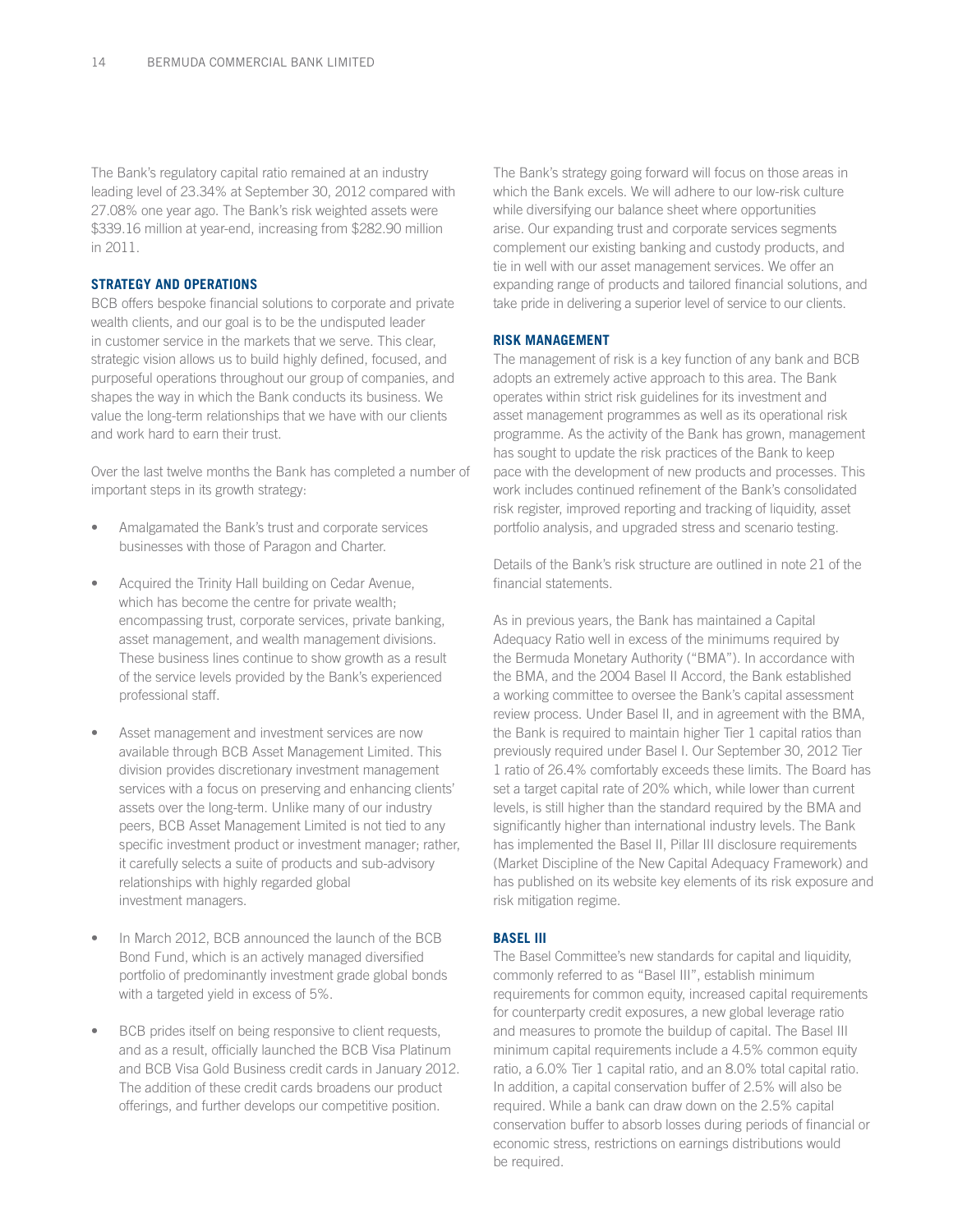The Bank's regulatory capital ratio remained at an industry leading level of 23.34% at September 30, 2012 compared with 27.08% one year ago. The Bank's risk weighted assets were $339.16 million at year-end, increasing from $282.90 million in 2011.

## STRATEGY AND OPERATIONS

BCB offers bespoke financial solutions to corporate and private wealth clients, and our goal is to be the undisputed leader in customer service in the markets that we serve. This clear, strategic vision allows us to build highly defined, focused, and purposeful operations throughout our group of companies, and shapes the way in which the Bank conducts its business. We value the long-term relationships that we have with our clients and work hard to earn their trust.

Over the last twelve months the Bank has completed a number of important steps in its growth strategy:

- Amalgamated the Bank's trust and corporate services businesses with those of Paragon and Charter.
- Acquired the Trinity Hall building on Cedar Avenue, which has become the centre for private wealth; encompassing trust, corporate services, private banking, asset management, and wealth management divisions. These business lines continue to show growth as a result of the service levels provided by the Bank's experienced professional staff.
- Asset management and investment services are now available through BCB Asset Management Limited. This division provides discretionary investment management services with a focus on preserving and enhancing clients' assets over the long-term. Unlike many of our industry peers, BCB Asset Management Limited is not tied to any specific investment product or investment manager; rather, it carefully selects a suite of products and sub-advisory relationships with highly regarded global investment managers.
- In March 2012, BCB announced the launch of the BCB Bond Fund, which is an actively managed diversified portfolio of predominantly investment grade global bonds with a targeted yield in excess of 5%.
- BCB prides itself on being responsive to client requests, and as a result, officially launched the BCB Visa Platinum and BCB Visa Gold Business credit cards in January 2012. The addition of these credit cards broadens our product offerings, and further develops our competitive position.

The Bank's strategy going forward will focus on those areas in which the Bank excels. We will adhere to our low-risk culture while diversifying our balance sheet where opportunities arise. Our expanding trust and corporate services segments complement our existing banking and custody products, and tie in well with our asset management services. We offer an expanding range of products and tailored financial solutions, and take pride in delivering a superior level of service to our clients.

## RISK MANAGEMENT

The management of risk is a key function of any bank and BCB adopts an extremely active approach to this area. The Bank operates within strict risk guidelines for its investment and asset management programmes as well as its operational risk programme. As the activity of the Bank has grown, management has sought to update the risk practices of the Bank to keep pace with the development of new products and processes. This work includes continued refinement of the Bank's consolidated risk register, improved reporting and tracking of liquidity, asset portfolio analysis, and upgraded stress and scenario testing.

Details of the Bank's risk structure are outlined in note 21 of the financial statements.

As in previous years, the Bank has maintained a Capital Adequacy Ratio well in excess of the minimums required by the Bermuda Monetary Authority ("BMA"). In accordance with the BMA, and the 2004 Basel II Accord, the Bank established a working committee to oversee the Bank's capital assessment review process. Under Basel II, and in agreement with the BMA, the Bank is required to maintain higher Tier 1 capital ratios than previously required under Basel I. Our September 30, 2012 Tier 1 ratio of 26.4% comfortably exceeds these limits. The Board has set a target capital rate of 20% which, while lower than current levels, is still higher than the standard required by the BMA and significantly higher than international industry levels. The Bank has implemented the Basel II, Pillar III disclosure requirements (Market Discipline of the New Capital Adequacy Framework) and has published on its website key elements of its risk exposure and risk mitigation regime.

## BASEL III

The Basel Committee's new standards for capital and liquidity, commonly referred to as "Basel III", establish minimum requirements for common equity, increased capital requirements for counterparty credit exposures, a new global leverage ratio and measures to promote the buildup of capital. The Basel III minimum capital requirements include a 4.5% common equity ratio, a 6.0% Tier 1 capital ratio, and an 8.0% total capital ratio. In addition, a capital conservation buffer of 2.5% will also be required. While a bank can draw down on the 2.5% capital conservation buffer to absorb losses during periods of financial or economic stress, restrictions on earnings distributions would be required.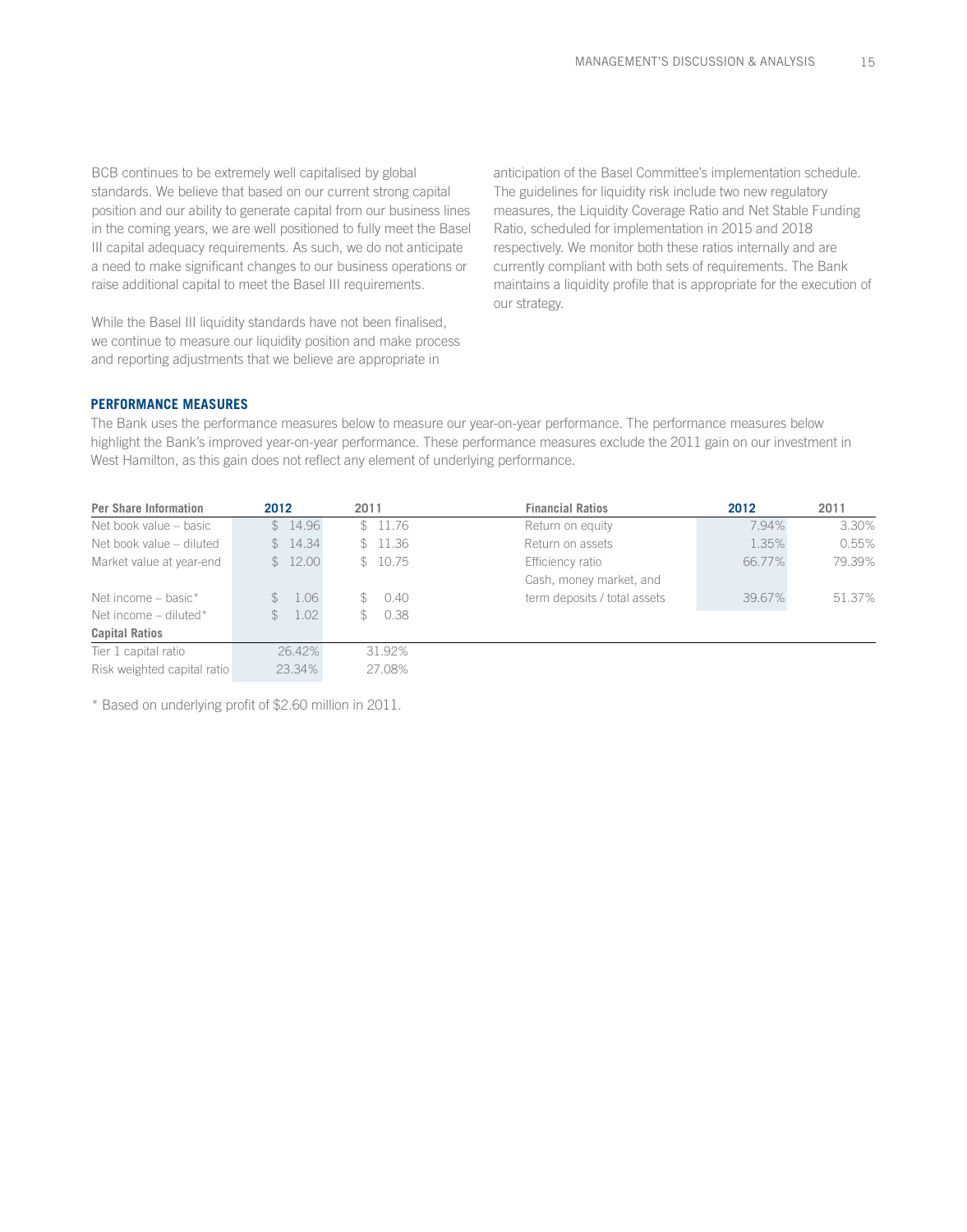BCB continues to be extremely well capitalised by global standards. We believe that based on our current strong capital position and our ability to generate capital from our business lines in the coming years, we are well positioned to fully meet the Basel III capital adequacy requirements. As such, we do not anticipate a need to make significant changes to our business operations or raise additional capital to meet the Basel III requirements.

While the Basel III liquidity standards have not been finalised, we continue to measure our liquidity position and make process and reporting adjustments that we believe are appropriate in anticipation of the Basel Committee's implementation schedule. The guidelines for liquidity risk include two new regulatory measures, the Liquidity Coverage Ratio and Net Stable Funding Ratio, scheduled for implementation in 2015 and 2018 respectively. We monitor both these ratios internally and are currently compliant with both sets of requirements. The Bank maintains a liquidity profile that is appropriate for the execution of our strategy.

## PERFORMANCE MEASURES

The Bank uses the performance measures below to measure our year-on-year performance. The performance measures below highlight the Bank's improved year-on-year performance. These performance measures exclude the 2011 gain on our investment in West Hamilton, as this gain does not reflect any element of underlying performance.

| Per Share Information | 2012 | 2011 |
|---|---|---|
| Net book value – basic | $ 14.96 | $ 11.76 |
| Net book value – diluted | $ 14.34 | $ 11.36 |
| Market value at year-end | $ 12.00 | $ 10.75 |
| Net income – basic* | $ 1.06 | $ 0.40 |
| Net income – diluted* | $ 1.02 | $ 0.38 |
| **Capital Ratios** | | |
| Tier 1 capital ratio | 26.42% | 31.92% |
| Risk weighted capital ratio | 23.34% | 27.08% |

| Financial Ratios | 2012 | 2011 |
|---|---|---|
| Return on equity | 7.94% | 3.30% |
| Return on assets | 1.35% | 0.55% |
| Efficiency ratio | 66.77% | 79.39% |
| Cash, money market, and term deposits / total assets | 39.67% | 51.37% |

* Based on underlying profit of $2.60 million in 2011.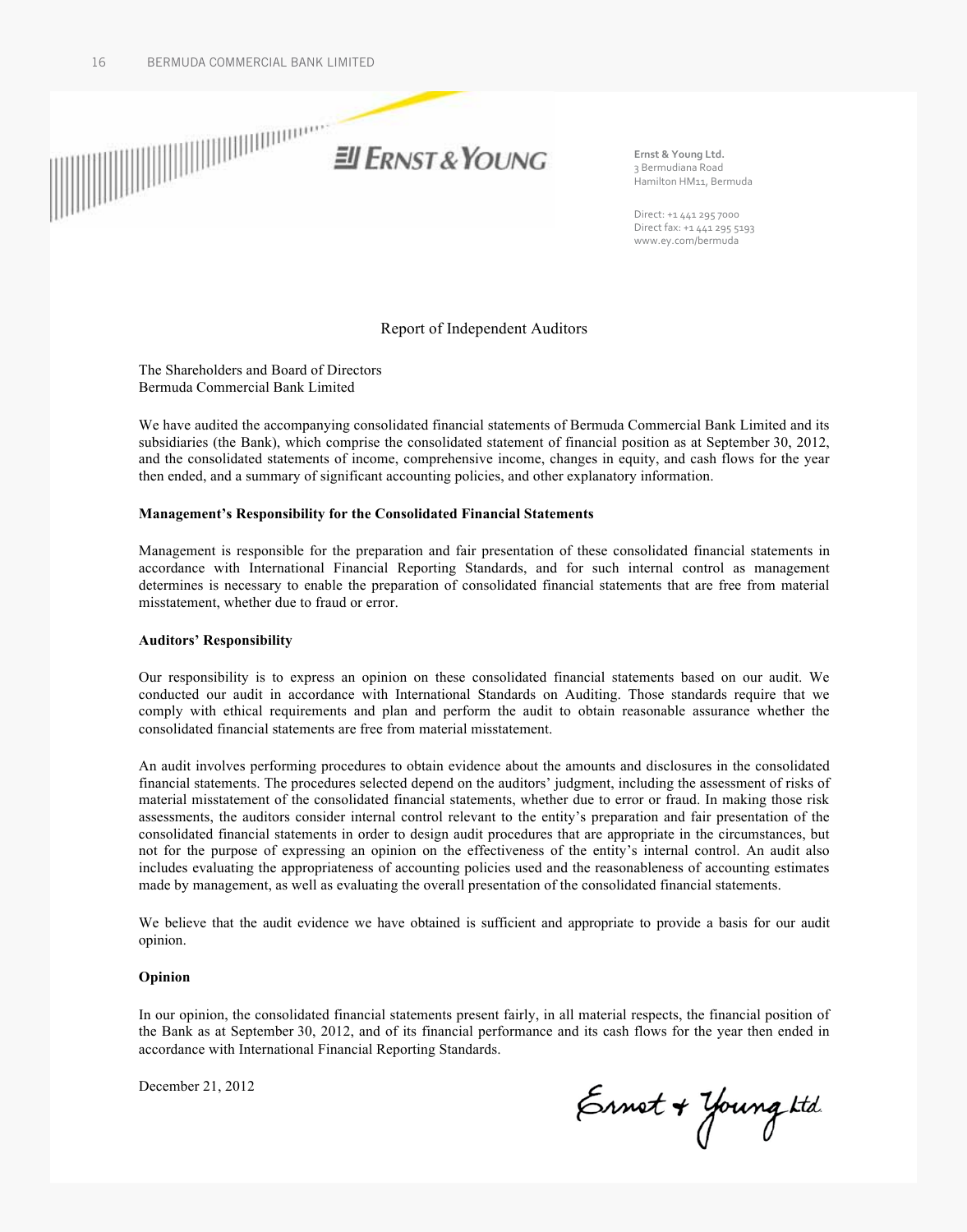Ernst & Young Ltd.
3 Bermudiana Road
Hamilton HM11, Bermuda

Direct: +1 441 295 7000
Direct fax: +1 441 295 5193
www.ey.com/bermuda

# Report of Independent Auditors

The Shareholders and Board of Directors
Bermuda Commercial Bank Limited

We have audited the accompanying consolidated financial statements of Bermuda Commercial Bank Limited and its subsidiaries (the Bank), which comprise the consolidated statement of financial position as at September 30, 2012, and the consolidated statements of income, comprehensive income, changes in equity, and cash flows for the year then ended, and a summary of significant accounting policies, and other explanatory information.

**Management's Responsibility for the Consolidated Financial Statements**

Management is responsible for the preparation and fair presentation of these consolidated financial statements in accordance with International Financial Reporting Standards, and for such internal control as management determines is necessary to enable the preparation of consolidated financial statements that are free from material misstatement, whether due to fraud or error.

**Auditors' Responsibility**

Our responsibility is to express an opinion on these consolidated financial statements based on our audit. We conducted our audit in accordance with International Standards on Auditing. Those standards require that we comply with ethical requirements and plan and perform the audit to obtain reasonable assurance whether the consolidated financial statements are free from material misstatement.

An audit involves performing procedures to obtain evidence about the amounts and disclosures in the consolidated financial statements. The procedures selected depend on the auditors' judgment, including the assessment of risks of material misstatement of the consolidated financial statements, whether due to error or fraud. In making those risk assessments, the auditors consider internal control relevant to the entity's preparation and fair presentation of the consolidated financial statements in order to design audit procedures that are appropriate in the circumstances, but not for the purpose of expressing an opinion on the effectiveness of the entity's internal control. An audit also includes evaluating the appropriateness of accounting policies used and the reasonableness of accounting estimates made by management, as well as evaluating the overall presentation of the consolidated financial statements.

We believe that the audit evidence we have obtained is sufficient and appropriate to provide a basis for our audit opinion.

**Opinion**

In our opinion, the consolidated financial statements present fairly, in all material respects, the financial position of the Bank as at September 30, 2012, and of its financial performance and its cash flows for the year then ended in accordance with International Financial Reporting Standards.

December 21, 2012

Ernst & Young Ltd.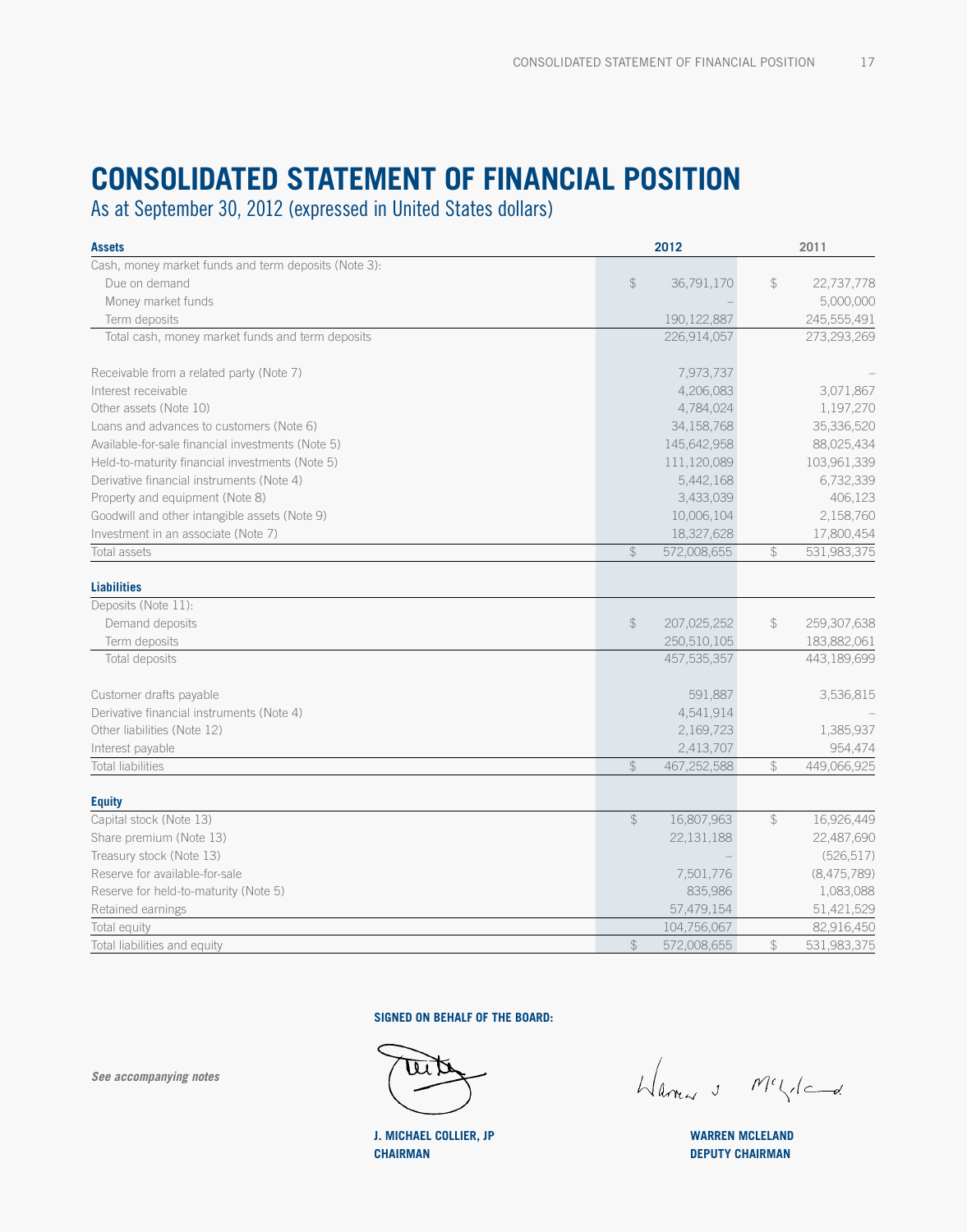# CONSOLIDATED STATEMENT OF FINANCIAL POSITION

As at September 30, 2012 (expressed in United States dollars)

| **Assets** | **2012** | **2011** |
|---|---|---|
| Cash, money market funds and term deposits (Note 3): | | |
| Due on demand | $ 36,791,170 | $ 22,737,778 |
| Money market funds | – | 5,000,000 |
| Term deposits | 190,122,887 | 245,555,491 |
| Total cash, money market funds and term deposits | 226,914,057 | 273,293,269 |
| | | |
| Receivable from a related party (Note 7) | 7,973,737 | – |
| Interest receivable | 4,206,083 | 3,071,867 |
| Other assets (Note 10) | 4,784,024 | 1,197,270 |
| Loans and advances to customers (Note 6) | 34,158,768 | 35,336,520 |
| Available-for-sale financial investments (Note 5) | 145,642,958 | 88,025,434 |
| Held-to-maturity financial investments (Note 5) | 111,120,089 | 103,961,339 |
| Derivative financial instruments (Note 4) | 5,442,168 | 6,732,339 |
| Property and equipment (Note 8) | 3,433,039 | 406,123 |
| Goodwill and other intangible assets (Note 9) | 10,006,104 | 2,158,760 |
| Investment in an associate (Note 7) | 18,327,628 | 17,800,454 |
| Total assets | $ 572,008,655 | $ 531,983,375 |
| | | |
| **Liabilities** | | |
| Deposits (Note 11): | | |
| Demand deposits | $ 207,025,252 | $ 259,307,638 |
| Term deposits | 250,510,105 | 183,882,061 |
| Total deposits | 457,535,357 | 443,189,699 |
| | | |
| Customer drafts payable | 591,887 | 3,536,815 |
| Derivative financial instruments (Note 4) | 4,541,914 | – |
| Other liabilities (Note 12) | 2,169,723 | 1,385,937 |
| Interest payable | 2,413,707 | 954,474 |
| Total liabilities | $ 467,252,588 | $ 449,066,925 |
| | | |
| **Equity** | | |
| Capital stock (Note 13) | $ 16,807,963 | $ 16,926,449 |
| Share premium (Note 13) | 22,131,188 | 22,487,690 |
| Treasury stock (Note 13) | – | (526,517) |
| Reserve for available-for-sale | 7,501,776 | (8,475,789) |
| Reserve for held-to-maturity (Note 5) | 835,986 | 1,083,088 |
| Retained earnings | 57,479,154 | 51,421,529 |
| Total equity | 104,756,067 | 82,916,450 |
| Total liabilities and equity | $ 572,008,655 | $ 531,983,375 |

**SIGNED ON BEHALF OF THE BOARD:**

***See accompanying notes***

**J. MICHAEL COLLIER, JP**
**CHAIRMAN**

**WARREN MCLELAND**
**DEPUTY CHAIRMAN**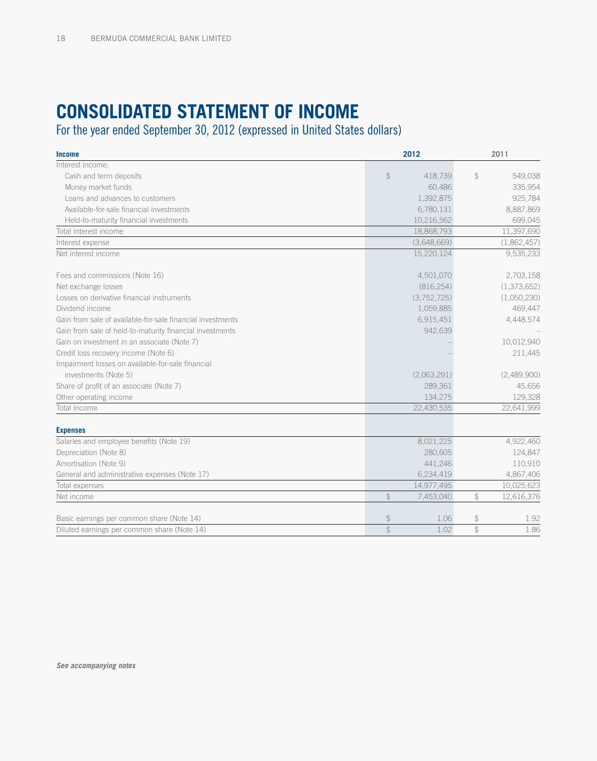# CONSOLIDATED STATEMENT OF INCOME

## For the year ended September 30, 2012 (expressed in United States dollars)

| **Income** | **2012** | 2011 |
|---|---|---|
| Interest income: | | |
| Cash and term deposits | $ 418,739 | $ 549,038 |
| Money market funds | 60,486 | 335,954 |
| Loans and advances to customers | 1,392,875 | 925,784 |
| Available-for-sale financial investments | 6,780,131 | 8,887,869 |
| Held-to-maturity financial investments | 10,216,562 | 699,045 |
| Total interest income | 18,868,793 | 11,397,690 |
| Interest expense | (3,648,669) | (1,862,457) |
| Net interest income | 15,220,124 | 9,535,233 |
| | | |
| Fees and commissions (Note 16) | 4,501,070 | 2,703,158 |
| Net exchange losses | (816,254) | (1,373,652) |
| Losses on derivative financial instruments | (3,752,725) | (1,050,230) |
| Dividend income | 1,059,885 | 469,447 |
| Gain from sale of available-for-sale financial investments | 6,915,451 | 4,448,574 |
| Gain from sale of held-to-maturity financial investments | 942,639 | – |
| Gain on investment in an associate (Note 7) | – | 10,012,940 |
| Credit loss recovery income (Note 6) | – | 211,445 |
| Impairment losses on available-for-sale financial investments (Note 5) | (2,063,291) | (2,489,900) |
| Share of profit of an associate (Note 7) | 289,361 | 45,656 |
| Other operating income | 134,275 | 129,328 |
| Total income | 22,430,535 | 22,641,999 |
| | | |
| **Expenses** | | |
| Salaries and employee benefits (Note 19) | 8,021,225 | 4,922,460 |
| Depreciation (Note 8) | 280,605 | 124,847 |
| Amortisation (Note 9) | 441,246 | 110,910 |
| General and administrative expenses (Note 17) | 6,234,419 | 4,867,406 |
| Total expenses | 14,977,495 | 10,025,623 |
| Net income | $ 7,453,040 | $ 12,616,376 |
| | | |
| Basic earnings per common share (Note 14) | $ 1.06 | $ 1.92 |
| Diluted earnings per common share (Note 14) | $ 1.02 | $ 1.86 |

***See accompanying notes***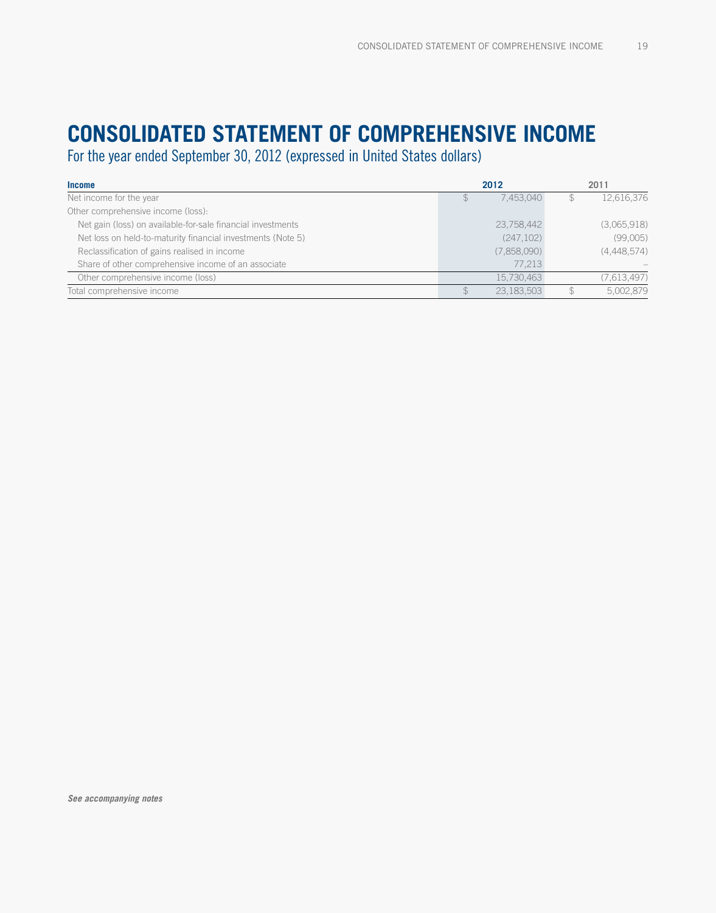# CONSOLIDATED STATEMENT OF COMPREHENSIVE INCOME

For the year ended September 30, 2012 (expressed in United States dollars)

| Income | 2012 | 2011 |
|---|---|---|
| Net income for the year | $ 7,453,040 | $ 12,616,376 |
| Other comprehensive income (loss): | | |
| Net gain (loss) on available-for-sale financial investments | 23,758,442 | (3,065,918) |
| Net loss on held-to-maturity financial investments (Note 5) | (247,102) | (99,005) |
| Reclassification of gains realised in income | (7,858,090) | (4,448,574) |
| Share of other comprehensive income of an associate | 77,213 | – |
| Other comprehensive income (loss) | 15,730,463 | (7,613,497) |
| Total comprehensive income | $ 23,183,503 | $ 5,002,879 |

***See accompanying notes***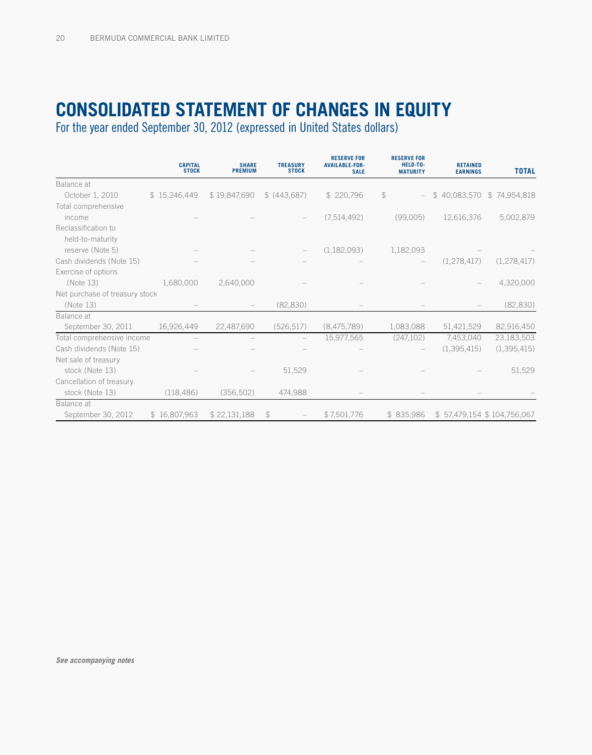# CONSOLIDATED STATEMENT OF CHANGES IN EQUITY

For the year ended September 30, 2012 (expressed in United States dollars)

| | CAPITAL STOCK | SHARE PREMIUM | TREASURY STOCK | RESERVE FOR AVAILABLE-FOR-SALE | RESERVE FOR HELD-TO-MATURITY | RETAINED EARNINGS | TOTAL |
|---|---|---|---|---|---|---|---|
| Balance at October 1, 2010 | $ 15,246,449 | $ 19,847,690 | $ (443,687) | $ 220,796 | $ – | $ 40,083,570 | $ 74,954,818 |
| Total comprehensive income | – | – | – | (7,514,492) | (99,005) | 12,616,376 | 5,002,879 |
| Reclassification to held-to-maturity reserve (Note 5) | – | – | – | (1,182,093) | 1,182,093 | – | – |
| Cash dividends (Note 15) | – | – | – | – | – | (1,278,417) | (1,278,417) |
| Exercise of options (Note 13) | 1,680,000 | 2,640,000 | – | – | – | – | 4,320,000 |
| Net purchase of treasury stock (Note 13) | – | – | (82,830) | – | – | – | (82,830) |
| Balance at September 30, 2011 | 16,926,449 | 22,487,690 | (526,517) | (8,475,789) | 1,083,088 | 51,421,529 | 82,916,450 |
| Total comprehensive income | – | – | – | 15,977,565 | (247,102) | 7,453,040 | 23,183,503 |
| Cash dividends (Note 15) | – | – | – | – | – | (1,395,415) | (1,395,415) |
| Net sale of treasury stock (Note 13) | – | – | 51,529 | – | – | – | 51,529 |
| Cancellation of treasury stock (Note 13) | (118,486) | (356,502) | 474,988 | – | – | – | – |
| Balance at September 30, 2012 | $ 16,807,963 | $ 22,131,188 | $ – | $ 7,501,776 | $ 835,986 | $ 57,479,154 | $ 104,756,067 |

***See accompanying notes***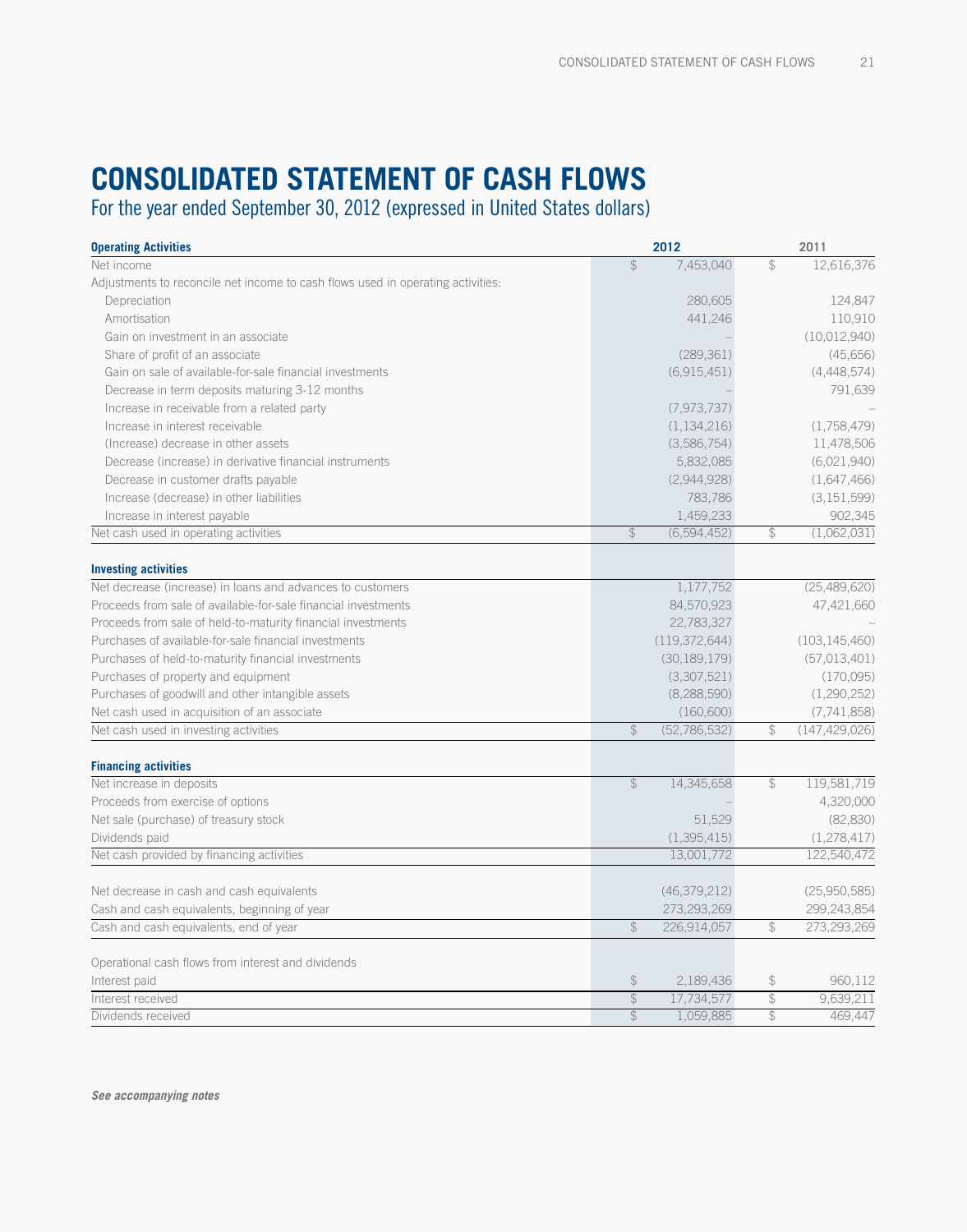# CONSOLIDATED STATEMENT OF CASH FLOWS

For the year ended September 30, 2012 (expressed in United States dollars)

| **Operating Activities** | **2012** | **2011** |
|---|---|---|
| Net income | $ 7,453,040 | $ 12,616,376 |
| Adjustments to reconcile net income to cash flows used in operating activities: | | |
| Depreciation | 280,605 | 124,847 |
| Amortisation | 441,246 | 110,910 |
| Gain on investment in an associate | – | (10,012,940) |
| Share of profit of an associate | (289,361) | (45,656) |
| Gain on sale of available-for-sale financial investments | (6,915,451) | (4,448,574) |
| Decrease in term deposits maturing 3-12 months | – | 791,639 |
| Increase in receivable from a related party | (7,973,737) | – |
| Increase in interest receivable | (1,134,216) | (1,758,479) |
| (Increase) decrease in other assets | (3,586,754) | 11,478,506 |
| Decrease (increase) in derivative financial instruments | 5,832,085 | (6,021,940) |
| Decrease in customer drafts payable | (2,944,928) | (1,647,466) |
| Increase (decrease) in other liabilities | 783,786 | (3,151,599) |
| Increase in interest payable | 1,459,233 | 902,345 |
| Net cash used in operating activities | $ (6,594,452) | $ (1,062,031) |
| | | |
| **Investing activities** | | |
| Net decrease (increase) in loans and advances to customers | 1,177,752 | (25,489,620) |
| Proceeds from sale of available-for-sale financial investments | 84,570,923 | 47,421,660 |
| Proceeds from sale of held-to-maturity financial investments | 22,783,327 | – |
| Purchases of available-for-sale financial investments | (119,372,644) | (103,145,460) |
| Purchases of held-to-maturity financial investments | (30,189,179) | (57,013,401) |
| Purchases of property and equipment | (3,307,521) | (170,095) |
| Purchases of goodwill and other intangible assets | (8,288,590) | (1,290,252) |
| Net cash used in acquisition of an associate | (160,600) | (7,741,858) |
| Net cash used in investing activities | $ (52,786,532) | $ (147,429,026) |
| | | |
| **Financing activities** | | |
| Net increase in deposits | $ 14,345,658 | $ 119,581,719 |
| Proceeds from exercise of options | – | 4,320,000 |
| Net sale (purchase) of treasury stock | 51,529 | (82,830) |
| Dividends paid | (1,395,415) | (1,278,417) |
| Net cash provided by financing activities | 13,001,772 | 122,540,472 |
| | | |
| Net decrease in cash and cash equivalents | (46,379,212) | (25,950,585) |
| Cash and cash equivalents, beginning of year | 273,293,269 | 299,243,854 |
| Cash and cash equivalents, end of year | $ 226,914,057 | $ 273,293,269 |
| | | |
| Operational cash flows from interest and dividends | | |
| Interest paid | $ 2,189,436 | $ 960,112 |
| Interest received | $ 17,734,577 | $ 9,639,211 |
| Dividends received | $ 1,059,885 | $ 469,447 |

***See accompanying notes***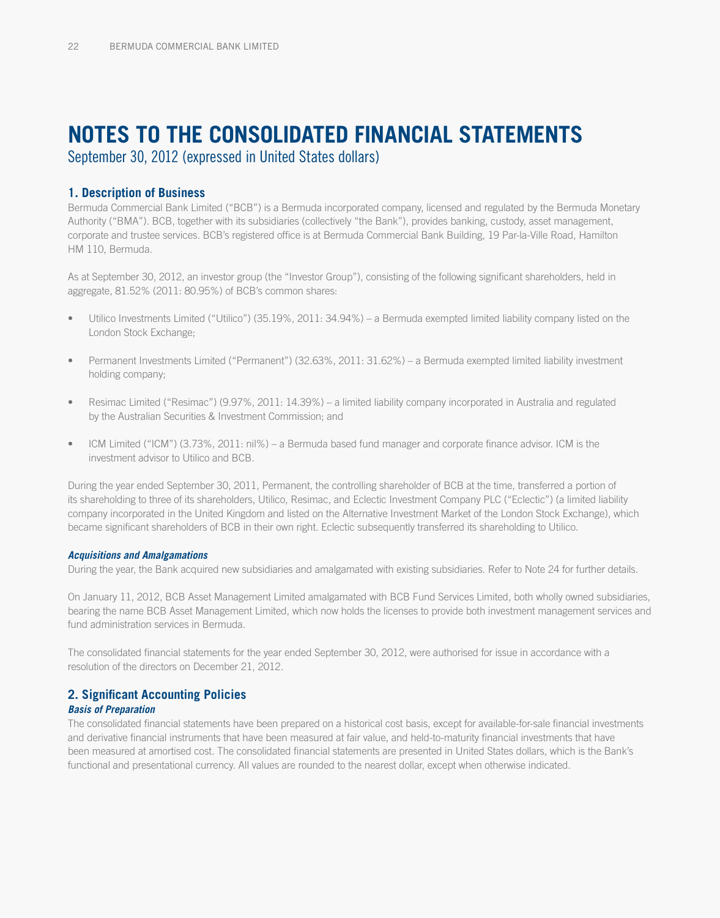# NOTES TO THE CONSOLIDATED FINANCIAL STATEMENTS

September 30, 2012 (expressed in United States dollars)

## 1. Description of Business

Bermuda Commercial Bank Limited ("BCB") is a Bermuda incorporated company, licensed and regulated by the Bermuda Monetary Authority ("BMA"). BCB, together with its subsidiaries (collectively "the Bank"), provides banking, custody, asset management, corporate and trustee services. BCB's registered office is at Bermuda Commercial Bank Building, 19 Par-la-Ville Road, Hamilton HM 110, Bermuda.

As at September 30, 2012, an investor group (the "Investor Group"), consisting of the following significant shareholders, held in aggregate, 81.52% (2011: 80.95%) of BCB's common shares:

- Utilico Investments Limited ("Utilico") (35.19%, 2011: 34.94%) – a Bermuda exempted limited liability company listed on the London Stock Exchange;
- Permanent Investments Limited ("Permanent") (32.63%, 2011: 31.62%) – a Bermuda exempted limited liability investment holding company;
- Resimac Limited ("Resimac") (9.97%, 2011: 14.39%) – a limited liability company incorporated in Australia and regulated by the Australian Securities & Investment Commission; and
- ICM Limited ("ICM") (3.73%, 2011: nil%) – a Bermuda based fund manager and corporate finance advisor. ICM is the investment advisor to Utilico and BCB.

During the year ended September 30, 2011, Permanent, the controlling shareholder of BCB at the time, transferred a portion of its shareholding to three of its shareholders, Utilico, Resimac, and Eclectic Investment Company PLC ("Eclectic") (a limited liability company incorporated in the United Kingdom and listed on the Alternative Investment Market of the London Stock Exchange), which became significant shareholders of BCB in their own right. Eclectic subsequently transferred its shareholding to Utilico.

***Acquisitions and Amalgamations***

During the year, the Bank acquired new subsidiaries and amalgamated with existing subsidiaries. Refer to Note 24 for further details.

On January 11, 2012, BCB Asset Management Limited amalgamated with BCB Fund Services Limited, both wholly owned subsidiaries, bearing the name BCB Asset Management Limited, which now holds the licenses to provide both investment management services and fund administration services in Bermuda.

The consolidated financial statements for the year ended September 30, 2012, were authorised for issue in accordance with a resolution of the directors on December 21, 2012.

## 2. Significant Accounting Policies

***Basis of Preparation***

The consolidated financial statements have been prepared on a historical cost basis, except for available-for-sale financial investments and derivative financial instruments that have been measured at fair value, and held-to-maturity financial investments that have been measured at amortised cost. The consolidated financial statements are presented in United States dollars, which is the Bank's functional and presentational currency. All values are rounded to the nearest dollar, except when otherwise indicated.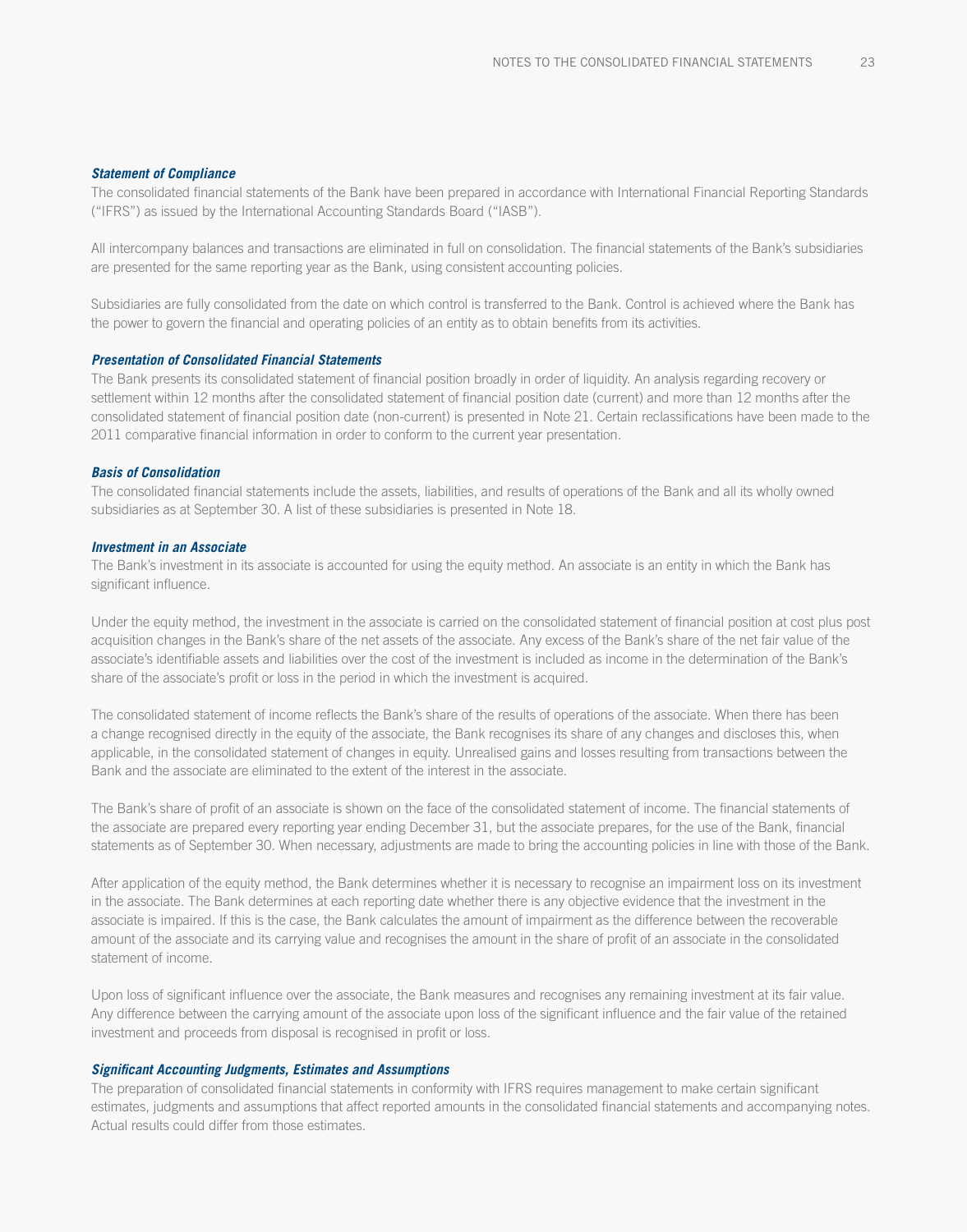***Statement of Compliance***

The consolidated financial statements of the Bank have been prepared in accordance with International Financial Reporting Standards ("IFRS") as issued by the International Accounting Standards Board ("IASB").

All intercompany balances and transactions are eliminated in full on consolidation. The financial statements of the Bank's subsidiaries are presented for the same reporting year as the Bank, using consistent accounting policies.

Subsidiaries are fully consolidated from the date on which control is transferred to the Bank. Control is achieved where the Bank has the power to govern the financial and operating policies of an entity as to obtain benefits from its activities.

***Presentation of Consolidated Financial Statements***

The Bank presents its consolidated statement of financial position broadly in order of liquidity. An analysis regarding recovery or settlement within 12 months after the consolidated statement of financial position date (current) and more than 12 months after the consolidated statement of financial position date (non-current) is presented in Note 21. Certain reclassifications have been made to the 2011 comparative financial information in order to conform to the current year presentation.

***Basis of Consolidation***

The consolidated financial statements include the assets, liabilities, and results of operations of the Bank and all its wholly owned subsidiaries as at September 30. A list of these subsidiaries is presented in Note 18.

***Investment in an Associate***

The Bank's investment in its associate is accounted for using the equity method. An associate is an entity in which the Bank has significant influence.

Under the equity method, the investment in the associate is carried on the consolidated statement of financial position at cost plus post acquisition changes in the Bank's share of the net assets of the associate. Any excess of the Bank's share of the net fair value of the associate's identifiable assets and liabilities over the cost of the investment is included as income in the determination of the Bank's share of the associate's profit or loss in the period in which the investment is acquired.

The consolidated statement of income reflects the Bank's share of the results of operations of the associate. When there has been a change recognised directly in the equity of the associate, the Bank recognises its share of any changes and discloses this, when applicable, in the consolidated statement of changes in equity. Unrealised gains and losses resulting from transactions between the Bank and the associate are eliminated to the extent of the interest in the associate.

The Bank's share of profit of an associate is shown on the face of the consolidated statement of income. The financial statements of the associate are prepared every reporting year ending December 31, but the associate prepares, for the use of the Bank, financial statements as of September 30. When necessary, adjustments are made to bring the accounting policies in line with those of the Bank.

After application of the equity method, the Bank determines whether it is necessary to recognise an impairment loss on its investment in the associate. The Bank determines at each reporting date whether there is any objective evidence that the investment in the associate is impaired. If this is the case, the Bank calculates the amount of impairment as the difference between the recoverable amount of the associate and its carrying value and recognises the amount in the share of profit of an associate in the consolidated statement of income.

Upon loss of significant influence over the associate, the Bank measures and recognises any remaining investment at its fair value. Any difference between the carrying amount of the associate upon loss of the significant influence and the fair value of the retained investment and proceeds from disposal is recognised in profit or loss.

***Significant Accounting Judgments, Estimates and Assumptions***

The preparation of consolidated financial statements in conformity with IFRS requires management to make certain significant estimates, judgments and assumptions that affect reported amounts in the consolidated financial statements and accompanying notes. Actual results could differ from those estimates.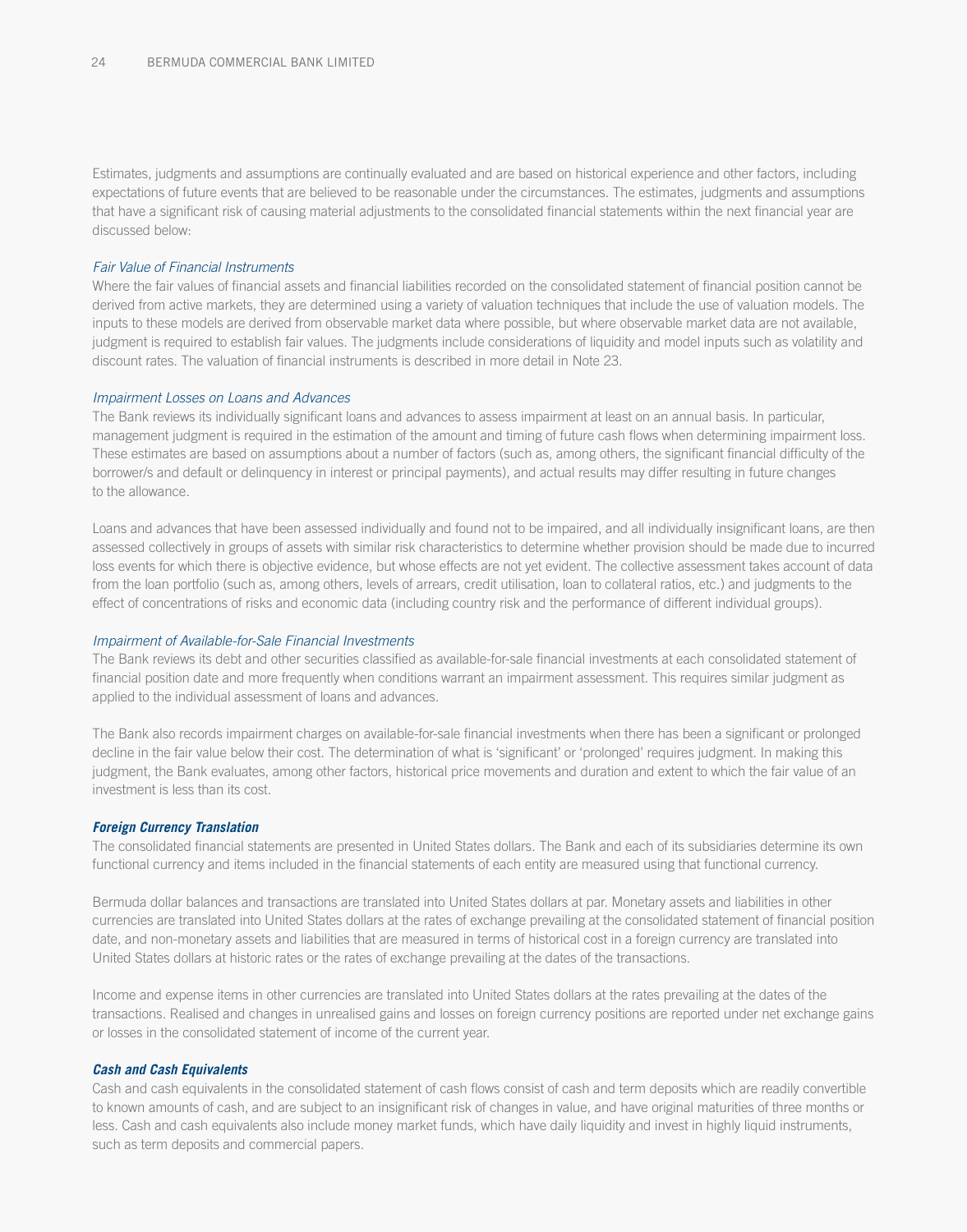Estimates, judgments and assumptions are continually evaluated and are based on historical experience and other factors, including expectations of future events that are believed to be reasonable under the circumstances. The estimates, judgments and assumptions that have a significant risk of causing material adjustments to the consolidated financial statements within the next financial year are discussed below:

*Fair Value of Financial Instruments*

Where the fair values of financial assets and financial liabilities recorded on the consolidated statement of financial position cannot be derived from active markets, they are determined using a variety of valuation techniques that include the use of valuation models. The inputs to these models are derived from observable market data where possible, but where observable market data are not available, judgment is required to establish fair values. The judgments include considerations of liquidity and model inputs such as volatility and discount rates. The valuation of financial instruments is described in more detail in Note 23.

*Impairment Losses on Loans and Advances*

The Bank reviews its individually significant loans and advances to assess impairment at least on an annual basis. In particular, management judgment is required in the estimation of the amount and timing of future cash flows when determining impairment loss. These estimates are based on assumptions about a number of factors (such as, among others, the significant financial difficulty of the borrower/s and default or delinquency in interest or principal payments), and actual results may differ resulting in future changes to the allowance.

Loans and advances that have been assessed individually and found not to be impaired, and all individually insignificant loans, are then assessed collectively in groups of assets with similar risk characteristics to determine whether provision should be made due to incurred loss events for which there is objective evidence, but whose effects are not yet evident. The collective assessment takes account of data from the loan portfolio (such as, among others, levels of arrears, credit utilisation, loan to collateral ratios, etc.) and judgments to the effect of concentrations of risks and economic data (including country risk and the performance of different individual groups).

*Impairment of Available-for-Sale Financial Investments*

The Bank reviews its debt and other securities classified as available-for-sale financial investments at each consolidated statement of financial position date and more frequently when conditions warrant an impairment assessment. This requires similar judgment as applied to the individual assessment of loans and advances.

The Bank also records impairment charges on available-for-sale financial investments when there has been a significant or prolonged decline in the fair value below their cost. The determination of what is 'significant' or 'prolonged' requires judgment. In making this judgment, the Bank evaluates, among other factors, historical price movements and duration and extent to which the fair value of an investment is less than its cost.

***Foreign Currency Translation***

The consolidated financial statements are presented in United States dollars. The Bank and each of its subsidiaries determine its own functional currency and items included in the financial statements of each entity are measured using that functional currency.

Bermuda dollar balances and transactions are translated into United States dollars at par. Monetary assets and liabilities in other currencies are translated into United States dollars at the rates of exchange prevailing at the consolidated statement of financial position date, and non-monetary assets and liabilities that are measured in terms of historical cost in a foreign currency are translated into United States dollars at historic rates or the rates of exchange prevailing at the dates of the transactions.

Income and expense items in other currencies are translated into United States dollars at the rates prevailing at the dates of the transactions. Realised and changes in unrealised gains and losses on foreign currency positions are reported under net exchange gains or losses in the consolidated statement of income of the current year.

***Cash and Cash Equivalents***

Cash and cash equivalents in the consolidated statement of cash flows consist of cash and term deposits which are readily convertible to known amounts of cash, and are subject to an insignificant risk of changes in value, and have original maturities of three months or less. Cash and cash equivalents also include money market funds, which have daily liquidity and invest in highly liquid instruments, such as term deposits and commercial papers.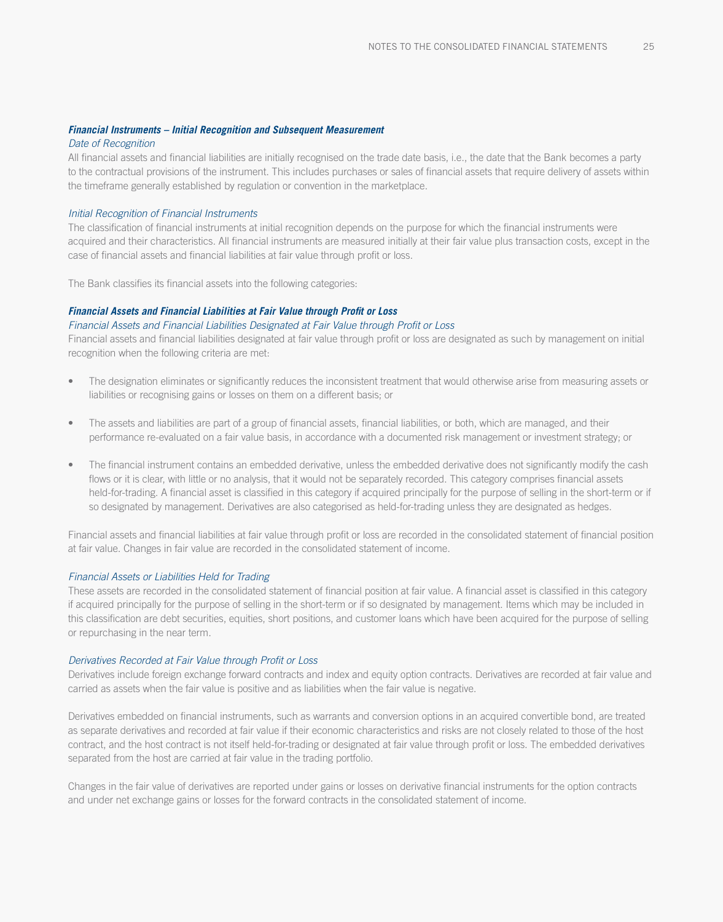### ***Financial Instruments – Initial Recognition and Subsequent Measurement***

*Date of Recognition*

All financial assets and financial liabilities are initially recognised on the trade date basis, i.e., the date that the Bank becomes a party to the contractual provisions of the instrument. This includes purchases or sales of financial assets that require delivery of assets within the timeframe generally established by regulation or convention in the marketplace.

*Initial Recognition of Financial Instruments*

The classification of financial instruments at initial recognition depends on the purpose for which the financial instruments were acquired and their characteristics. All financial instruments are measured initially at their fair value plus transaction costs, except in the case of financial assets and financial liabilities at fair value through profit or loss.

The Bank classifies its financial assets into the following categories:

### ***Financial Assets and Financial Liabilities at Fair Value through Profit or Loss***

*Financial Assets and Financial Liabilities Designated at Fair Value through Profit or Loss*

Financial assets and financial liabilities designated at fair value through profit or loss are designated as such by management on initial recognition when the following criteria are met:

- The designation eliminates or significantly reduces the inconsistent treatment that would otherwise arise from measuring assets or liabilities or recognising gains or losses on them on a different basis; or
- The assets and liabilities are part of a group of financial assets, financial liabilities, or both, which are managed, and their performance re-evaluated on a fair value basis, in accordance with a documented risk management or investment strategy; or
- The financial instrument contains an embedded derivative, unless the embedded derivative does not significantly modify the cash flows or it is clear, with little or no analysis, that it would not be separately recorded. This category comprises financial assets held-for-trading. A financial asset is classified in this category if acquired principally for the purpose of selling in the short-term or if so designated by management. Derivatives are also categorised as held-for-trading unless they are designated as hedges.

Financial assets and financial liabilities at fair value through profit or loss are recorded in the consolidated statement of financial position at fair value. Changes in fair value are recorded in the consolidated statement of income.

*Financial Assets or Liabilities Held for Trading*

These assets are recorded in the consolidated statement of financial position at fair value. A financial asset is classified in this category if acquired principally for the purpose of selling in the short-term or if so designated by management. Items which may be included in this classification are debt securities, equities, short positions, and customer loans which have been acquired for the purpose of selling or repurchasing in the near term.

*Derivatives Recorded at Fair Value through Profit or Loss*

Derivatives include foreign exchange forward contracts and index and equity option contracts. Derivatives are recorded at fair value and carried as assets when the fair value is positive and as liabilities when the fair value is negative.

Derivatives embedded on financial instruments, such as warrants and conversion options in an acquired convertible bond, are treated as separate derivatives and recorded at fair value if their economic characteristics and risks are not closely related to those of the host contract, and the host contract is not itself held-for-trading or designated at fair value through profit or loss. The embedded derivatives separated from the host are carried at fair value in the trading portfolio.

Changes in the fair value of derivatives are reported under gains or losses on derivative financial instruments for the option contracts and under net exchange gains or losses for the forward contracts in the consolidated statement of income.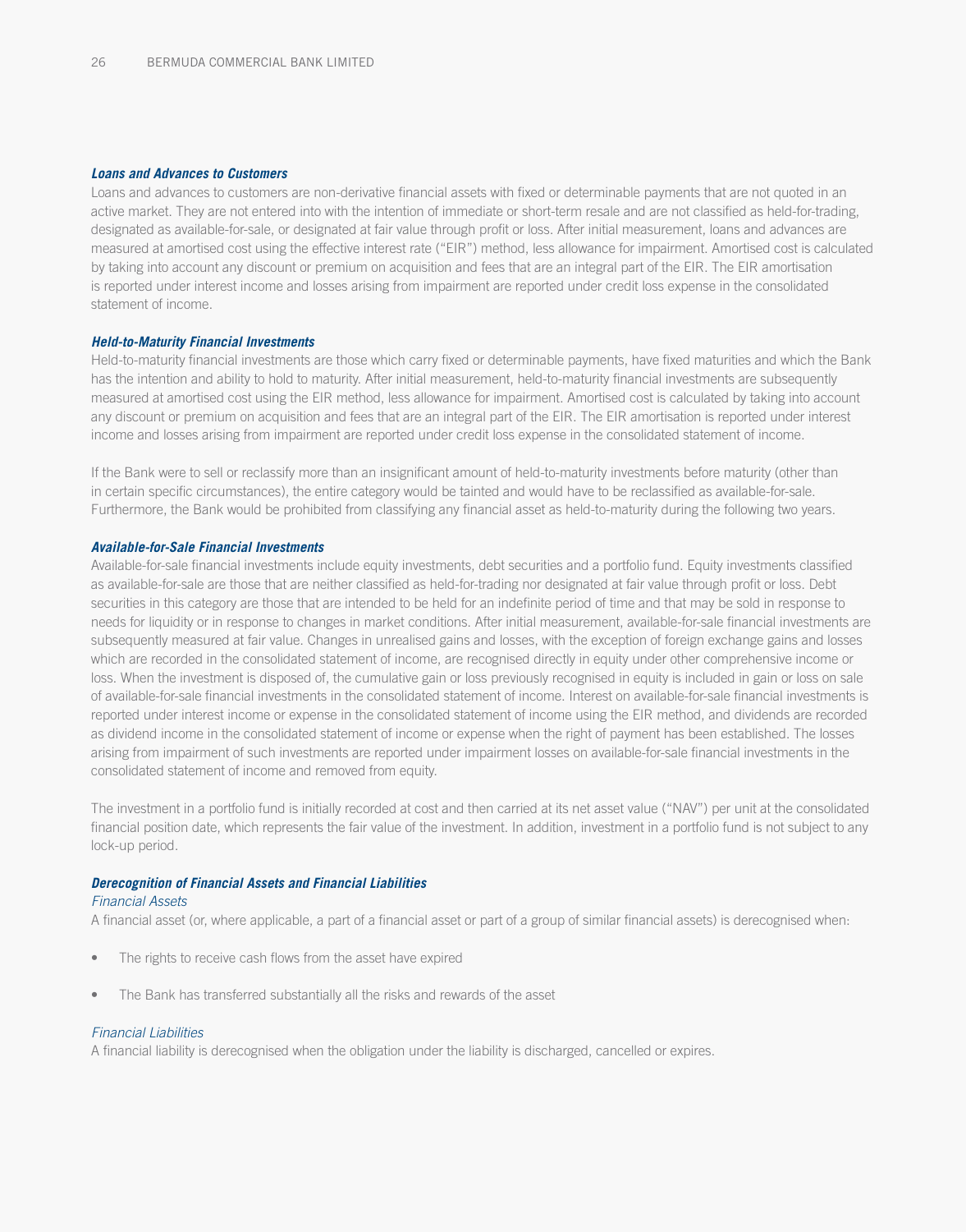#### ***Loans and Advances to Customers***

Loans and advances to customers are non-derivative financial assets with fixed or determinable payments that are not quoted in an active market. They are not entered into with the intention of immediate or short-term resale and are not classified as held-for-trading, designated as available-for-sale, or designated at fair value through profit or loss. After initial measurement, loans and advances are measured at amortised cost using the effective interest rate ("EIR") method, less allowance for impairment. Amortised cost is calculated by taking into account any discount or premium on acquisition and fees that are an integral part of the EIR. The EIR amortisation is reported under interest income and losses arising from impairment are reported under credit loss expense in the consolidated statement of income.

#### ***Held-to-Maturity Financial Investments***

Held-to-maturity financial investments are those which carry fixed or determinable payments, have fixed maturities and which the Bank has the intention and ability to hold to maturity. After initial measurement, held-to-maturity financial investments are subsequently measured at amortised cost using the EIR method, less allowance for impairment. Amortised cost is calculated by taking into account any discount or premium on acquisition and fees that are an integral part of the EIR. The EIR amortisation is reported under interest income and losses arising from impairment are reported under credit loss expense in the consolidated statement of income.

If the Bank were to sell or reclassify more than an insignificant amount of held-to-maturity investments before maturity (other than in certain specific circumstances), the entire category would be tainted and would have to be reclassified as available-for-sale. Furthermore, the Bank would be prohibited from classifying any financial asset as held-to-maturity during the following two years.

#### ***Available-for-Sale Financial Investments***

Available-for-sale financial investments include equity investments, debt securities and a portfolio fund. Equity investments classified as available-for-sale are those that are neither classified as held-for-trading nor designated at fair value through profit or loss. Debt securities in this category are those that are intended to be held for an indefinite period of time and that may be sold in response to needs for liquidity or in response to changes in market conditions. After initial measurement, available-for-sale financial investments are subsequently measured at fair value. Changes in unrealised gains and losses, with the exception of foreign exchange gains and losses which are recorded in the consolidated statement of income, are recognised directly in equity under other comprehensive income or loss. When the investment is disposed of, the cumulative gain or loss previously recognised in equity is included in gain or loss on sale of available-for-sale financial investments in the consolidated statement of income. Interest on available-for-sale financial investments is reported under interest income or expense in the consolidated statement of income using the EIR method, and dividends are recorded as dividend income in the consolidated statement of income or expense when the right of payment has been established. The losses arising from impairment of such investments are reported under impairment losses on available-for-sale financial investments in the consolidated statement of income and removed from equity.

The investment in a portfolio fund is initially recorded at cost and then carried at its net asset value ("NAV") per unit at the consolidated financial position date, which represents the fair value of the investment. In addition, investment in a portfolio fund is not subject to any lock-up period.

#### ***Derecognition of Financial Assets and Financial Liabilities***

*Financial Assets*

A financial asset (or, where applicable, a part of a financial asset or part of a group of similar financial assets) is derecognised when:

- The rights to receive cash flows from the asset have expired
- The Bank has transferred substantially all the risks and rewards of the asset

*Financial Liabilities*

A financial liability is derecognised when the obligation under the liability is discharged, cancelled or expires.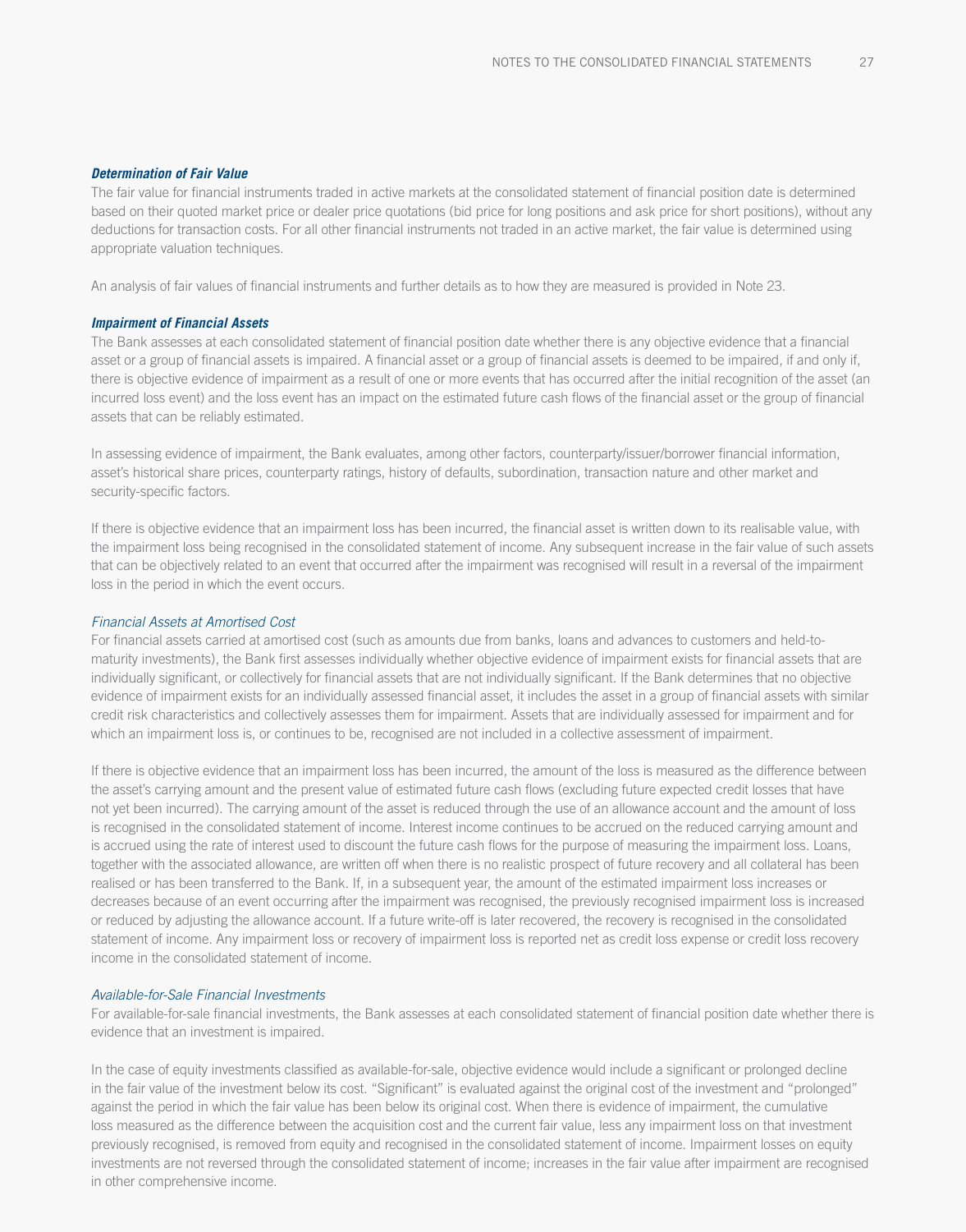### *Determination of Fair Value*

The fair value for financial instruments traded in active markets at the consolidated statement of financial position date is determined based on their quoted market price or dealer price quotations (bid price for long positions and ask price for short positions), without any deductions for transaction costs. For all other financial instruments not traded in an active market, the fair value is determined using appropriate valuation techniques.

An analysis of fair values of financial instruments and further details as to how they are measured is provided in Note 23.

### *Impairment of Financial Assets*

The Bank assesses at each consolidated statement of financial position date whether there is any objective evidence that a financial asset or a group of financial assets is impaired. A financial asset or a group of financial assets is deemed to be impaired, if and only if, there is objective evidence of impairment as a result of one or more events that has occurred after the initial recognition of the asset (an incurred loss event) and the loss event has an impact on the estimated future cash flows of the financial asset or the group of financial assets that can be reliably estimated.

In assessing evidence of impairment, the Bank evaluates, among other factors, counterparty/issuer/borrower financial information, asset's historical share prices, counterparty ratings, history of defaults, subordination, transaction nature and other market and security-specific factors.

If there is objective evidence that an impairment loss has been incurred, the financial asset is written down to its realisable value, with the impairment loss being recognised in the consolidated statement of income. Any subsequent increase in the fair value of such assets that can be objectively related to an event that occurred after the impairment was recognised will result in a reversal of the impairment loss in the period in which the event occurs.

#### *Financial Assets at Amortised Cost*

For financial assets carried at amortised cost (such as amounts due from banks, loans and advances to customers and held-to-maturity investments), the Bank first assesses individually whether objective evidence of impairment exists for financial assets that are individually significant, or collectively for financial assets that are not individually significant. If the Bank determines that no objective evidence of impairment exists for an individually assessed financial asset, it includes the asset in a group of financial assets with similar credit risk characteristics and collectively assesses them for impairment. Assets that are individually assessed for impairment and for which an impairment loss is, or continues to be, recognised are not included in a collective assessment of impairment.

If there is objective evidence that an impairment loss has been incurred, the amount of the loss is measured as the difference between the asset's carrying amount and the present value of estimated future cash flows (excluding future expected credit losses that have not yet been incurred). The carrying amount of the asset is reduced through the use of an allowance account and the amount of loss is recognised in the consolidated statement of income. Interest income continues to be accrued on the reduced carrying amount and is accrued using the rate of interest used to discount the future cash flows for the purpose of measuring the impairment loss. Loans, together with the associated allowance, are written off when there is no realistic prospect of future recovery and all collateral has been realised or has been transferred to the Bank. If, in a subsequent year, the amount of the estimated impairment loss increases or decreases because of an event occurring after the impairment was recognised, the previously recognised impairment loss is increased or reduced by adjusting the allowance account. If a future write-off is later recovered, the recovery is recognised in the consolidated statement of income. Any impairment loss or recovery of impairment loss is reported net as credit loss expense or credit loss recovery income in the consolidated statement of income.

#### *Available-for-Sale Financial Investments*

For available-for-sale financial investments, the Bank assesses at each consolidated statement of financial position date whether there is evidence that an investment is impaired.

In the case of equity investments classified as available-for-sale, objective evidence would include a significant or prolonged decline in the fair value of the investment below its cost. "Significant" is evaluated against the original cost of the investment and "prolonged" against the period in which the fair value has been below its original cost. When there is evidence of impairment, the cumulative loss measured as the difference between the acquisition cost and the current fair value, less any impairment loss on that investment previously recognised, is removed from equity and recognised in the consolidated statement of income. Impairment losses on equity investments are not reversed through the consolidated statement of income; increases in the fair value after impairment are recognised in other comprehensive income.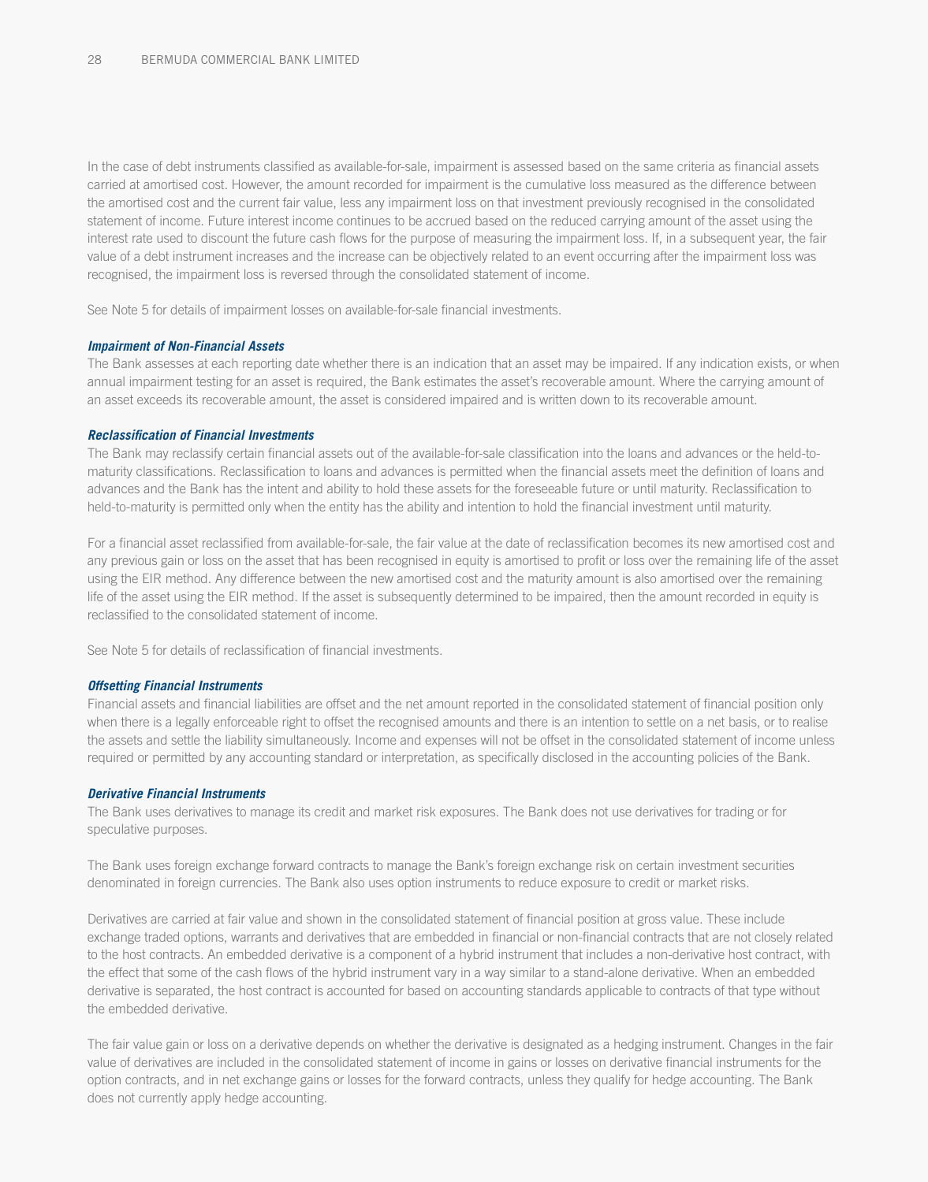In the case of debt instruments classified as available-for-sale, impairment is assessed based on the same criteria as financial assets carried at amortised cost. However, the amount recorded for impairment is the cumulative loss measured as the difference between the amortised cost and the current fair value, less any impairment loss on that investment previously recognised in the consolidated statement of income. Future interest income continues to be accrued based on the reduced carrying amount of the asset using the interest rate used to discount the future cash flows for the purpose of measuring the impairment loss. If, in a subsequent year, the fair value of a debt instrument increases and the increase can be objectively related to an event occurring after the impairment loss was recognised, the impairment loss is reversed through the consolidated statement of income.

See Note 5 for details of impairment losses on available-for-sale financial investments.

***Impairment of Non-Financial Assets***

The Bank assesses at each reporting date whether there is an indication that an asset may be impaired. If any indication exists, or when annual impairment testing for an asset is required, the Bank estimates the asset's recoverable amount. Where the carrying amount of an asset exceeds its recoverable amount, the asset is considered impaired and is written down to its recoverable amount.

***Reclassification of Financial Investments***

The Bank may reclassify certain financial assets out of the available-for-sale classification into the loans and advances or the held-to-maturity classifications. Reclassification to loans and advances is permitted when the financial assets meet the definition of loans and advances and the Bank has the intent and ability to hold these assets for the foreseeable future or until maturity. Reclassification to held-to-maturity is permitted only when the entity has the ability and intention to hold the financial investment until maturity.

For a financial asset reclassified from available-for-sale, the fair value at the date of reclassification becomes its new amortised cost and any previous gain or loss on the asset that has been recognised in equity is amortised to profit or loss over the remaining life of the asset using the EIR method. Any difference between the new amortised cost and the maturity amount is also amortised over the remaining life of the asset using the EIR method. If the asset is subsequently determined to be impaired, then the amount recorded in equity is reclassified to the consolidated statement of income.

See Note 5 for details of reclassification of financial investments.

***Offsetting Financial Instruments***

Financial assets and financial liabilities are offset and the net amount reported in the consolidated statement of financial position only when there is a legally enforceable right to offset the recognised amounts and there is an intention to settle on a net basis, or to realise the assets and settle the liability simultaneously. Income and expenses will not be offset in the consolidated statement of income unless required or permitted by any accounting standard or interpretation, as specifically disclosed in the accounting policies of the Bank.

***Derivative Financial Instruments***

The Bank uses derivatives to manage its credit and market risk exposures. The Bank does not use derivatives for trading or for speculative purposes.

The Bank uses foreign exchange forward contracts to manage the Bank's foreign exchange risk on certain investment securities denominated in foreign currencies. The Bank also uses option instruments to reduce exposure to credit or market risks.

Derivatives are carried at fair value and shown in the consolidated statement of financial position at gross value. These include exchange traded options, warrants and derivatives that are embedded in financial or non-financial contracts that are not closely related to the host contracts. An embedded derivative is a component of a hybrid instrument that includes a non-derivative host contract, with the effect that some of the cash flows of the hybrid instrument vary in a way similar to a stand-alone derivative. When an embedded derivative is separated, the host contract is accounted for based on accounting standards applicable to contracts of that type without the embedded derivative.

The fair value gain or loss on a derivative depends on whether the derivative is designated as a hedging instrument. Changes in the fair value of derivatives are included in the consolidated statement of income in gains or losses on derivative financial instruments for the option contracts, and in net exchange gains or losses for the forward contracts, unless they qualify for hedge accounting. The Bank does not currently apply hedge accounting.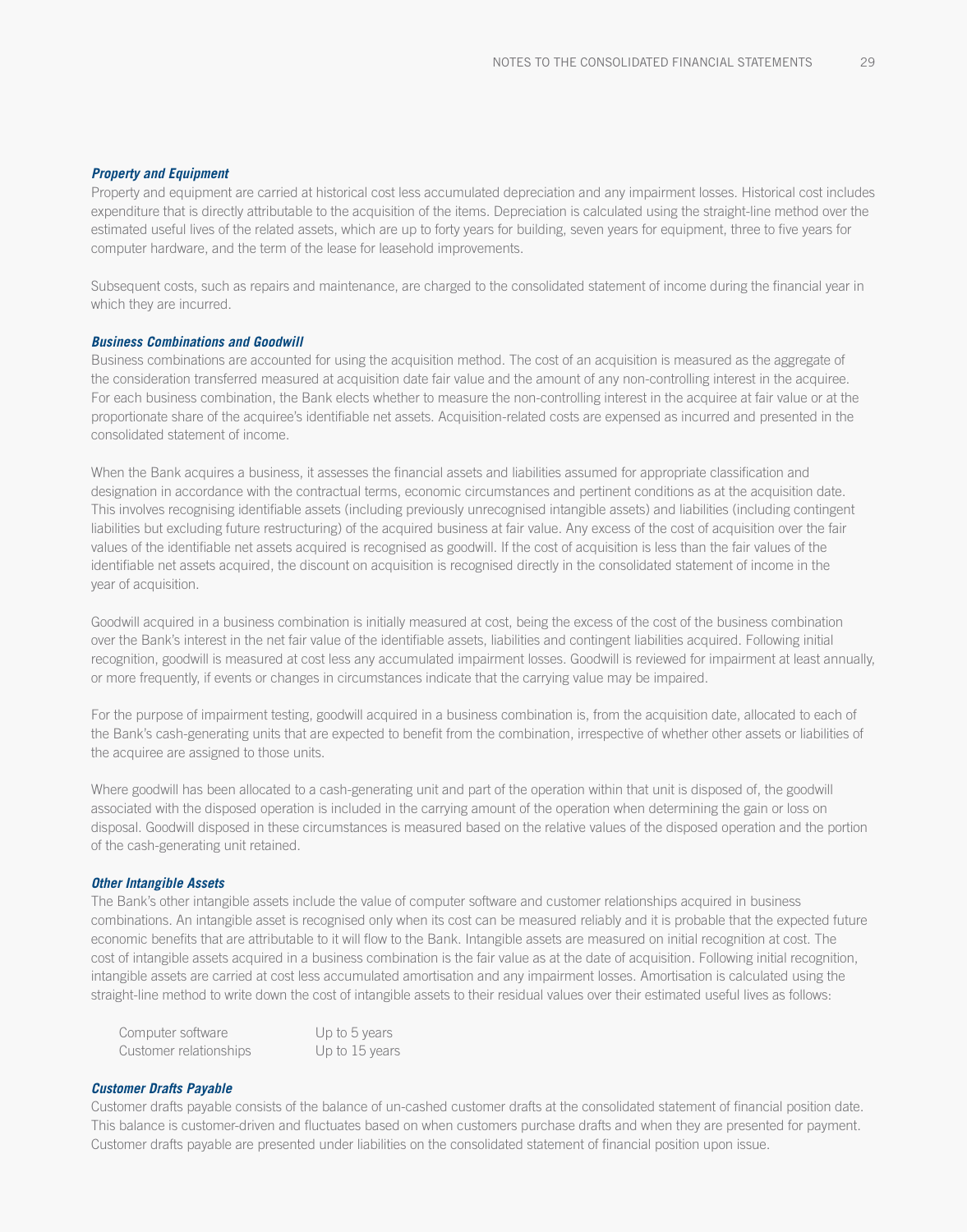### *Property and Equipment*

Property and equipment are carried at historical cost less accumulated depreciation and any impairment losses. Historical cost includes expenditure that is directly attributable to the acquisition of the items. Depreciation is calculated using the straight-line method over the estimated useful lives of the related assets, which are up to forty years for building, seven years for equipment, three to five years for computer hardware, and the term of the lease for leasehold improvements.

Subsequent costs, such as repairs and maintenance, are charged to the consolidated statement of income during the financial year in which they are incurred.

### *Business Combinations and Goodwill*

Business combinations are accounted for using the acquisition method. The cost of an acquisition is measured as the aggregate of the consideration transferred measured at acquisition date fair value and the amount of any non-controlling interest in the acquiree. For each business combination, the Bank elects whether to measure the non-controlling interest in the acquiree at fair value or at the proportionate share of the acquiree's identifiable net assets. Acquisition-related costs are expensed as incurred and presented in the consolidated statement of income.

When the Bank acquires a business, it assesses the financial assets and liabilities assumed for appropriate classification and designation in accordance with the contractual terms, economic circumstances and pertinent conditions as at the acquisition date. This involves recognising identifiable assets (including previously unrecognised intangible assets) and liabilities (including contingent liabilities but excluding future restructuring) of the acquired business at fair value. Any excess of the cost of acquisition over the fair values of the identifiable net assets acquired is recognised as goodwill. If the cost of acquisition is less than the fair values of the identifiable net assets acquired, the discount on acquisition is recognised directly in the consolidated statement of income in the year of acquisition.

Goodwill acquired in a business combination is initially measured at cost, being the excess of the cost of the business combination over the Bank's interest in the net fair value of the identifiable assets, liabilities and contingent liabilities acquired. Following initial recognition, goodwill is measured at cost less any accumulated impairment losses. Goodwill is reviewed for impairment at least annually, or more frequently, if events or changes in circumstances indicate that the carrying value may be impaired.

For the purpose of impairment testing, goodwill acquired in a business combination is, from the acquisition date, allocated to each of the Bank's cash-generating units that are expected to benefit from the combination, irrespective of whether other assets or liabilities of the acquiree are assigned to those units.

Where goodwill has been allocated to a cash-generating unit and part of the operation within that unit is disposed of, the goodwill associated with the disposed operation is included in the carrying amount of the operation when determining the gain or loss on disposal. Goodwill disposed in these circumstances is measured based on the relative values of the disposed operation and the portion of the cash-generating unit retained.

### *Other Intangible Assets*

The Bank's other intangible assets include the value of computer software and customer relationships acquired in business combinations. An intangible asset is recognised only when its cost can be measured reliably and it is probable that the expected future economic benefits that are attributable to it will flow to the Bank. Intangible assets are measured on initial recognition at cost. The cost of intangible assets acquired in a business combination is the fair value as at the date of acquisition. Following initial recognition, intangible assets are carried at cost less accumulated amortisation and any impairment losses. Amortisation is calculated using the straight-line method to write down the cost of intangible assets to their residual values over their estimated useful lives as follows:

| | |
|---|---|
| Computer software | Up to 5 years |
| Customer relationships | Up to 15 years |

### *Customer Drafts Payable*

Customer drafts payable consists of the balance of un-cashed customer drafts at the consolidated statement of financial position date. This balance is customer-driven and fluctuates based on when customers purchase drafts and when they are presented for payment. Customer drafts payable are presented under liabilities on the consolidated statement of financial position upon issue.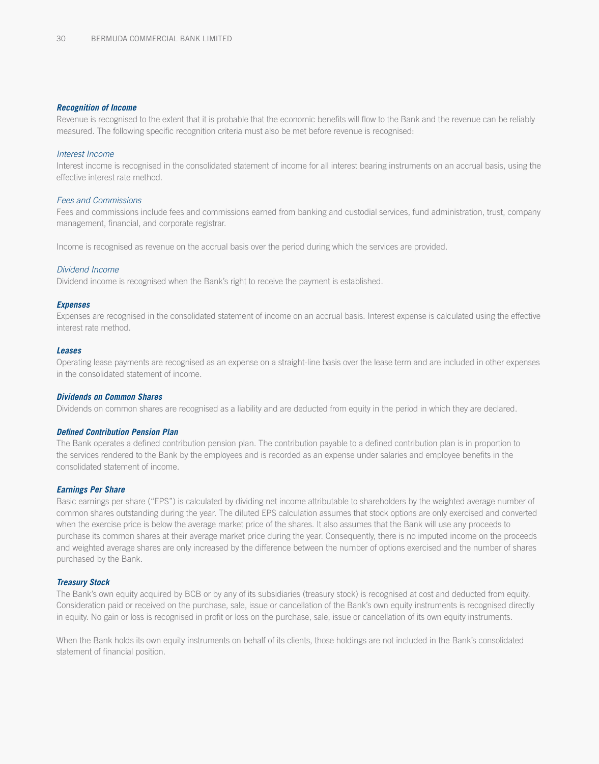### *Recognition of Income*

Revenue is recognised to the extent that it is probable that the economic benefits will flow to the Bank and the revenue can be reliably measured. The following specific recognition criteria must also be met before revenue is recognised:

*Interest Income*

Interest income is recognised in the consolidated statement of income for all interest bearing instruments on an accrual basis, using the effective interest rate method.

*Fees and Commissions*

Fees and commissions include fees and commissions earned from banking and custodial services, fund administration, trust, company management, financial, and corporate registrar.

Income is recognised as revenue on the accrual basis over the period during which the services are provided.

*Dividend Income*

Dividend income is recognised when the Bank's right to receive the payment is established.

### *Expenses*

Expenses are recognised in the consolidated statement of income on an accrual basis. Interest expense is calculated using the effective interest rate method.

### *Leases*

Operating lease payments are recognised as an expense on a straight-line basis over the lease term and are included in other expenses in the consolidated statement of income.

### *Dividends on Common Shares*

Dividends on common shares are recognised as a liability and are deducted from equity in the period in which they are declared.

### *Defined Contribution Pension Plan*

The Bank operates a defined contribution pension plan. The contribution payable to a defined contribution plan is in proportion to the services rendered to the Bank by the employees and is recorded as an expense under salaries and employee benefits in the consolidated statement of income.

### *Earnings Per Share*

Basic earnings per share ("EPS") is calculated by dividing net income attributable to shareholders by the weighted average number of common shares outstanding during the year. The diluted EPS calculation assumes that stock options are only exercised and converted when the exercise price is below the average market price of the shares. It also assumes that the Bank will use any proceeds to purchase its common shares at their average market price during the year. Consequently, there is no imputed income on the proceeds and weighted average shares are only increased by the difference between the number of options exercised and the number of shares purchased by the Bank.

### *Treasury Stock*

The Bank's own equity acquired by BCB or by any of its subsidiaries (treasury stock) is recognised at cost and deducted from equity. Consideration paid or received on the purchase, sale, issue or cancellation of the Bank's own equity instruments is recognised directly in equity. No gain or loss is recognised in profit or loss on the purchase, sale, issue or cancellation of its own equity instruments.

When the Bank holds its own equity instruments on behalf of its clients, those holdings are not included in the Bank's consolidated statement of financial position.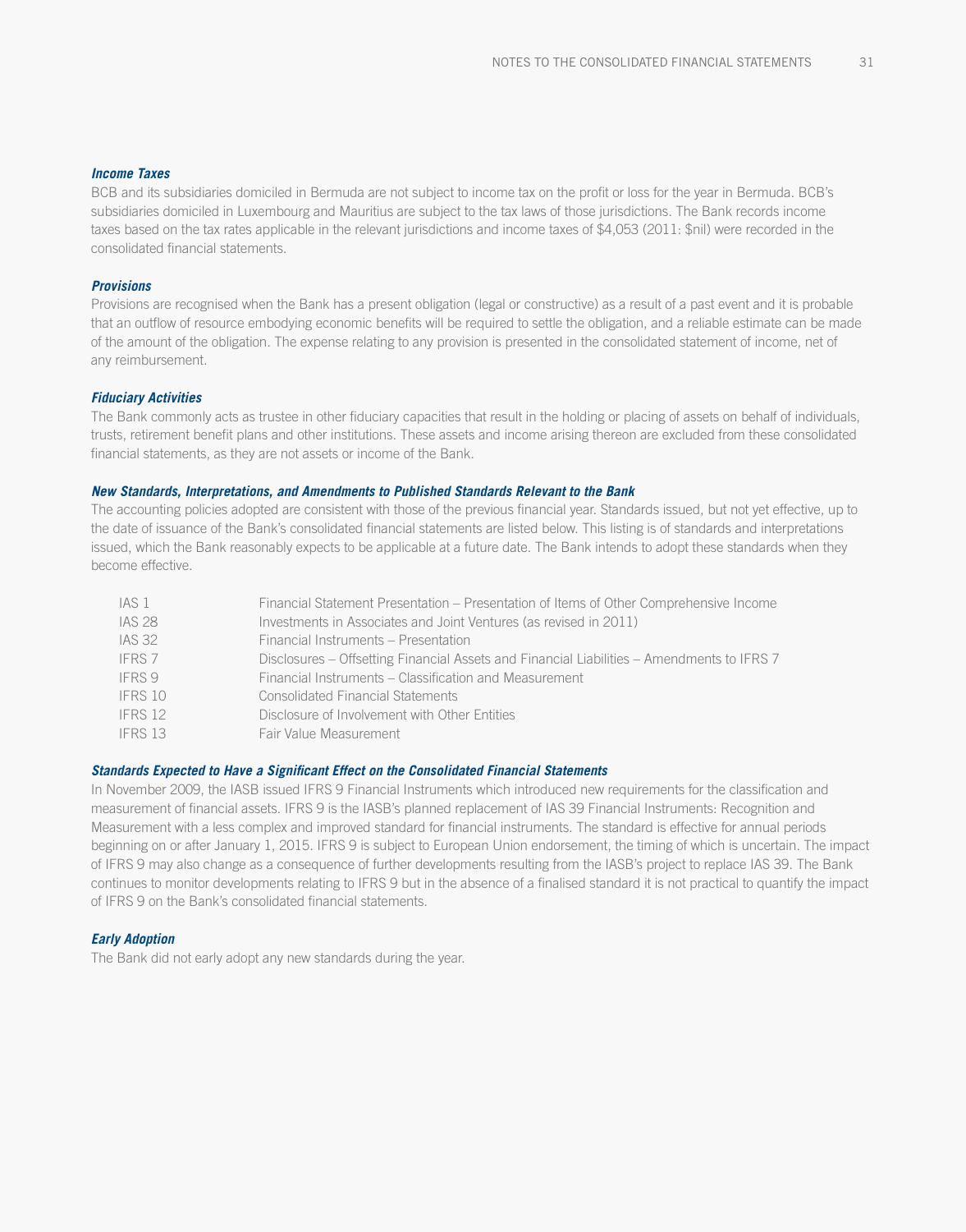### *Income Taxes*

BCB and its subsidiaries domiciled in Bermuda are not subject to income tax on the profit or loss for the year in Bermuda. BCB's subsidiaries domiciled in Luxembourg and Mauritius are subject to the tax laws of those jurisdictions. The Bank records income taxes based on the tax rates applicable in the relevant jurisdictions and income taxes of $4,053 (2011: $nil) were recorded in the consolidated financial statements.

### *Provisions*

Provisions are recognised when the Bank has a present obligation (legal or constructive) as a result of a past event and it is probable that an outflow of resource embodying economic benefits will be required to settle the obligation, and a reliable estimate can be made of the amount of the obligation. The expense relating to any provision is presented in the consolidated statement of income, net of any reimbursement.

### *Fiduciary Activities*

The Bank commonly acts as trustee in other fiduciary capacities that result in the holding or placing of assets on behalf of individuals, trusts, retirement benefit plans and other institutions. These assets and income arising thereon are excluded from these consolidated financial statements, as they are not assets or income of the Bank.

### *New Standards, Interpretations, and Amendments to Published Standards Relevant to the Bank*

The accounting policies adopted are consistent with those of the previous financial year. Standards issued, but not yet effective, up to the date of issuance of the Bank's consolidated financial statements are listed below. This listing is of standards and interpretations issued, which the Bank reasonably expects to be applicable at a future date. The Bank intends to adopt these standards when they become effective.

| | |
|---|---|
| IAS 1 | Financial Statement Presentation – Presentation of Items of Other Comprehensive Income |
| IAS 28 | Investments in Associates and Joint Ventures (as revised in 2011) |
| IAS 32 | Financial Instruments – Presentation |
| IFRS 7 | Disclosures – Offsetting Financial Assets and Financial Liabilities – Amendments to IFRS 7 |
| IFRS 9 | Financial Instruments – Classification and Measurement |
| IFRS 10 | Consolidated Financial Statements |
| IFRS 12 | Disclosure of Involvement with Other Entities |
| IFRS 13 | Fair Value Measurement |

### *Standards Expected to Have a Significant Effect on the Consolidated Financial Statements*

In November 2009, the IASB issued IFRS 9 Financial Instruments which introduced new requirements for the classification and measurement of financial assets. IFRS 9 is the IASB's planned replacement of IAS 39 Financial Instruments: Recognition and Measurement with a less complex and improved standard for financial instruments. The standard is effective for annual periods beginning on or after January 1, 2015. IFRS 9 is subject to European Union endorsement, the timing of which is uncertain. The impact of IFRS 9 may also change as a consequence of further developments resulting from the IASB's project to replace IAS 39. The Bank continues to monitor developments relating to IFRS 9 but in the absence of a finalised standard it is not practical to quantify the impact of IFRS 9 on the Bank's consolidated financial statements.

### *Early Adoption*

The Bank did not early adopt any new standards during the year.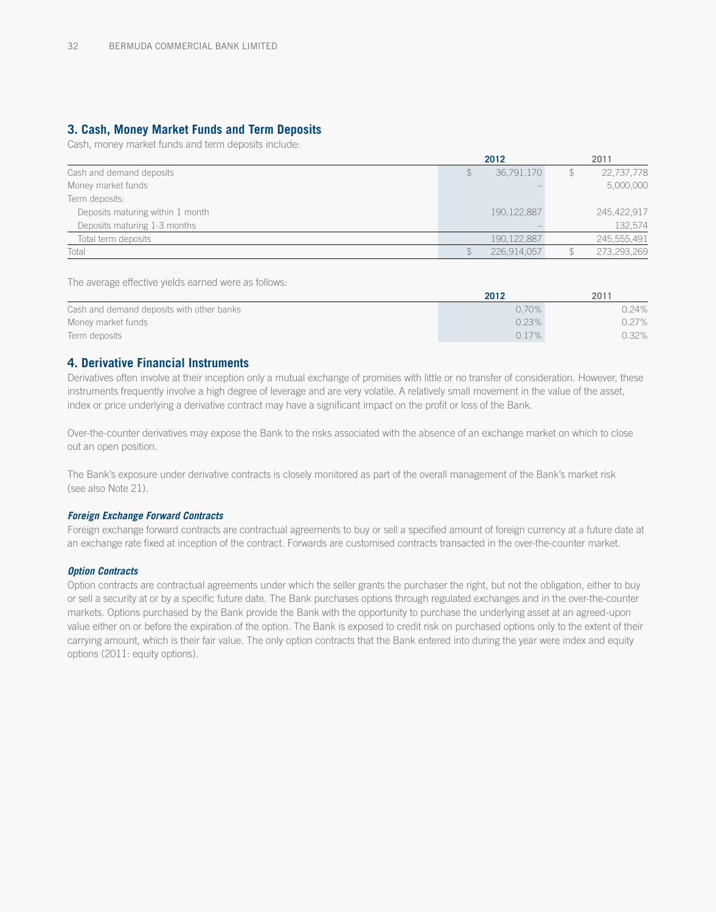## 3. Cash, Money Market Funds and Term Deposits

Cash, money market funds and term deposits include:

| | 2012 | 2011 |
|---|---|---|
| Cash and demand deposits | $ 36,791,170 | $ 22,737,778 |
| Money market funds | – | 5,000,000 |
| Term deposits: | | |
| Deposits maturing within 1 month | 190,122,887 | 245,422,917 |
| Deposits maturing 1-3 months | – | 132,574 |
| Total term deposits | 190,122,887 | 245,555,491 |
| Total | $ 226,914,057 | $ 273,293,269 |

The average effective yields earned were as follows:

| | 2012 | 2011 |
|---|---|---|
| Cash and demand deposits with other banks | 0.70% | 0.24% |
| Money market funds | 0.23% | 0.27% |
| Term deposits | 0.17% | 0.32% |

## 4. Derivative Financial Instruments

Derivatives often involve at their inception only a mutual exchange of promises with little or no transfer of consideration. However, these instruments frequently involve a high degree of leverage and are very volatile. A relatively small movement in the value of the asset, index or price underlying a derivative contract may have a significant impact on the profit or loss of the Bank.

Over-the-counter derivatives may expose the Bank to the risks associated with the absence of an exchange market on which to close out an open position.

The Bank's exposure under derivative contracts is closely monitored as part of the overall management of the Bank's market risk (see also Note 21).

### *Foreign Exchange Forward Contracts*

Foreign exchange forward contracts are contractual agreements to buy or sell a specified amount of foreign currency at a future date at an exchange rate fixed at inception of the contract. Forwards are customised contracts transacted in the over-the-counter market.

### *Option Contracts*

Option contracts are contractual agreements under which the seller grants the purchaser the right, but not the obligation, either to buy or sell a security at or by a specific future date. The Bank purchases options through regulated exchanges and in the over-the-counter markets. Options purchased by the Bank provide the Bank with the opportunity to purchase the underlying asset at an agreed-upon value either on or before the expiration of the option. The Bank is exposed to credit risk on purchased options only to the extent of their carrying amount, which is their fair value. The only option contracts that the Bank entered into during the year were index and equity options (2011: equity options).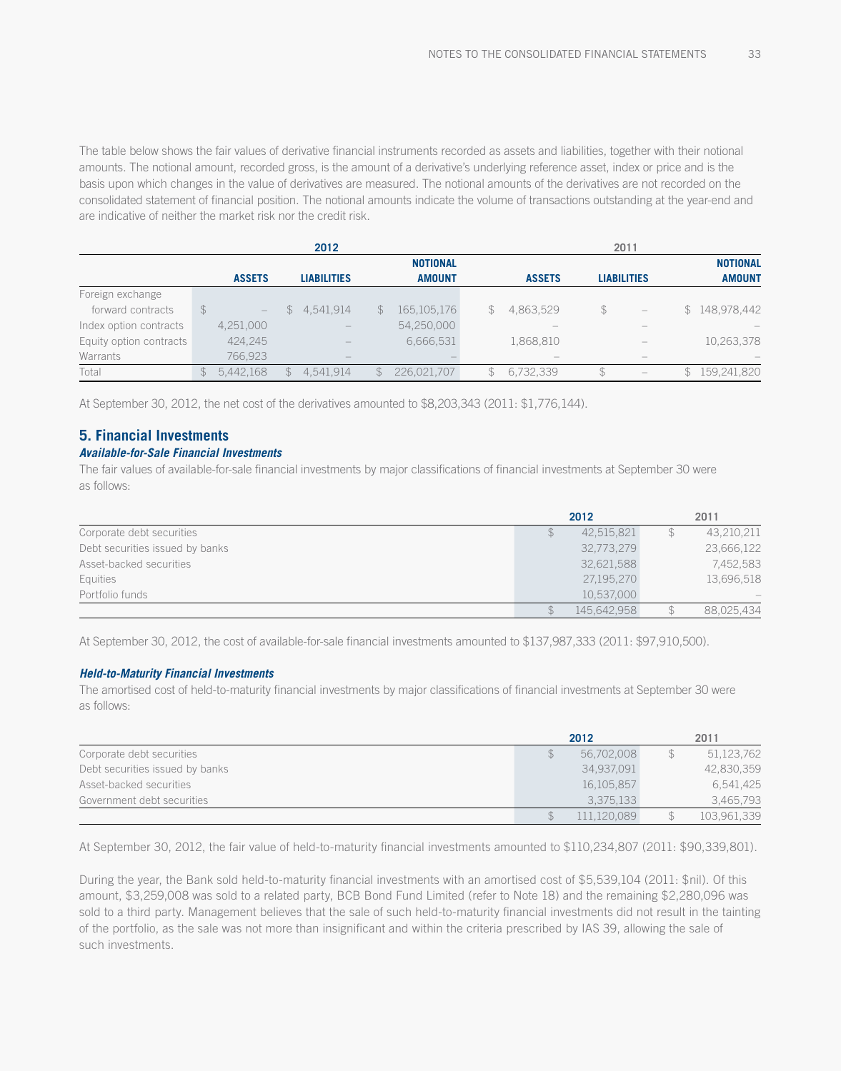The table below shows the fair values of derivative financial instruments recorded as assets and liabilities, together with their notional amounts. The notional amount, recorded gross, is the amount of a derivative's underlying reference asset, index or price and is the basis upon which changes in the value of derivatives are measured. The notional amounts of the derivatives are not recorded on the consolidated statement of financial position. The notional amounts indicate the volume of transactions outstanding at the year-end and are indicative of neither the market risk nor the credit risk.

| | 2012 | | | 2011 | | |
|---|---|---|---|---|---|---|
| | **ASSETS** | **LIABILITIES** | **NOTIONAL AMOUNT** | **ASSETS** | **LIABILITIES** | **NOTIONAL AMOUNT** |
| Foreign exchange forward contracts | $ – | $ 4,541,914 | $ 165,105,176 | $ 4,863,529 | $ – | $ 148,978,442 |
| Index option contracts | 4,251,000 | – | 54,250,000 | – | – | – |
| Equity option contracts | 424,245 | – | 6,666,531 | 1,868,810 | – | 10,263,378 |
| Warrants | 766,923 | – | – | – | – | – |
| Total | $ 5,442,168 | $ 4,541,914 | $ 226,021,707 | $ 6,732,339 | $ – | $ 159,241,820 |

At September 30, 2012, the net cost of the derivatives amounted to $8,203,343 (2011: $1,776,144).

## 5. Financial Investments

### *Available-for-Sale Financial Investments*

The fair values of available-for-sale financial investments by major classifications of financial investments at September 30 were as follows:

| | 2012 | 2011 |
|---|---|---|
| Corporate debt securities | $ 42,515,821 | $ 43,210,211 |
| Debt securities issued by banks | 32,773,279 | 23,666,122 |
| Asset-backed securities | 32,621,588 | 7,452,583 |
| Equities | 27,195,270 | 13,696,518 |
| Portfolio funds | 10,537,000 | – |
| | $ 145,642,958 | $ 88,025,434 |

At September 30, 2012, the cost of available-for-sale financial investments amounted to $137,987,333 (2011: $97,910,500).

### *Held-to-Maturity Financial Investments*

The amortised cost of held-to-maturity financial investments by major classifications of financial investments at September 30 were as follows:

| | 2012 | 2011 |
|---|---|---|
| Corporate debt securities | $ 56,702,008 | $ 51,123,762 |
| Debt securities issued by banks | 34,937,091 | 42,830,359 |
| Asset-backed securities | 16,105,857 | 6,541,425 |
| Government debt securities | 3,375,133 | 3,465,793 |
| | $ 111,120,089 | $ 103,961,339 |

At September 30, 2012, the fair value of held-to-maturity financial investments amounted to $110,234,807 (2011: $90,339,801).

During the year, the Bank sold held-to-maturity financial investments with an amortised cost of $5,539,104 (2011: $nil). Of this amount, $3,259,008 was sold to a related party, BCB Bond Fund Limited (refer to Note 18) and the remaining $2,280,096 was sold to a third party. Management believes that the sale of such held-to-maturity financial investments did not result in the tainting of the portfolio, as the sale was not more than insignificant and within the criteria prescribed by IAS 39, allowing the sale of such investments.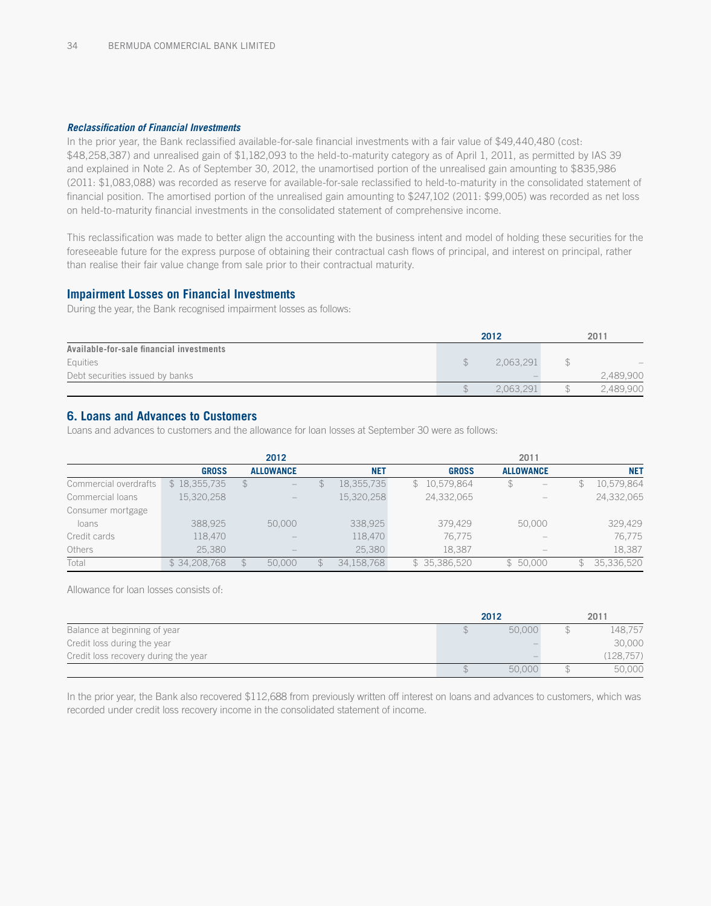***Reclassification of Financial Investments***

In the prior year, the Bank reclassified available-for-sale financial investments with a fair value of $49,440,480 (cost: $48,258,387) and unrealised gain of $1,182,093 to the held-to-maturity category as of April 1, 2011, as permitted by IAS 39 and explained in Note 2. As of September 30, 2012, the unamortised portion of the unrealised gain amounting to $835,986 (2011: $1,083,088) was recorded as reserve for available-for-sale reclassified to held-to-maturity in the consolidated statement of financial position. The amortised portion of the unrealised gain amounting to $247,102 (2011: $99,005) was recorded as net loss on held-to-maturity financial investments in the consolidated statement of comprehensive income.

This reclassification was made to better align the accounting with the business intent and model of holding these securities for the foreseeable future for the express purpose of obtaining their contractual cash flows of principal, and interest on principal, rather than realise their fair value change from sale prior to their contractual maturity.

## Impairment Losses on Financial Investments

During the year, the Bank recognised impairment losses as follows:

| | 2012 | 2011 |
|---|---|---|
| **Available-for-sale financial investments** | | |
| Equities | $ 2,063,291 | $ – |
| Debt securities issued by banks | – | 2,489,900 |
| | $ 2,063,291 | $ 2,489,900 |

## 6. Loans and Advances to Customers

Loans and advances to customers and the allowance for loan losses at September 30 were as follows:

| | 2012 | | | 2011 | | |
|---|---|---|---|---|---|---|
| | **GROSS** | **ALLOWANCE** | **NET** | **GROSS** | **ALLOWANCE** | **NET** |
| Commercial overdrafts | $ 18,355,735 | $ – | $ 18,355,735 | $ 10,579,864 | $ – | $ 10,579,864 |
| Commercial loans | 15,320,258 | – | 15,320,258 | 24,332,065 | – | 24,332,065 |
| Consumer mortgage loans | 388,925 | 50,000 | 338,925 | 379,429 | 50,000 | 329,429 |
| Credit cards | 118,470 | – | 118,470 | 76,775 | – | 76,775 |
| Others | 25,380 | – | 25,380 | 18,387 | – | 18,387 |
| Total | $ 34,208,768 | $ 50,000 | $ 34,158,768 | $ 35,386,520 | $ 50,000 | $ 35,336,520 |

Allowance for loan losses consists of:

| | 2012 | 2011 |
|---|---|---|
| Balance at beginning of year | $ 50,000 | $ 148,757 |
| Credit loss during the year | – | 30,000 |
| Credit loss recovery during the year | – | (128,757) |
| | $ 50,000 | $ 50,000 |

In the prior year, the Bank also recovered $112,688 from previously written off interest on loans and advances to customers, which was recorded under credit loss recovery income in the consolidated statement of income.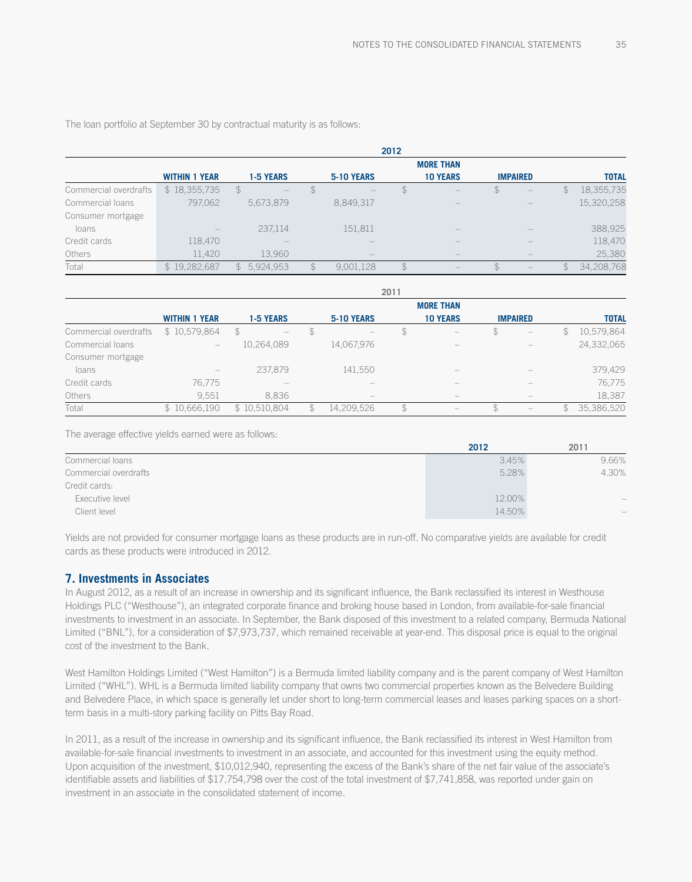The loan portfolio at September 30 by contractual maturity is as follows:

| | 2012 | | | | | |
|---|---|---|---|---|---|---|
| | **WITHIN 1 YEAR** | **1-5 YEARS** | **5-10 YEARS** | **MORE THAN 10 YEARS** | **IMPAIRED** | **TOTAL** |
| Commercial overdrafts | $ 18,355,735 | $ – | $ – | $ – | $ – | $ 18,355,735 |
| Commercial loans | 797,062 | 5,673,879 | 8,849,317 | – | – | 15,320,258 |
| Consumer mortgage loans | – | 237,114 | 151,811 | – | – | 388,925 |
| Credit cards | 118,470 | – | – | – | – | 118,470 |
| Others | 11,420 | 13,960 | – | – | – | 25,380 |
| Total | $ 19,282,687 | $ 5,924,953 | $ 9,001,128 | $ – | $ – | $ 34,208,768 |

| | 2011 | | | | | |
|---|---|---|---|---|---|---|
| | **WITHIN 1 YEAR** | **1-5 YEARS** | **5-10 YEARS** | **MORE THAN 10 YEARS** | **IMPAIRED** | **TOTAL** |
| Commercial overdrafts | $ 10,579,864 | $ – | $ – | $ – | $ – | $ 10,579,864 |
| Commercial loans | – | 10,264,089 | 14,067,976 | – | – | 24,332,065 |
| Consumer mortgage loans | – | 237,879 | 141,550 | – | – | 379,429 |
| Credit cards | 76,775 | – | – | – | – | 76,775 |
| Others | 9,551 | 8,836 | – | – | – | 18,387 |
| Total | $ 10,666,190 | $ 10,510,804 | $ 14,209,526 | $ – | $ – | $ 35,386,520 |

The average effective yields earned were as follows:

| | 2012 | 2011 |
|---|---|---|
| Commercial loans | 3.45% | 9.66% |
| Commercial overdrafts | 5.28% | 4.30% |
| Credit cards: | | |
| Executive level | 12.00% | – |
| Client level | 14.50% | – |

Yields are not provided for consumer mortgage loans as these products are in run-off. No comparative yields are available for credit cards as these products were introduced in 2012.

## 7. Investments in Associates

In August 2012, as a result of an increase in ownership and its significant influence, the Bank reclassified its interest in Westhouse Holdings PLC ("Westhouse"), an integrated corporate finance and broking house based in London, from available-for-sale financial investments to investment in an associate. In September, the Bank disposed of this investment to a related company, Bermuda National Limited ("BNL"), for a consideration of $7,973,737, which remained receivable at year-end. This disposal price is equal to the original cost of the investment to the Bank.

West Hamilton Holdings Limited ("West Hamilton") is a Bermuda limited liability company and is the parent company of West Hamilton Limited ("WHL"). WHL is a Bermuda limited liability company that owns two commercial properties known as the Belvedere Building and Belvedere Place, in which space is generally let under short to long-term commercial leases and leases parking spaces on a short-term basis in a multi-story parking facility on Pitts Bay Road.

In 2011, as a result of the increase in ownership and its significant influence, the Bank reclassified its interest in West Hamilton from available-for-sale financial investments to investment in an associate, and accounted for this investment using the equity method. Upon acquisition of the investment, $10,012,940, representing the excess of the Bank's share of the net fair value of the associate's identifiable assets and liabilities of $17,754,798 over the cost of the total investment of $7,741,858, was reported under gain on investment in an associate in the consolidated statement of income.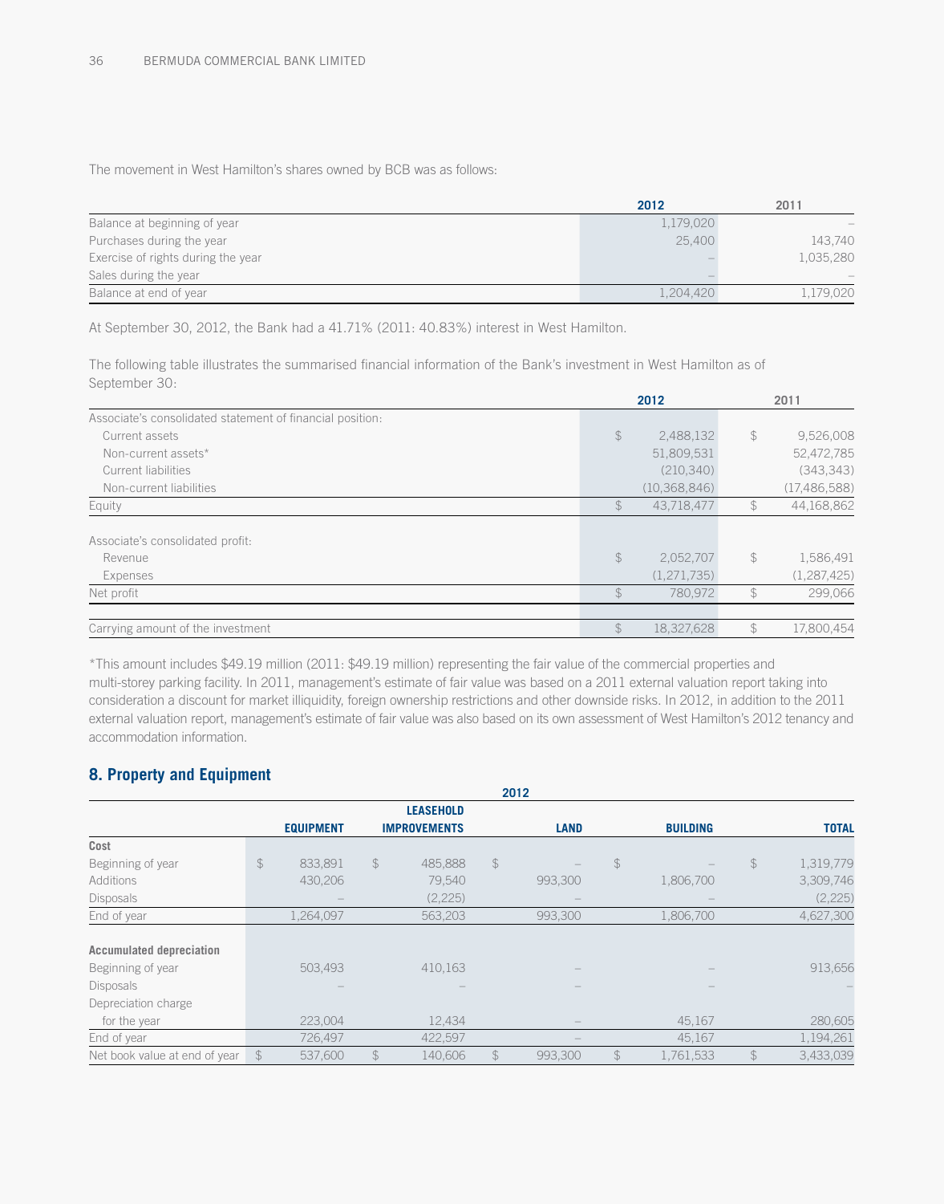The movement in West Hamilton's shares owned by BCB was as follows:

| | 2012 | 2011 |
|---|---|---|
| Balance at beginning of year | 1,179,020 | – |
| Purchases during the year | 25,400 | 143,740 |
| Exercise of rights during the year | – | 1,035,280 |
| Sales during the year | – | – |
| Balance at end of year | 1,204,420 | 1,179,020 |

At September 30, 2012, the Bank had a 41.71% (2011: 40.83%) interest in West Hamilton.

The following table illustrates the summarised financial information of the Bank's investment in West Hamilton as of September 30:

| | 2012 | 2011 |
|---|---|---|
| Associate's consolidated statement of financial position: | | |
| Current assets | $ 2,488,132 | $ 9,526,008 |
| Non-current assets* | 51,809,531 | 52,472,785 |
| Current liabilities | (210,340) | (343,343) |
| Non-current liabilities | (10,368,846) | (17,486,588) |
| Equity | $ 43,718,477 | $ 44,168,862 |
| | | |
| Associate's consolidated profit: | | |
| Revenue | $ 2,052,707 | $ 1,586,491 |
| Expenses | (1,271,735) | (1,287,425) |
| Net profit | $ 780,972 | $ 299,066 |
| | | |
| Carrying amount of the investment | $ 18,327,628 | $ 17,800,454 |

*This amount includes $49.19 million (2011: $49.19 million) representing the fair value of the commercial properties and multi-storey parking facility. In 2011, management's estimate of fair value was based on a 2011 external valuation report taking into consideration a discount for market illiquidity, foreign ownership restrictions and other downside risks. In 2012, in addition to the 2011 external valuation report, management's estimate of fair value was also based on its own assessment of West Hamilton's 2012 tenancy and accommodation information.

## 8. Property and Equipment

| 2012 | EQUIPMENT | LEASEHOLD IMPROVEMENTS | LAND | BUILDING | TOTAL |
|---|---|---|---|---|---|
| **Cost** | | | | | |
| Beginning of year | $ 833,891 | $ 485,888 | $ – | $ – | $ 1,319,779 |
| Additions | 430,206 | 79,540 | 993,300 | 1,806,700 | 3,309,746 |
| Disposals | – | (2,225) | – | – | (2,225) |
| End of year | 1,264,097 | 563,203 | 993,300 | 1,806,700 | 4,627,300 |
| | | | | | |
| **Accumulated depreciation** | | | | | |
| Beginning of year | 503,493 | 410,163 | – | – | 913,656 |
| Disposals | – | – | – | – | – |
| Depreciation charge for the year | 223,004 | 12,434 | – | 45,167 | 280,605 |
| End of year | 726,497 | 422,597 | – | 45,167 | 1,194,261 |
| Net book value at end of year | $ 537,600 | $ 140,606 | $ 993,300 | $ 1,761,533 | $ 3,433,039 |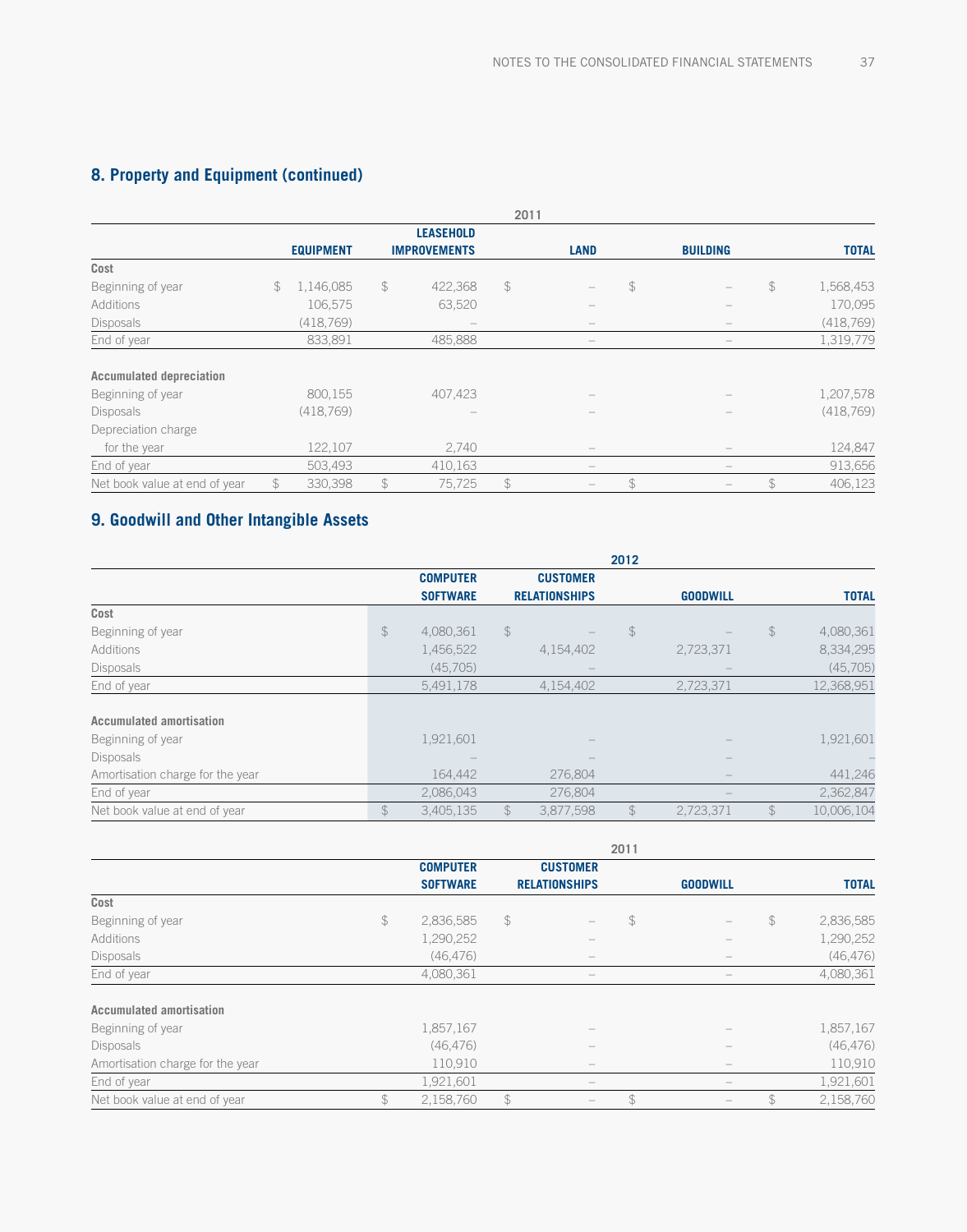## 8. Property and Equipment (continued)

| | 2011 | | | | |
|---|---|---|---|---|---|
| | EQUIPMENT | LEASEHOLD IMPROVEMENTS | LAND | BUILDING | TOTAL |
| **Cost** | | | | | |
| Beginning of year | $ 1,146,085 | $ 422,368 | $ – | $ – | $ 1,568,453 |
| Additions | 106,575 | 63,520 | – | – | 170,095 |
| Disposals | (418,769) | – | – | – | (418,769) |
| End of year | 833,891 | 485,888 | – | – | 1,319,779 |
| **Accumulated depreciation** | | | | | |
| Beginning of year | 800,155 | 407,423 | – | – | 1,207,578 |
| Disposals | (418,769) | – | – | – | (418,769) |
| Depreciation charge for the year | 122,107 | 2,740 | – | – | 124,847 |
| End of year | 503,493 | 410,163 | – | – | 913,656 |
| Net book value at end of year | $ 330,398 | $ 75,725 | $ – | $ – | $ 406,123 |

## 9. Goodwill and Other Intangible Assets

| | 2012 | | | |
|---|---|---|---|---|
| | COMPUTER SOFTWARE | CUSTOMER RELATIONSHIPS | GOODWILL | TOTAL |
| **Cost** | | | | |
| Beginning of year | $ 4,080,361 | $ – | $ – | $ 4,080,361 |
| Additions | 1,456,522 | 4,154,402 | 2,723,371 | 8,334,295 |
| Disposals | (45,705) | – | – | (45,705) |
| End of year | 5,491,178 | 4,154,402 | 2,723,371 | 12,368,951 |
| **Accumulated amortisation** | | | | |
| Beginning of year | 1,921,601 | – | – | 1,921,601 |
| Disposals | – | – | – | – |
| Amortisation charge for the year | 164,442 | 276,804 | – | 441,246 |
| End of year | 2,086,043 | 276,804 | – | 2,362,847 |
| Net book value at end of year | $ 3,405,135 | $ 3,877,598 | $ 2,723,371 | $ 10,006,104 |

| | 2011 | | | |
|---|---|---|---|---|
| | COMPUTER SOFTWARE | CUSTOMER RELATIONSHIPS | GOODWILL | TOTAL |
| **Cost** | | | | |
| Beginning of year | $ 2,836,585 | $ – | $ – | $ 2,836,585 |
| Additions | 1,290,252 | – | – | 1,290,252 |
| Disposals | (46,476) | – | – | (46,476) |
| End of year | 4,080,361 | – | – | 4,080,361 |
| **Accumulated amortisation** | | | | |
| Beginning of year | 1,857,167 | – | – | 1,857,167 |
| Disposals | (46,476) | – | – | (46,476) |
| Amortisation charge for the year | 110,910 | – | – | 110,910 |
| End of year | 1,921,601 | – | – | 1,921,601 |
| Net book value at end of year | $ 2,158,760 | $ – | $ – | $ 2,158,760 |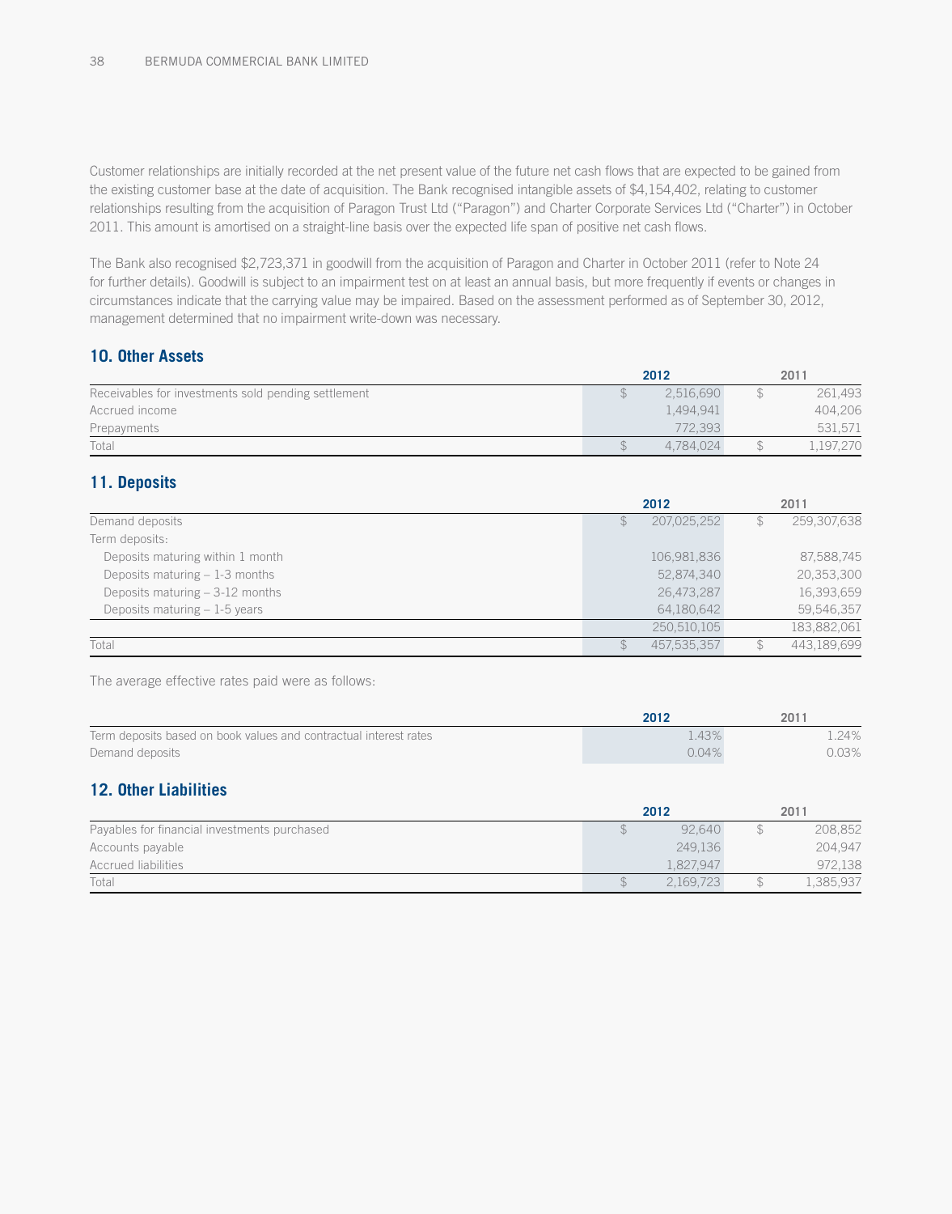Customer relationships are initially recorded at the net present value of the future net cash flows that are expected to be gained from the existing customer base at the date of acquisition. The Bank recognised intangible assets of $4,154,402, relating to customer relationships resulting from the acquisition of Paragon Trust Ltd ("Paragon") and Charter Corporate Services Ltd ("Charter") in October 2011. This amount is amortised on a straight-line basis over the expected life span of positive net cash flows.

The Bank also recognised $2,723,371 in goodwill from the acquisition of Paragon and Charter in October 2011 (refer to Note 24 for further details). Goodwill is subject to an impairment test on at least an annual basis, but more frequently if events or changes in circumstances indicate that the carrying value may be impaired. Based on the assessment performed as of September 30, 2012, management determined that no impairment write-down was necessary.

## 10. Other Assets

| | 2012 | 2011 |
|---|---|---|
| Receivables for investments sold pending settlement | $ 2,516,690 | $ 261,493 |
| Accrued income | 1,494,941 | 404,206 |
| Prepayments | 772,393 | 531,571 |
| Total | $ 4,784,024 | $ 1,197,270 |

## 11. Deposits

| | 2012 | 2011 |
|---|---|---|
| Demand deposits | $ 207,025,252 | $ 259,307,638 |
| Term deposits: | | |
| Deposits maturing within 1 month | 106,981,836 | 87,588,745 |
| Deposits maturing – 1-3 months | 52,874,340 | 20,353,300 |
| Deposits maturing – 3-12 months | 26,473,287 | 16,393,659 |
| Deposits maturing – 1-5 years | 64,180,642 | 59,546,357 |
| | 250,510,105 | 183,882,061 |
| Total | $ 457,535,357 | $ 443,189,699 |

The average effective rates paid were as follows:

| | 2012 | 2011 |
|---|---|---|
| Term deposits based on book values and contractual interest rates | 1.43% | 1.24% |
| Demand deposits | 0.04% | 0.03% |

## 12. Other Liabilities

| | 2012 | 2011 |
|---|---|---|
| Payables for financial investments purchased | $ 92,640 | $ 208,852 |
| Accounts payable | 249,136 | 204,947 |
| Accrued liabilities | 1,827,947 | 972,138 |
| Total | $ 2,169,723 | $ 1,385,937 |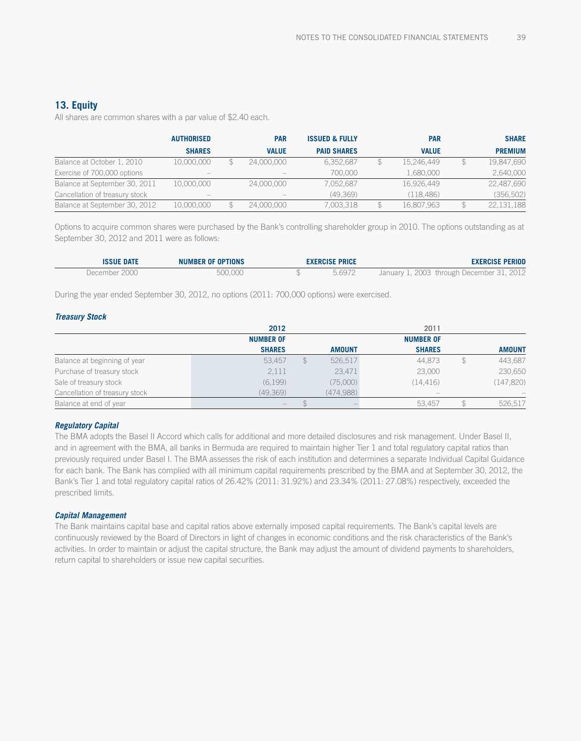## 13. Equity

All shares are common shares with a par value of $2.40 each.

| | AUTHORISED SHARES | PAR VALUE | ISSUED & FULLY PAID SHARES | PAR VALUE | SHARE PREMIUM |
|---|---|---|---|---|---|
| Balance at October 1, 2010 | 10,000,000 | $ 24,000,000 | 6,352,687 | $ 15,246,449 | $ 19,847,690 |
| Exercise of 700,000 options | – | – | 700,000 | 1,680,000 | 2,640,000 |
| Balance at September 30, 2011 | 10,000,000 | 24,000,000 | 7,052,687 | 16,926,449 | 22,487,690 |
| Cancellation of treasury stock | – | – | (49,369) | (118,486) | (356,502) |
| Balance at September 30, 2012 | 10,000,000 | $ 24,000,000 | 7,003,318 | $ 16,807,963 | $ 22,131,188 |

Options to acquire common shares were purchased by the Bank's controlling shareholder group in 2010. The options outstanding as at September 30, 2012 and 2011 were as follows:

| ISSUE DATE | NUMBER OF OPTIONS | EXERCISE PRICE | EXERCISE PERIOD |
|---|---|---|---|
| December 2000 | 500,000 | $ 5.6972 | January 1, 2003 through December 31, 2012 |

During the year ended September 30, 2012, no options (2011: 700,000 options) were exercised.

***Treasury Stock***

| | 2012 | | 2011 | |
|---|---|---|---|---|
| | NUMBER OF SHARES | AMOUNT | NUMBER OF SHARES | AMOUNT |
| Balance at beginning of year | 53,457 | $ 526,517 | 44,873 | $ 443,687 |
| Purchase of treasury stock | 2,111 | 23,471 | 23,000 | 230,650 |
| Sale of treasury stock | (6,199) | (75,000) | (14,416) | (147,820) |
| Cancellation of treasury stock | (49,369) | (474,988) | – | – |
| Balance at end of year | – | $ – | 53,457 | $ 526,517 |

***Regulatory Capital***

The BMA adopts the Basel II Accord which calls for additional and more detailed disclosures and risk management. Under Basel II, and in agreement with the BMA, all banks in Bermuda are required to maintain higher Tier 1 and total regulatory capital ratios than previously required under Basel I. The BMA assesses the risk of each institution and determines a separate Individual Capital Guidance for each bank. The Bank has complied with all minimum capital requirements prescribed by the BMA and at September 30, 2012, the Bank's Tier 1 and total regulatory capital ratios of 26.42% (2011: 31.92%) and 23.34% (2011: 27.08%) respectively, exceeded the prescribed limits.

***Capital Management***

The Bank maintains capital base and capital ratios above externally imposed capital requirements. The Bank's capital levels are continuously reviewed by the Board of Directors in light of changes in economic conditions and the risk characteristics of the Bank's activities. In order to maintain or adjust the capital structure, the Bank may adjust the amount of dividend payments to shareholders, return capital to shareholders or issue new capital securities.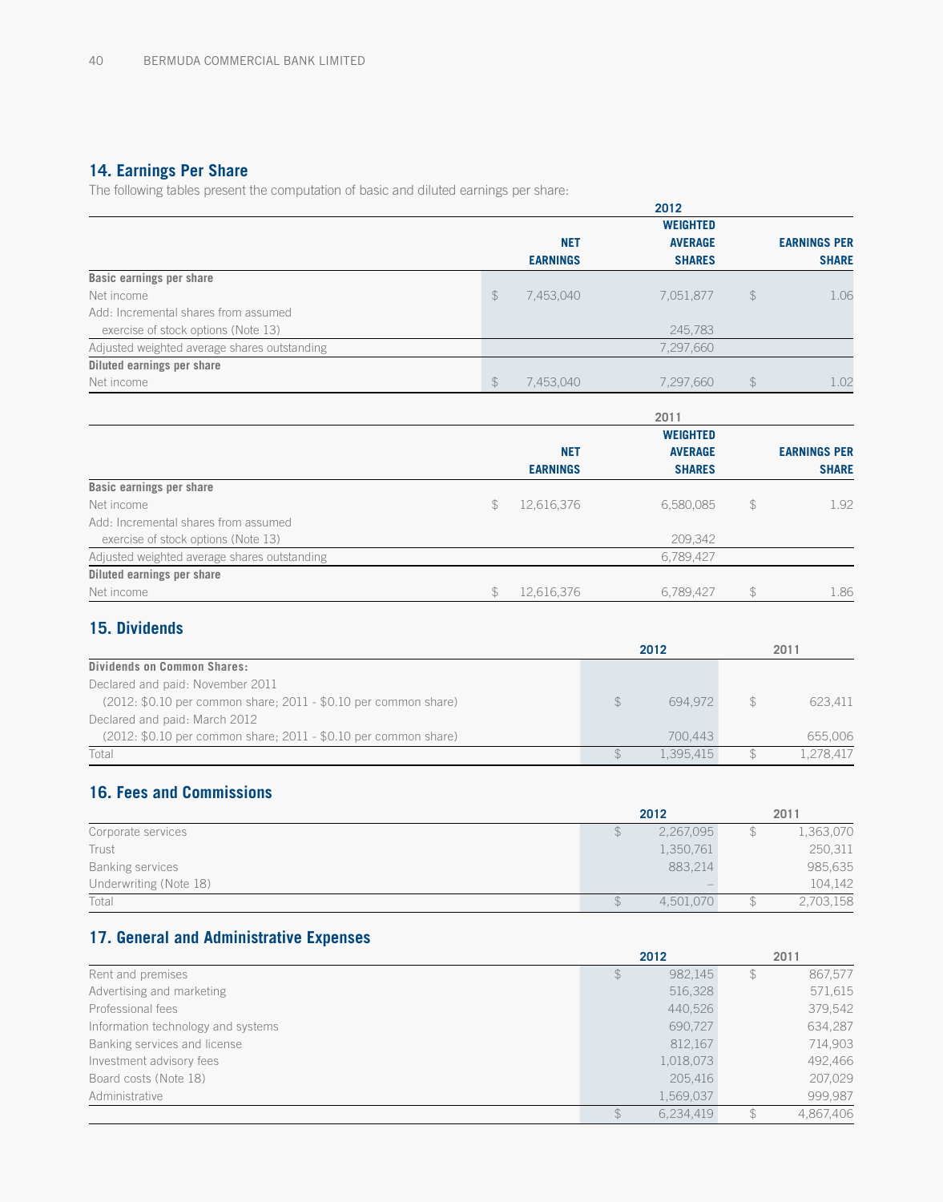## 14. Earnings Per Share

The following tables present the computation of basic and diluted earnings per share:

| | 2012 | | |
|---|---|---|---|
| | NET EARNINGS | WEIGHTED AVERAGE SHARES | EARNINGS PER SHARE |
| **Basic earnings per share** | | | |
| Net income | $ 7,453,040 | 7,051,877 | $ 1.06 |
| Add: Incremental shares from assumed exercise of stock options (Note 13) | | 245,783 | |
| Adjusted weighted average shares outstanding | | 7,297,660 | |
| **Diluted earnings per share** | | | |
| Net income | $ 7,453,040 | 7,297,660 | $ 1.02 |

| | 2011 | | |
|---|---|---|---|
| | NET EARNINGS | WEIGHTED AVERAGE SHARES | EARNINGS PER SHARE |
| **Basic earnings per share** | | | |
| Net income | $ 12,616,376 | 6,580,085 | $ 1.92 |
| Add: Incremental shares from assumed exercise of stock options (Note 13) | | 209,342 | |
| Adjusted weighted average shares outstanding | | 6,789,427 | |
| **Diluted earnings per share** | | | |
| Net income | $ 12,616,376 | 6,789,427 | $ 1.86 |

## 15. Dividends

| | 2012 | 2011 |
|---|---|---|
| **Dividends on Common Shares:** | | |
| Declared and paid: November 2011 (2012: $0.10 per common share; 2011 - $0.10 per common share) | $ 694,972 | $ 623,411 |
| Declared and paid: March 2012 (2012: $0.10 per common share; 2011 - $0.10 per common share) | 700,443 | 655,006 |
| Total | $ 1,395,415 | $ 1,278,417 |

## 16. Fees and Commissions

| | 2012 | 2011 |
|---|---|---|
| Corporate services | $ 2,267,095 | $ 1,363,070 |
| Trust | 1,350,761 | 250,311 |
| Banking services | 883,214 | 985,635 |
| Underwriting (Note 18) | – | 104,142 |
| Total | $ 4,501,070 | $ 2,703,158 |

## 17. General and Administrative Expenses

| | 2012 | 2011 |
|---|---|---|
| Rent and premises | $ 982,145 | $ 867,577 |
| Advertising and marketing | 516,328 | 571,615 |
| Professional fees | 440,526 | 379,542 |
| Information technology and systems | 690,727 | 634,287 |
| Banking services and license | 812,167 | 714,903 |
| Investment advisory fees | 1,018,073 | 492,466 |
| Board costs (Note 18) | 205,416 | 207,029 |
| Administrative | 1,569,037 | 999,987 |
| | $ 6,234,419 | $ 4,867,406 |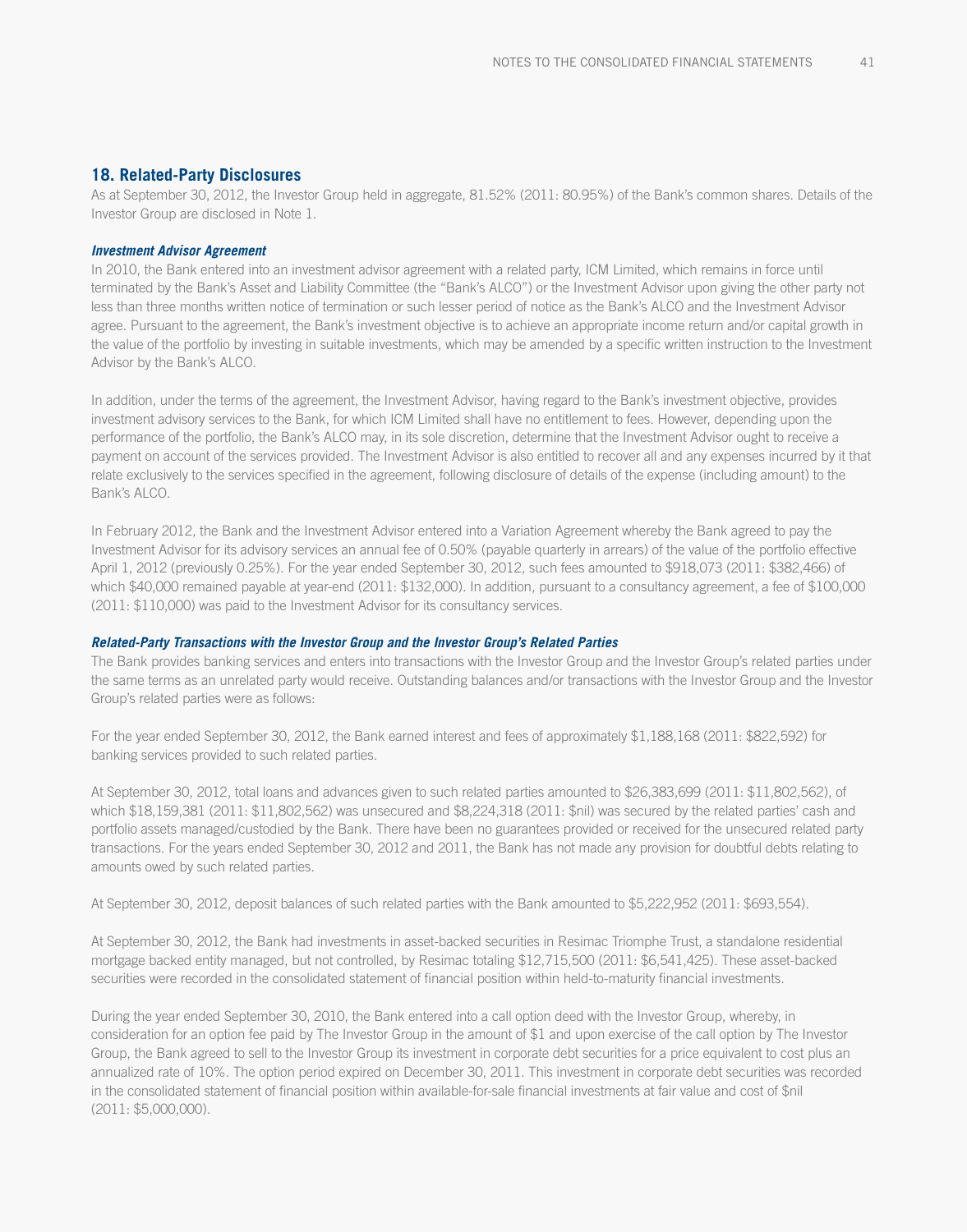## 18. Related-Party Disclosures

As at September 30, 2012, the Investor Group held in aggregate, 81.52% (2011: 80.95%) of the Bank's common shares. Details of the Investor Group are disclosed in Note 1.

### *Investment Advisor Agreement*

In 2010, the Bank entered into an investment advisor agreement with a related party, ICM Limited, which remains in force until terminated by the Bank's Asset and Liability Committee (the "Bank's ALCO") or the Investment Advisor upon giving the other party not less than three months written notice of termination or such lesser period of notice as the Bank's ALCO and the Investment Advisor agree. Pursuant to the agreement, the Bank's investment objective is to achieve an appropriate income return and/or capital growth in the value of the portfolio by investing in suitable investments, which may be amended by a specific written instruction to the Investment Advisor by the Bank's ALCO.

In addition, under the terms of the agreement, the Investment Advisor, having regard to the Bank's investment objective, provides investment advisory services to the Bank, for which ICM Limited shall have no entitlement to fees. However, depending upon the performance of the portfolio, the Bank's ALCO may, in its sole discretion, determine that the Investment Advisor ought to receive a payment on account of the services provided. The Investment Advisor is also entitled to recover all and any expenses incurred by it that relate exclusively to the services specified in the agreement, following disclosure of details of the expense (including amount) to the Bank's ALCO.

In February 2012, the Bank and the Investment Advisor entered into a Variation Agreement whereby the Bank agreed to pay the Investment Advisor for its advisory services an annual fee of 0.50% (payable quarterly in arrears) of the value of the portfolio effective April 1, 2012 (previously 0.25%). For the year ended September 30, 2012, such fees amounted to $918,073 (2011: $382,466) of which $40,000 remained payable at year-end (2011: $132,000). In addition, pursuant to a consultancy agreement, a fee of $100,000 (2011: $110,000) was paid to the Investment Advisor for its consultancy services.

### *Related-Party Transactions with the Investor Group and the Investor Group's Related Parties*

The Bank provides banking services and enters into transactions with the Investor Group and the Investor Group's related parties under the same terms as an unrelated party would receive. Outstanding balances and/or transactions with the Investor Group and the Investor Group's related parties were as follows:

For the year ended September 30, 2012, the Bank earned interest and fees of approximately $1,188,168 (2011: $822,592) for banking services provided to such related parties.

At September 30, 2012, total loans and advances given to such related parties amounted to $26,383,699 (2011: $11,802,562), of which $18,159,381 (2011: $11,802,562) was unsecured and $8,224,318 (2011: $nil) was secured by the related parties' cash and portfolio assets managed/custodied by the Bank. There have been no guarantees provided or received for the unsecured related party transactions. For the years ended September 30, 2012 and 2011, the Bank has not made any provision for doubtful debts relating to amounts owed by such related parties.

At September 30, 2012, deposit balances of such related parties with the Bank amounted to $5,222,952 (2011: $693,554).

At September 30, 2012, the Bank had investments in asset-backed securities in Resimac Triomphe Trust, a standalone residential mortgage backed entity managed, but not controlled, by Resimac totaling $12,715,500 (2011: $6,541,425). These asset-backed securities were recorded in the consolidated statement of financial position within held-to-maturity financial investments.

During the year ended September 30, 2010, the Bank entered into a call option deed with the Investor Group, whereby, in consideration for an option fee paid by The Investor Group in the amount of $1 and upon exercise of the call option by The Investor Group, the Bank agreed to sell to the Investor Group its investment in corporate debt securities for a price equivalent to cost plus an annualized rate of 10%. The option period expired on December 30, 2011. This investment in corporate debt securities was recorded in the consolidated statement of financial position within available-for-sale financial investments at fair value and cost of $nil (2011: $5,000,000).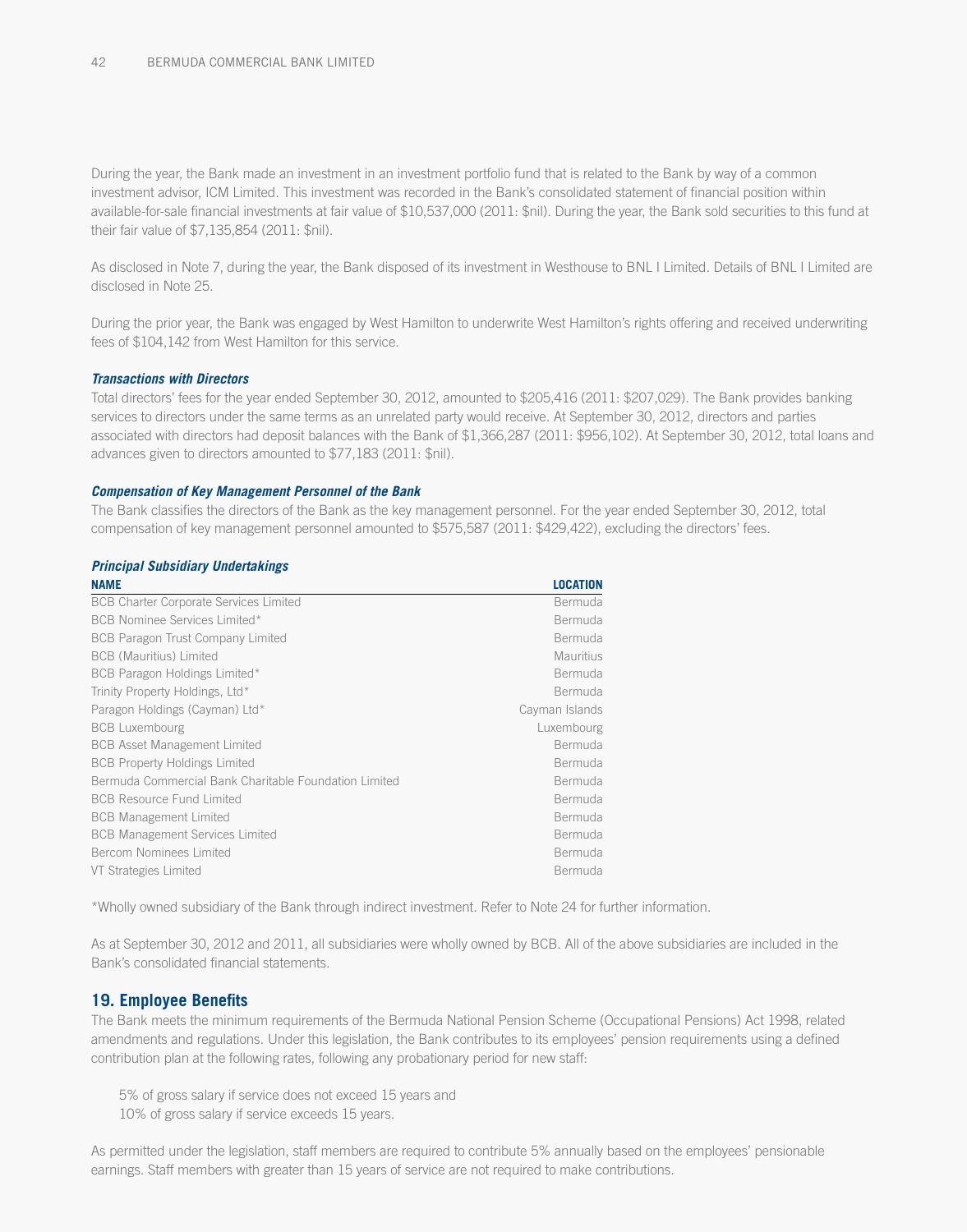During the year, the Bank made an investment in an investment portfolio fund that is related to the Bank by way of a common investment advisor, ICM Limited. This investment was recorded in the Bank's consolidated statement of financial position within available-for-sale financial investments at fair value of $10,537,000 (2011: $nil). During the year, the Bank sold securities to this fund at their fair value of $7,135,854 (2011: $nil).

As disclosed in Note 7, during the year, the Bank disposed of its investment in Westhouse to BNL I Limited. Details of BNL I Limited are disclosed in Note 25.

During the prior year, the Bank was engaged by West Hamilton to underwrite West Hamilton's rights offering and received underwriting fees of $104,142 from West Hamilton for this service.

***Transactions with Directors***

Total directors' fees for the year ended September 30, 2012, amounted to $205,416 (2011: $207,029). The Bank provides banking services to directors under the same terms as an unrelated party would receive. At September 30, 2012, directors and parties associated with directors had deposit balances with the Bank of $1,366,287 (2011: $956,102). At September 30, 2012, total loans and advances given to directors amounted to $77,183 (2011: $nil).

***Compensation of Key Management Personnel of the Bank***

The Bank classifies the directors of the Bank as the key management personnel. For the year ended September 30, 2012, total compensation of key management personnel amounted to $575,587 (2011: $429,422), excluding the directors' fees.

***Principal Subsidiary Undertakings***

| NAME | LOCATION |
|---|---|
| BCB Charter Corporate Services Limited | Bermuda |
| BCB Nominee Services Limited* | Bermuda |
| BCB Paragon Trust Company Limited | Bermuda |
| BCB (Mauritius) Limited | Mauritius |
| BCB Paragon Holdings Limited* | Bermuda |
| Trinity Property Holdings, Ltd* | Bermuda |
| Paragon Holdings (Cayman) Ltd* | Cayman Islands |
| BCB Luxembourg | Luxembourg |
| BCB Asset Management Limited | Bermuda |
| BCB Property Holdings Limited | Bermuda |
| Bermuda Commercial Bank Charitable Foundation Limited | Bermuda |
| BCB Resource Fund Limited | Bermuda |
| BCB Management Limited | Bermuda |
| BCB Management Services Limited | Bermuda |
| Bercom Nominees Limited | Bermuda |
| VT Strategies Limited | Bermuda |

*Wholly owned subsidiary of the Bank through indirect investment. Refer to Note 24 for further information.

As at September 30, 2012 and 2011, all subsidiaries were wholly owned by BCB. All of the above subsidiaries are included in the Bank's consolidated financial statements.

## 19. Employee Benefits

The Bank meets the minimum requirements of the Bermuda National Pension Scheme (Occupational Pensions) Act 1998, related amendments and regulations. Under this legislation, the Bank contributes to its employees' pension requirements using a defined contribution plan at the following rates, following any probationary period for new staff:

5% of gross salary if service does not exceed 15 years and
10% of gross salary if service exceeds 15 years.

As permitted under the legislation, staff members are required to contribute 5% annually based on the employees' pensionable earnings. Staff members with greater than 15 years of service are not required to make contributions.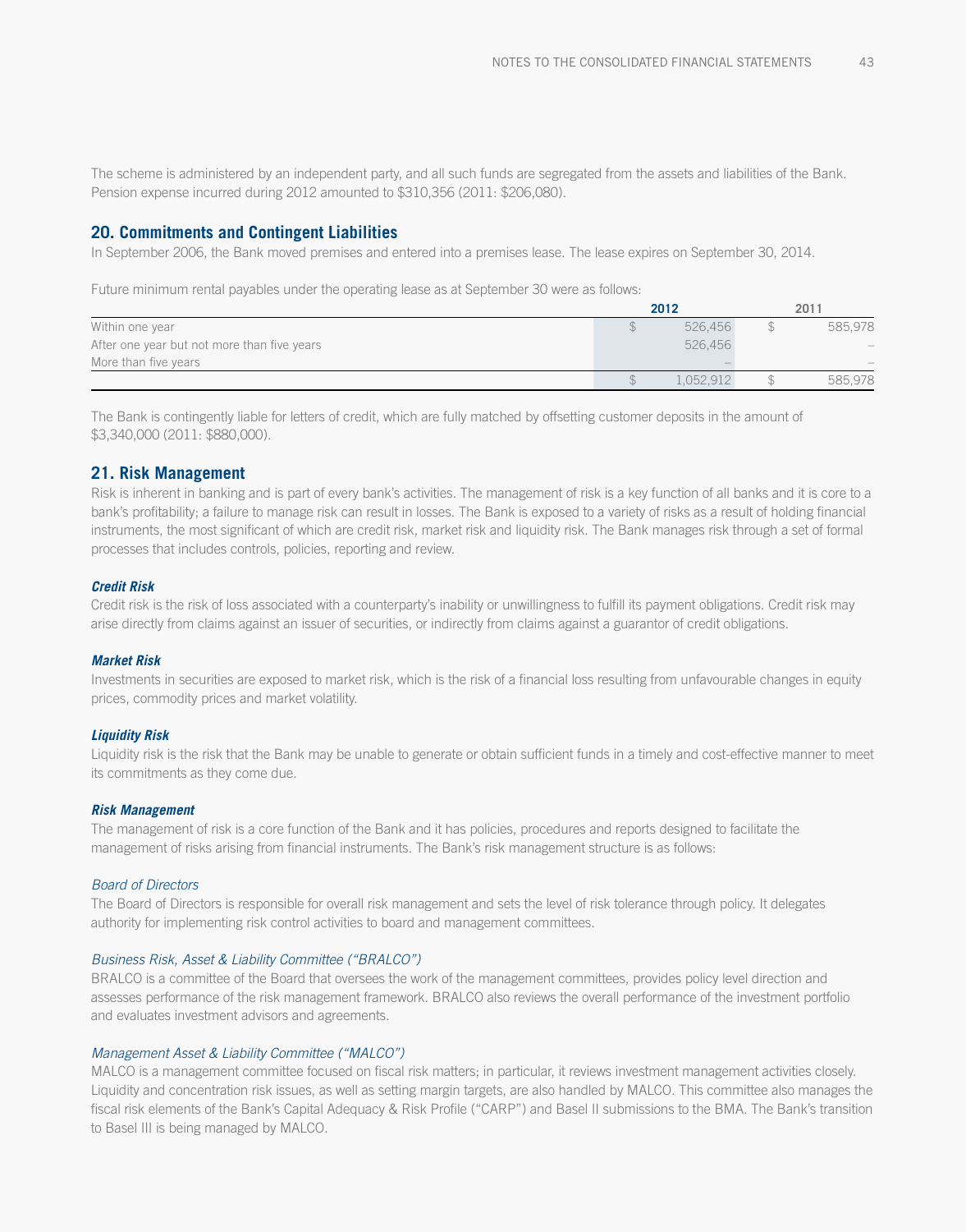The scheme is administered by an independent party, and all such funds are segregated from the assets and liabilities of the Bank. Pension expense incurred during 2012 amounted to $310,356 (2011: $206,080).

## 20. Commitments and Contingent Liabilities

In September 2006, the Bank moved premises and entered into a premises lease. The lease expires on September 30, 2014.

Future minimum rental payables under the operating lease as at September 30 were as follows:

| | 2012 | 2011 |
|---|---|---|
| Within one year | $ 526,456 | $ 585,978 |
| After one year but not more than five years | 526,456 | – |
| More than five years | – | – |
| | $ 1,052,912 | $ 585,978 |

The Bank is contingently liable for letters of credit, which are fully matched by offsetting customer deposits in the amount of $3,340,000 (2011: $880,000).

## 21. Risk Management

Risk is inherent in banking and is part of every bank's activities. The management of risk is a key function of all banks and it is core to a bank's profitability; a failure to manage risk can result in losses. The Bank is exposed to a variety of risks as a result of holding financial instruments, the most significant of which are credit risk, market risk and liquidity risk. The Bank manages risk through a set of formal processes that includes controls, policies, reporting and review.

### *Credit Risk*

Credit risk is the risk of loss associated with a counterparty's inability or unwillingness to fulfill its payment obligations. Credit risk may arise directly from claims against an issuer of securities, or indirectly from claims against a guarantor of credit obligations.

### *Market Risk*

Investments in securities are exposed to market risk, which is the risk of a financial loss resulting from unfavourable changes in equity prices, commodity prices and market volatility.

### *Liquidity Risk*

Liquidity risk is the risk that the Bank may be unable to generate or obtain sufficient funds in a timely and cost-effective manner to meet its commitments as they come due.

### *Risk Management*

The management of risk is a core function of the Bank and it has policies, procedures and reports designed to facilitate the management of risks arising from financial instruments. The Bank's risk management structure is as follows:

*Board of Directors*

The Board of Directors is responsible for overall risk management and sets the level of risk tolerance through policy. It delegates authority for implementing risk control activities to board and management committees.

*Business Risk, Asset & Liability Committee ("BRALCO")*

BRALCO is a committee of the Board that oversees the work of the management committees, provides policy level direction and assesses performance of the risk management framework. BRALCO also reviews the overall performance of the investment portfolio and evaluates investment advisors and agreements.

*Management Asset & Liability Committee ("MALCO")*

MALCO is a management committee focused on fiscal risk matters; in particular, it reviews investment management activities closely. Liquidity and concentration risk issues, as well as setting margin targets, are also handled by MALCO. This committee also manages the fiscal risk elements of the Bank's Capital Adequacy & Risk Profile ("CARP") and Basel II submissions to the BMA. The Bank's transition to Basel III is being managed by MALCO.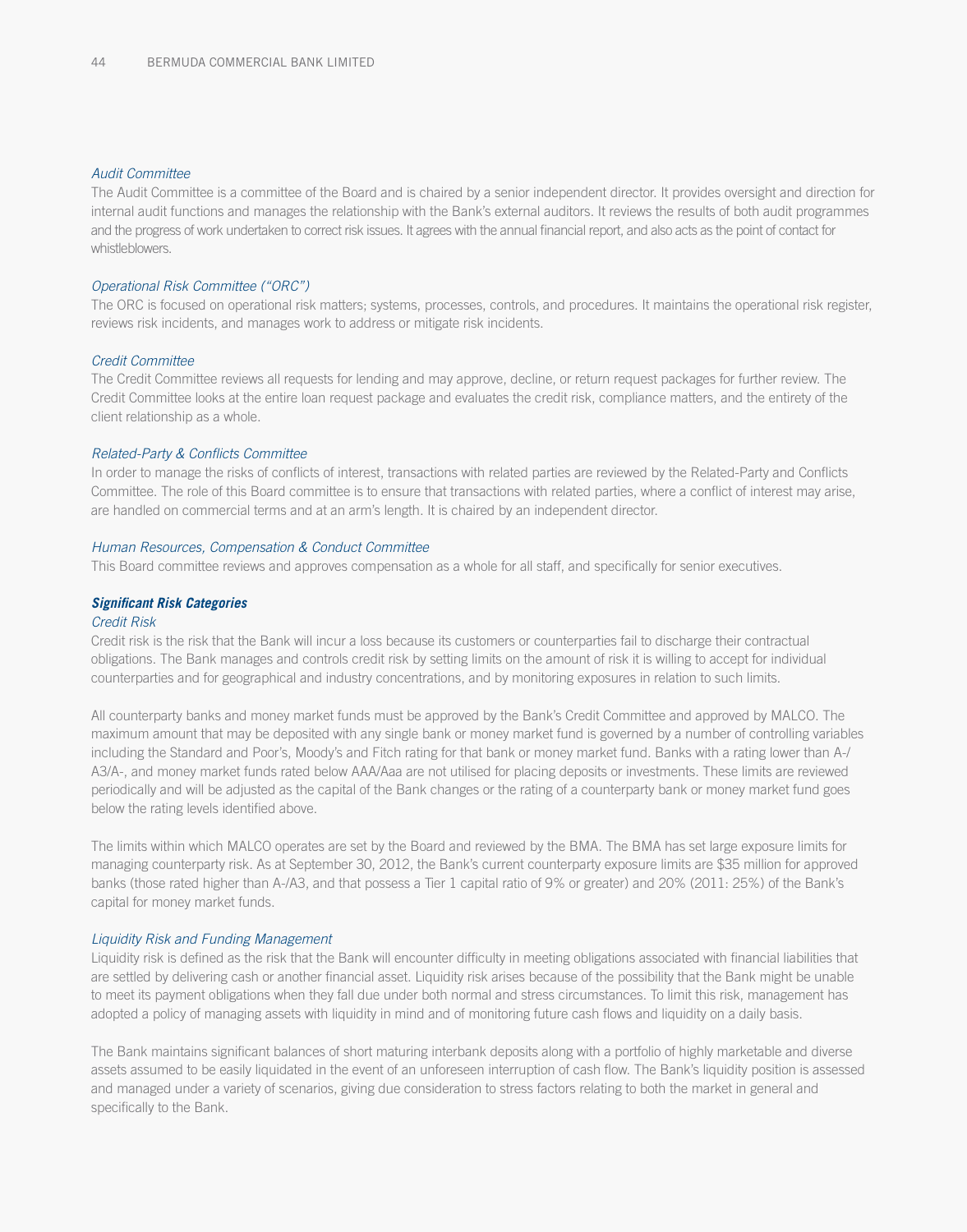*Audit Committee*

The Audit Committee is a committee of the Board and is chaired by a senior independent director. It provides oversight and direction for internal audit functions and manages the relationship with the Bank's external auditors. It reviews the results of both audit programmes and the progress of work undertaken to correct risk issues. It agrees with the annual financial report, and also acts as the point of contact for whistleblowers.

*Operational Risk Committee ("ORC")*

The ORC is focused on operational risk matters; systems, processes, controls, and procedures. It maintains the operational risk register, reviews risk incidents, and manages work to address or mitigate risk incidents.

*Credit Committee*

The Credit Committee reviews all requests for lending and may approve, decline, or return request packages for further review. The Credit Committee looks at the entire loan request package and evaluates the credit risk, compliance matters, and the entirety of the client relationship as a whole.

*Related-Party & Conflicts Committee*

In order to manage the risks of conflicts of interest, transactions with related parties are reviewed by the Related-Party and Conflicts Committee. The role of this Board committee is to ensure that transactions with related parties, where a conflict of interest may arise, are handled on commercial terms and at an arm's length. It is chaired by an independent director.

*Human Resources, Compensation & Conduct Committee*

This Board committee reviews and approves compensation as a whole for all staff, and specifically for senior executives.

***Significant Risk Categories***

*Credit Risk*

Credit risk is the risk that the Bank will incur a loss because its customers or counterparties fail to discharge their contractual obligations. The Bank manages and controls credit risk by setting limits on the amount of risk it is willing to accept for individual counterparties and for geographical and industry concentrations, and by monitoring exposures in relation to such limits.

All counterparty banks and money market funds must be approved by the Bank's Credit Committee and approved by MALCO. The maximum amount that may be deposited with any single bank or money market fund is governed by a number of controlling variables including the Standard and Poor's, Moody's and Fitch rating for that bank or money market fund. Banks with a rating lower than A-/A3/A-, and money market funds rated below AAA/Aaa are not utilised for placing deposits or investments. These limits are reviewed periodically and will be adjusted as the capital of the Bank changes or the rating of a counterparty bank or money market fund goes below the rating levels identified above.

The limits within which MALCO operates are set by the Board and reviewed by the BMA. The BMA has set large exposure limits for managing counterparty risk. As at September 30, 2012, the Bank's current counterparty exposure limits are $35 million for approved banks (those rated higher than A-/A3, and that possess a Tier 1 capital ratio of 9% or greater) and 20% (2011: 25%) of the Bank's capital for money market funds.

*Liquidity Risk and Funding Management*

Liquidity risk is defined as the risk that the Bank will encounter difficulty in meeting obligations associated with financial liabilities that are settled by delivering cash or another financial asset. Liquidity risk arises because of the possibility that the Bank might be unable to meet its payment obligations when they fall due under both normal and stress circumstances. To limit this risk, management has adopted a policy of managing assets with liquidity in mind and of monitoring future cash flows and liquidity on a daily basis.

The Bank maintains significant balances of short maturing interbank deposits along with a portfolio of highly marketable and diverse assets assumed to be easily liquidated in the event of an unforeseen interruption of cash flow. The Bank's liquidity position is assessed and managed under a variety of scenarios, giving due consideration to stress factors relating to both the market in general and specifically to the Bank.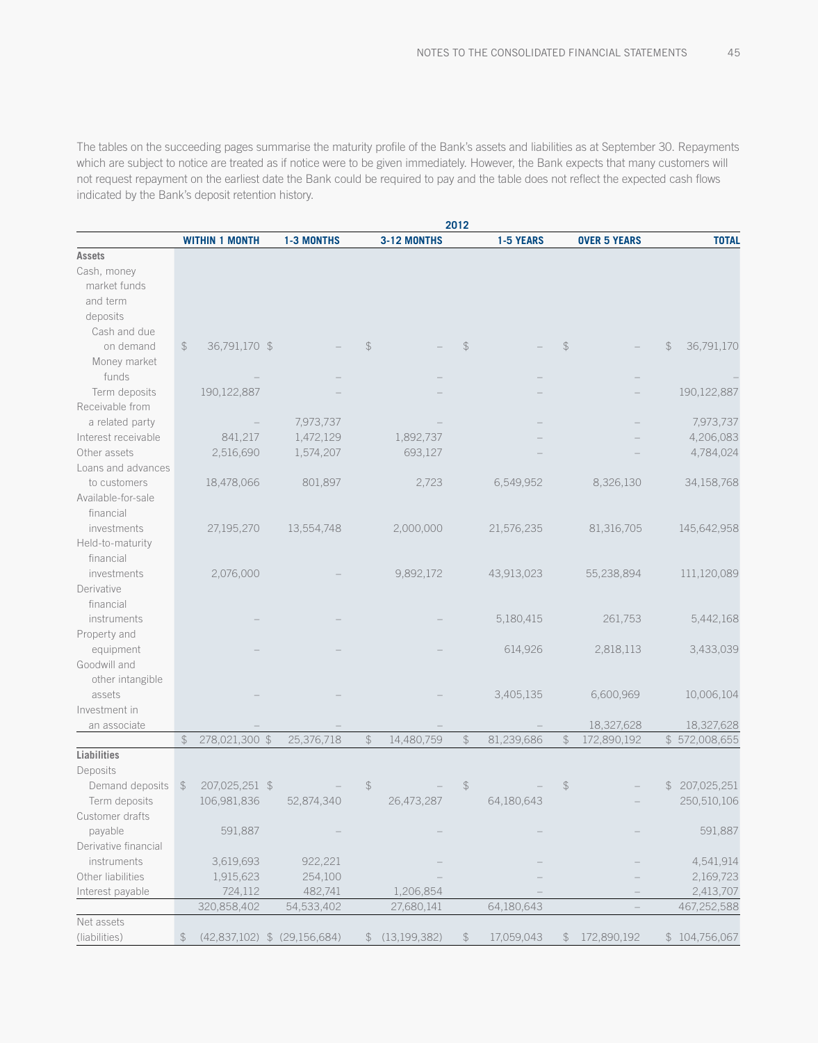The tables on the succeeding pages summarise the maturity profile of the Bank's assets and liabilities as at September 30. Repayments which are subject to notice are treated as if notice were to be given immediately. However, the Bank expects that many customers will not request repayment on the earliest date the Bank could be required to pay and the table does not reflect the expected cash flows indicated by the Bank's deposit retention history.

| | 2012 | | | | | |
|---|---|---|---|---|---|---|
| | **WITHIN 1 MONTH** | **1-3 MONTHS** | **3-12 MONTHS** | **1-5 YEARS** | **OVER 5 YEARS** | **TOTAL** |
| **Assets** | | | | | | |
| Cash, money market funds and term deposits | | | | | | |
| Cash and due on demand | $ 36,791,170 | $ – | $ – | $ – | $ – | $ 36,791,170 |
| Money market funds | – | – | – | – | – | – |
| Term deposits | 190,122,887 | – | – | – | – | 190,122,887 |
| Receivable from a related party | – | 7,973,737 | – | – | – | 7,973,737 |
| Interest receivable | 841,217 | 1,472,129 | 1,892,737 | – | – | 4,206,083 |
| Other assets | 2,516,690 | 1,574,207 | 693,127 | – | – | 4,784,024 |
| Loans and advances to customers | 18,478,066 | 801,897 | 2,723 | 6,549,952 | 8,326,130 | 34,158,768 |
| Available-for-sale financial investments | 27,195,270 | 13,554,748 | 2,000,000 | 21,576,235 | 81,316,705 | 145,642,958 |
| Held-to-maturity financial investments | 2,076,000 | – | 9,892,172 | 43,913,023 | 55,238,894 | 111,120,089 |
| Derivative financial instruments | – | – | – | 5,180,415 | 261,753 | 5,442,168 |
| Property and equipment | – | – | – | 614,926 | 2,818,113 | 3,433,039 |
| Goodwill and other intangible assets | – | – | – | 3,405,135 | 6,600,969 | 10,006,104 |
| Investment in an associate | – | – | – | – | 18,327,628 | 18,327,628 |
| | $ 278,021,300 | $ 25,376,718 | $ 14,480,759 | $ 81,239,686 | $ 172,890,192 | $ 572,008,655 |
| **Liabilities** | | | | | | |
| Deposits | | | | | | |
| Demand deposits | $ 207,025,251 | $ – | $ – | $ – | $ – | $ 207,025,251 |
| Term deposits | 106,981,836 | 52,874,340 | 26,473,287 | 64,180,643 | – | 250,510,106 |
| Customer drafts payable | 591,887 | – | – | – | – | 591,887 |
| Derivative financial instruments | 3,619,693 | 922,221 | – | – | – | 4,541,914 |
| Other liabilities | 1,915,623 | 254,100 | – | – | – | 2,169,723 |
| Interest payable | 724,112 | 482,741 | 1,206,854 | – | – | 2,413,707 |
| | 320,858,402 | 54,533,402 | 27,680,141 | 64,180,643 | – | 467,252,588 |
| Net assets (liabilities) | $ (42,837,102) | $ (29,156,684) | $ (13,199,382) | $ 17,059,043 | $ 172,890,192 | $ 104,756,067 |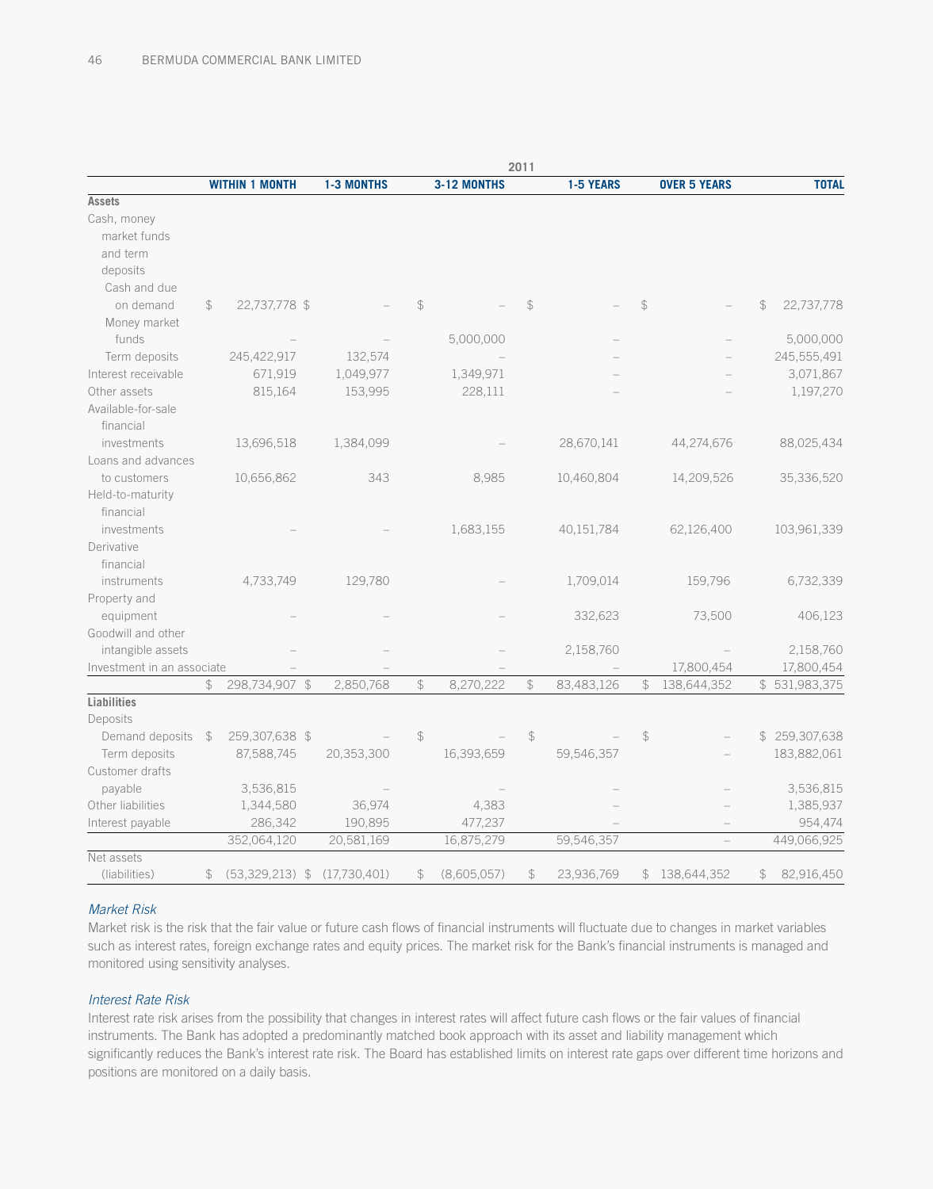| | 2011 | | | | | |
|---|---|---|---|---|---|---|
| | WITHIN 1 MONTH | 1-3 MONTHS | 3-12 MONTHS | 1-5 YEARS | OVER 5 YEARS | TOTAL |
| **Assets** | | | | | | |
| Cash, money market funds and term deposits | | | | | | |
| Cash and due on demand | $ 22,737,778 | $ – | $ – | $ – | $ – | $ 22,737,778 |
| Money market funds | – | – | 5,000,000 | – | – | 5,000,000 |
| Term deposits | 245,422,917 | 132,574 | – | – | – | 245,555,491 |
| Interest receivable | 671,919 | 1,049,977 | 1,349,971 | – | – | 3,071,867 |
| Other assets | 815,164 | 153,995 | 228,111 | – | – | 1,197,270 |
| Available-for-sale financial investments | 13,696,518 | 1,384,099 | – | 28,670,141 | 44,274,676 | 88,025,434 |
| Loans and advances to customers | 10,656,862 | 343 | 8,985 | 10,460,804 | 14,209,526 | 35,336,520 |
| Held-to-maturity financial investments | – | – | 1,683,155 | 40,151,784 | 62,126,400 | 103,961,339 |
| Derivative financial instruments | 4,733,749 | 129,780 | – | 1,709,014 | 159,796 | 6,732,339 |
| Property and equipment | – | – | – | 332,623 | 73,500 | 406,123 |
| Goodwill and other intangible assets | – | – | – | 2,158,760 | – | 2,158,760 |
| Investment in an associate | – | – | – | – | 17,800,454 | 17,800,454 |
| | $ 298,734,907 | $ 2,850,768 | $ 8,270,222 | $ 83,483,126 | $ 138,644,352 | $ 531,983,375 |
| **Liabilities** | | | | | | |
| Deposits | | | | | | |
| Demand deposits | $ 259,307,638 | $ – | $ – | $ – | $ – | $ 259,307,638 |
| Term deposits | 87,588,745 | 20,353,300 | 16,393,659 | 59,546,357 | – | 183,882,061 |
| Customer drafts payable | 3,536,815 | – | – | – | – | 3,536,815 |
| Other liabilities | 1,344,580 | 36,974 | 4,383 | – | – | 1,385,937 |
| Interest payable | 286,342 | 190,895 | 477,237 | – | – | 954,474 |
| | 352,064,120 | 20,581,169 | 16,875,279 | 59,546,357 | – | 449,066,925 |
| Net assets (liabilities) | $ (53,329,213) | $ (17,730,401) | $ (8,605,057) | $ 23,936,769 | $ 138,644,352 | $ 82,916,450 |

*Market Risk*

Market risk is the risk that the fair value or future cash flows of financial instruments will fluctuate due to changes in market variables such as interest rates, foreign exchange rates and equity prices. The market risk for the Bank's financial instruments is managed and monitored using sensitivity analyses.

*Interest Rate Risk*

Interest rate risk arises from the possibility that changes in interest rates will affect future cash flows or the fair values of financial instruments. The Bank has adopted a predominantly matched book approach with its asset and liability management which significantly reduces the Bank's interest rate risk. The Board has established limits on interest rate gaps over different time horizons and positions are monitored on a daily basis.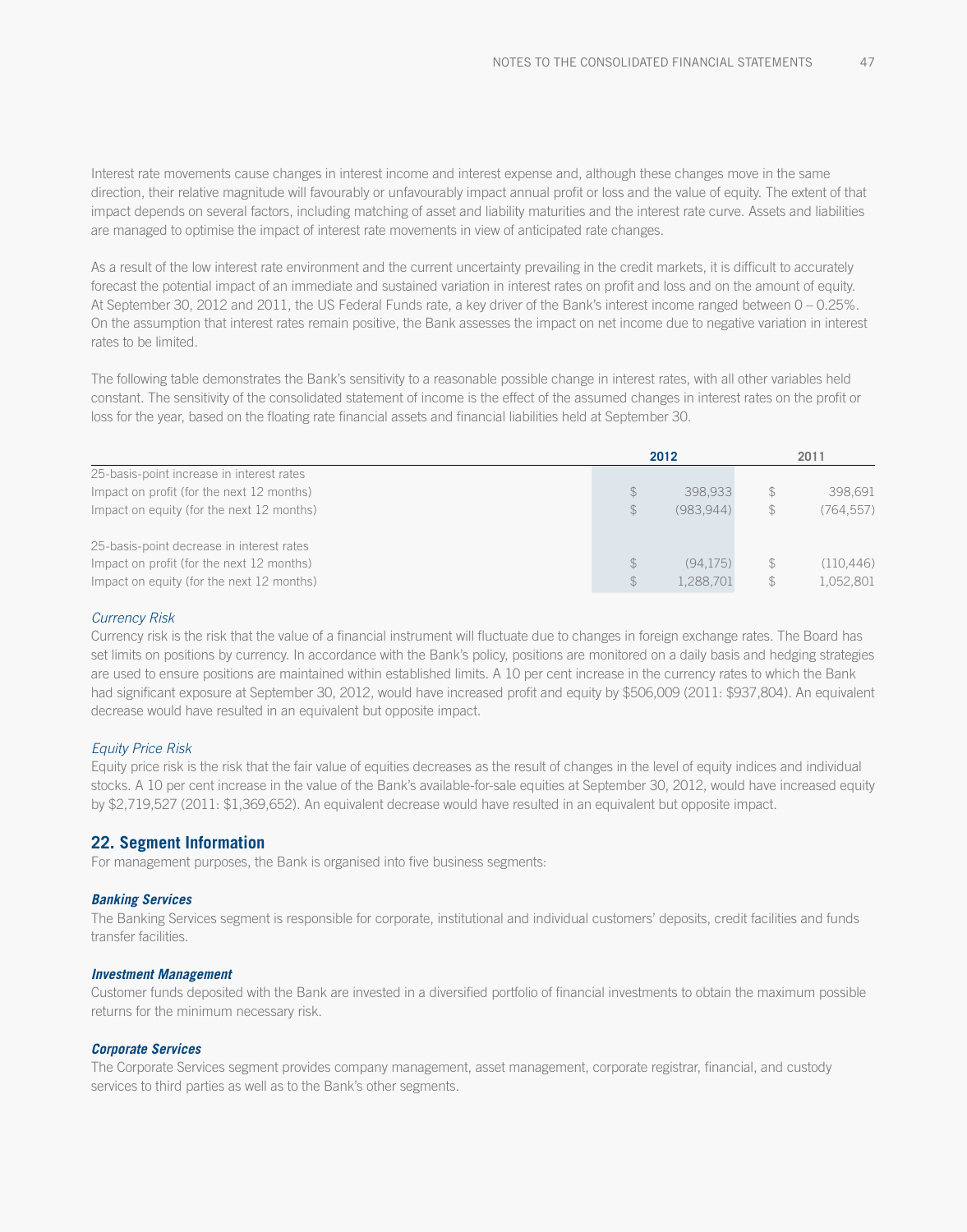Interest rate movements cause changes in interest income and interest expense and, although these changes move in the same direction, their relative magnitude will favourably or unfavourably impact annual profit or loss and the value of equity. The extent of that impact depends on several factors, including matching of asset and liability maturities and the interest rate curve. Assets and liabilities are managed to optimise the impact of interest rate movements in view of anticipated rate changes.

As a result of the low interest rate environment and the current uncertainty prevailing in the credit markets, it is difficult to accurately forecast the potential impact of an immediate and sustained variation in interest rates on profit and loss and on the amount of equity. At September 30, 2012 and 2011, the US Federal Funds rate, a key driver of the Bank's interest income ranged between 0 – 0.25%. On the assumption that interest rates remain positive, the Bank assesses the impact on net income due to negative variation in interest rates to be limited.

The following table demonstrates the Bank's sensitivity to a reasonable possible change in interest rates, with all other variables held constant. The sensitivity of the consolidated statement of income is the effect of the assumed changes in interest rates on the profit or loss for the year, based on the floating rate financial assets and financial liabilities held at September 30.

| | 2012 | 2011 |
|---|---|---|
| 25-basis-point increase in interest rates | | |
| Impact on profit (for the next 12 months) | $ 398,933 | $ 398,691 |
| Impact on equity (for the next 12 months) | $ (983,944) | $ (764,557) |
| | | |
| 25-basis-point decrease in interest rates | | |
| Impact on profit (for the next 12 months) | $ (94,175) | $ (110,446) |
| Impact on equity (for the next 12 months) | $ 1,288,701 | $ 1,052,801 |

*Currency Risk*

Currency risk is the risk that the value of a financial instrument will fluctuate due to changes in foreign exchange rates. The Board has set limits on positions by currency. In accordance with the Bank's policy, positions are monitored on a daily basis and hedging strategies are used to ensure positions are maintained within established limits. A 10 per cent increase in the currency rates to which the Bank had significant exposure at September 30, 2012, would have increased profit and equity by $506,009 (2011: $937,804). An equivalent decrease would have resulted in an equivalent but opposite impact.

*Equity Price Risk*

Equity price risk is the risk that the fair value of equities decreases as the result of changes in the level of equity indices and individual stocks. A 10 per cent increase in the value of the Bank's available-for-sale equities at September 30, 2012, would have increased equity by $2,719,527 (2011: $1,369,652). An equivalent decrease would have resulted in an equivalent but opposite impact.

## 22. Segment Information

For management purposes, the Bank is organised into five business segments:

***Banking Services***

The Banking Services segment is responsible for corporate, institutional and individual customers' deposits, credit facilities and funds transfer facilities.

***Investment Management***

Customer funds deposited with the Bank are invested in a diversified portfolio of financial investments to obtain the maximum possible returns for the minimum necessary risk.

***Corporate Services***

The Corporate Services segment provides company management, asset management, corporate registrar, financial, and custody services to third parties as well as to the Bank's other segments.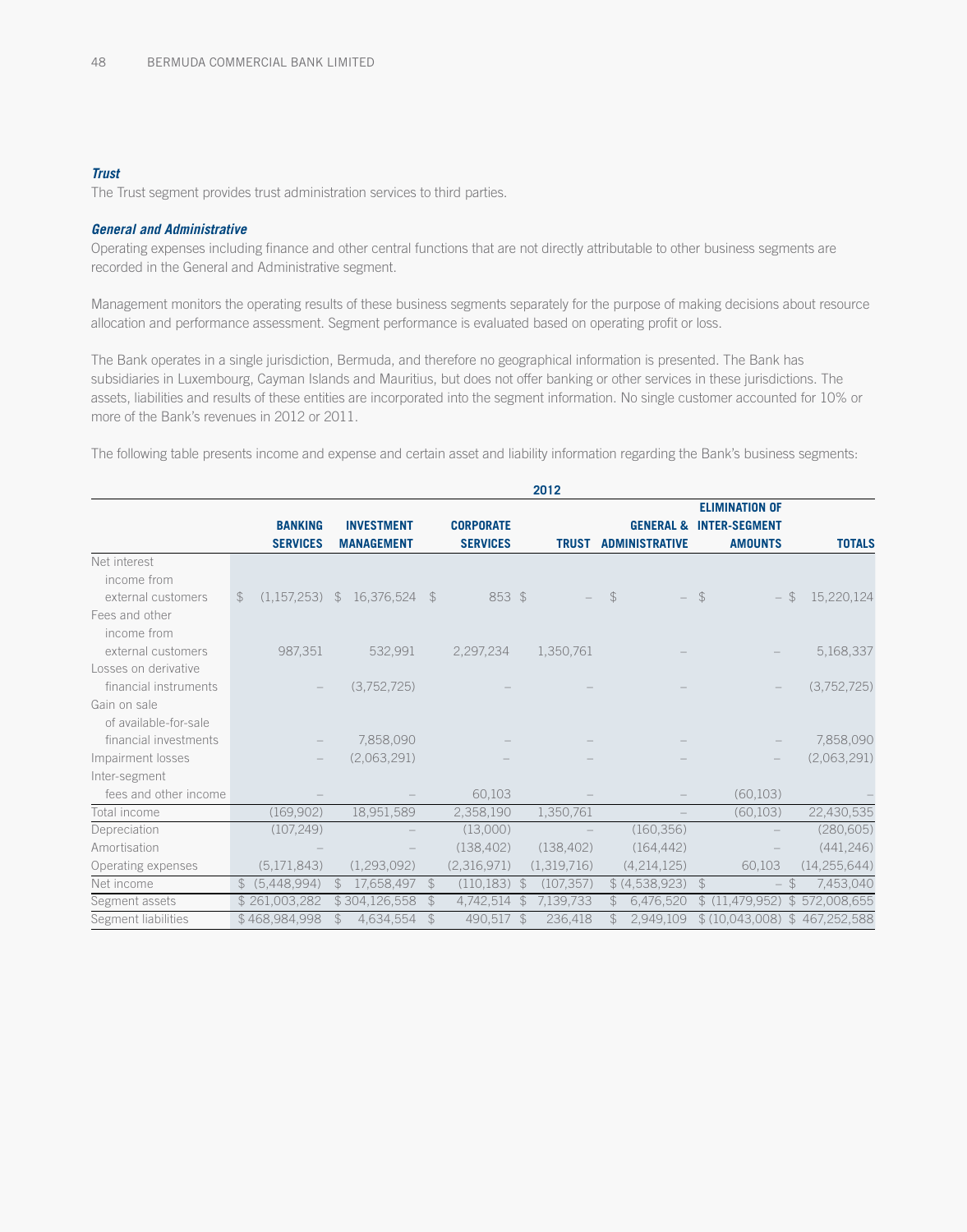### *Trust*

The Trust segment provides trust administration services to third parties.

### *General and Administrative*

Operating expenses including finance and other central functions that are not directly attributable to other business segments are recorded in the General and Administrative segment.

Management monitors the operating results of these business segments separately for the purpose of making decisions about resource allocation and performance assessment. Segment performance is evaluated based on operating profit or loss.

The Bank operates in a single jurisdiction, Bermuda, and therefore no geographical information is presented. The Bank has subsidiaries in Luxembourg, Cayman Islands and Mauritius, but does not offer banking or other services in these jurisdictions. The assets, liabilities and results of these entities are incorporated into the segment information. No single customer accounted for 10% or more of the Bank's revenues in 2012 or 2011.

The following table presents income and expense and certain asset and liability information regarding the Bank's business segments:

| | 2012 | | | | | | |
|---|---|---|---|---|---|---|---|
| | BANKING SERVICES | INVESTMENT MANAGEMENT | CORPORATE SERVICES | TRUST | GENERAL & ADMINISTRATIVE | ELIMINATION OF INTER-SEGMENT AMOUNTS | TOTALS |
| Net interest income from external customers | $ (1,157,253) | $ 16,376,524 | $ 853 | $ – | $ – | $ – | $ 15,220,124 |
| Fees and other income from external customers | 987,351 | 532,991 | 2,297,234 | 1,350,761 | – | – | 5,168,337 |
| Losses on derivative financial instruments | – | (3,752,725) | – | – | – | – | (3,752,725) |
| Gain on sale of available-for-sale financial investments | – | 7,858,090 | – | – | – | – | 7,858,090 |
| Impairment losses | – | (2,063,291) | – | – | – | – | (2,063,291) |
| Inter-segment fees and other income | – | – | 60,103 | – | – | (60,103) | – |
| Total income | (169,902) | 18,951,589 | 2,358,190 | 1,350,761 | – | (60,103) | 22,430,535 |
| Depreciation | (107,249) | – | (13,000) | – | (160,356) | – | (280,605) |
| Amortisation | – | – | (138,402) | (138,402) | (164,442) | – | (441,246) |
| Operating expenses | (5,171,843) | (1,293,092) | (2,316,971) | (1,319,716) | (4,214,125) | 60,103 | (14,255,644) |
| Net income | $ (5,448,994) | $ 17,658,497 | $ (110,183) | $ (107,357) | $ (4,538,923) | $ – | $ 7,453,040 |
| Segment assets | $ 261,003,282 | $ 304,126,558 | $ 4,742,514 | $ 7,139,733 | $ 6,476,520 | $ (11,479,952) | $ 572,008,655 |
| Segment liabilities | $ 468,984,998 | $ 4,634,554 | $ 490,517 | $ 236,418 | $ 2,949,109 | $ (10,043,008) | $ 467,252,588 |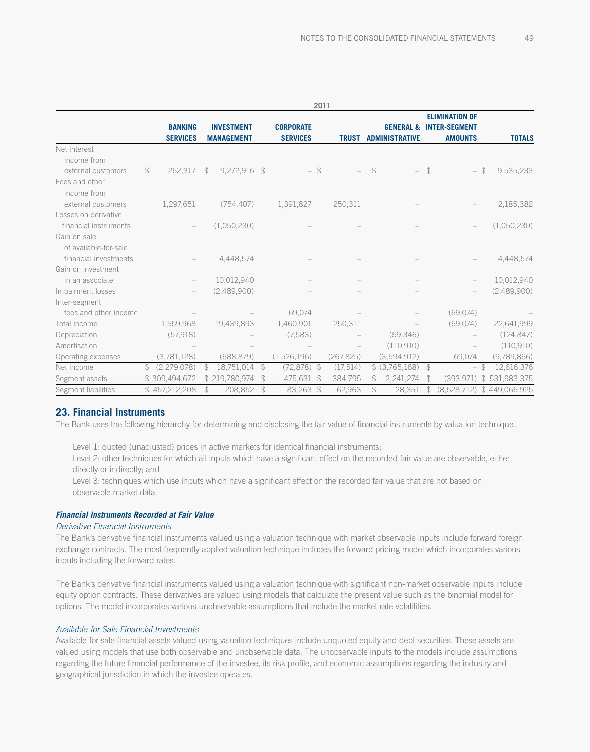| | 2011 | | | | | | |
|---|---|---|---|---|---|---|---|
| | **BANKING SERVICES** | **INVESTMENT MANAGEMENT** | **CORPORATE SERVICES** | **TRUST** | **GENERAL & ADMINISTRATIVE** | **ELIMINATION OF INTER-SEGMENT AMOUNTS** | **TOTALS** |
| Net interest income from external customers | $ 262,317 | $ 9,272,916 | $ – | $ – | $ – | $ – | $ 9,535,233 |
| Fees and other income from external customers | 1,297,651 | (754,407) | 1,391,827 | 250,311 | – | – | 2,185,382 |
| Losses on derivative financial instruments | – | (1,050,230) | – | – | – | – | (1,050,230) |
| Gain on sale of available-for-sale financial investments | – | 4,448,574 | – | – | – | – | 4,448,574 |
| Gain on investment in an associate | – | 10,012,940 | – | – | – | – | 10,012,940 |
| Impairment losses | – | (2,489,900) | – | – | – | – | (2,489,900) |
| Inter-segment fees and other income | – | – | 69,074 | – | – | (69,074) | – |
| Total income | 1,559,968 | 19,439,893 | 1,460,901 | 250,311 | – | (69,074) | 22,641,999 |
| Depreciation | (57,918) | – | (7,583) | – | (59,346) | – | (124,847) |
| Amortisation | – | – | – | – | (110,910) | – | (110,910) |
| Operating expenses | (3,781,128) | (688,879) | (1,526,196) | (267,825) | (3,594,912) | 69,074 | (9,789,866) |
| Net income | $ (2,279,078) | $ 18,751,014 | $ (72,878) | $ (17,514) | $ (3,765,168) | $ – | $ 12,616,376 |
| Segment assets | $ 309,494,672 | $ 219,780,974 | $ 475,631 | $ 384,795 | $ 2,241,274 | $ (393,971) | $ 531,983,375 |
| Segment liabilities | $ 457,212,208 | $ 208,852 | $ 83,263 | $ 62,963 | $ 28,351 | $ (8,528,712) | $ 449,066,925 |

## 23. Financial Instruments

The Bank uses the following hierarchy for determining and disclosing the fair value of financial instruments by valuation technique.

Level 1: quoted (unadjusted) prices in active markets for identical financial instruments;
Level 2: other techniques for which all inputs which have a significant effect on the recorded fair value are observable, either directly or indirectly; and
Level 3: techniques which use inputs which have a significant effect on the recorded fair value that are not based on observable market data.

### *Financial Instruments Recorded at Fair Value*

*Derivative Financial Instruments*

The Bank's derivative financial instruments valued using a valuation technique with market observable inputs include forward foreign exchange contracts. The most frequently applied valuation technique includes the forward pricing model which incorporates various inputs including the forward rates.

The Bank's derivative financial instruments valued using a valuation technique with significant non-market observable inputs include equity option contracts. These derivatives are valued using models that calculate the present value such as the binomial model for options. The model incorporates various unobservable assumptions that include the market rate volatilities.

*Available-for-Sale Financial Investments*

Available-for-sale financial assets valued using valuation techniques include unquoted equity and debt securities. These assets are valued using models that use both observable and unobservable data. The unobservable inputs to the models include assumptions regarding the future financial performance of the investee, its risk profile, and economic assumptions regarding the industry and geographical jurisdiction in which the investee operates.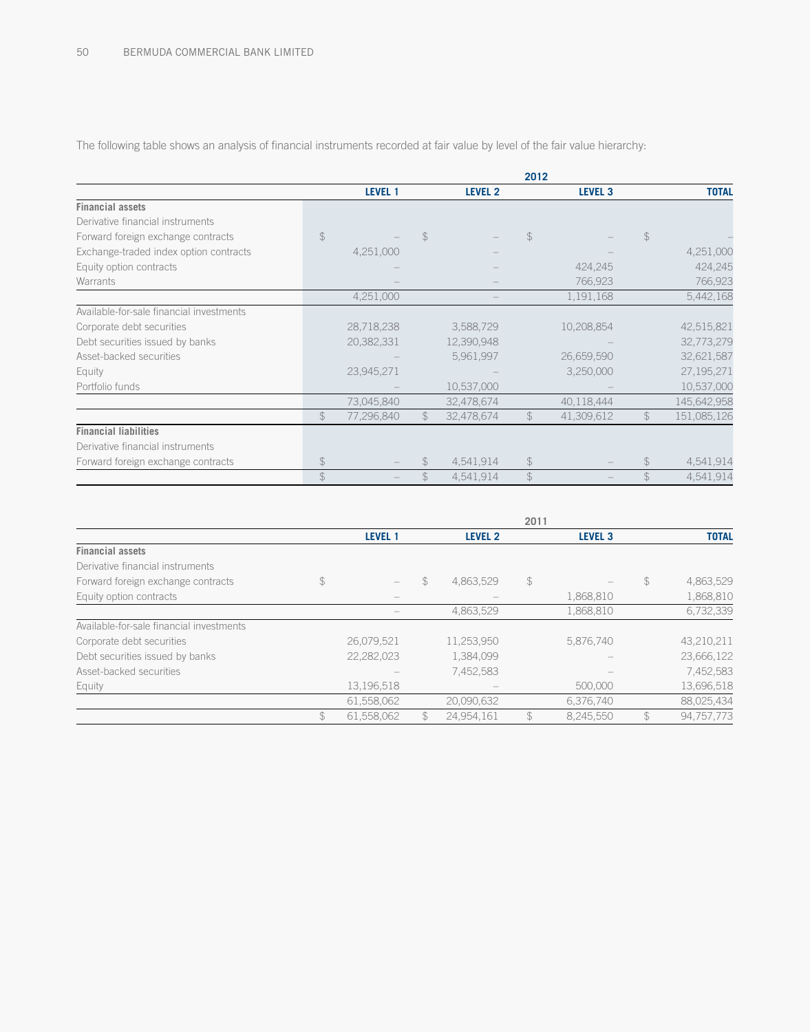The following table shows an analysis of financial instruments recorded at fair value by level of the fair value hierarchy:

| | 2012 | | | |
|---|---|---|---|---|
| | **LEVEL 1** | **LEVEL 2** | **LEVEL 3** | **TOTAL** |
| **Financial assets** | | | | |
| Derivative financial instruments | | | | |
| Forward foreign exchange contracts | $ – | $ – | $ – | $ – |
| Exchange-traded index option contracts | 4,251,000 | – | – | 4,251,000 |
| Equity option contracts | – | – | 424,245 | 424,245 |
| Warrants | – | – | 766,923 | 766,923 |
| | 4,251,000 | – | 1,191,168 | 5,442,168 |
| Available-for-sale financial investments | | | | |
| Corporate debt securities | 28,718,238 | 3,588,729 | 10,208,854 | 42,515,821 |
| Debt securities issued by banks | 20,382,331 | 12,390,948 | – | 32,773,279 |
| Asset-backed securities | – | 5,961,997 | 26,659,590 | 32,621,587 |
| Equity | 23,945,271 | – | 3,250,000 | 27,195,271 |
| Portfolio funds | – | 10,537,000 | – | 10,537,000 |
| | 73,045,840 | 32,478,674 | 40,118,444 | 145,642,958 |
| | $ 77,296,840 | $ 32,478,674 | $ 41,309,612 | $ 151,085,126 |
| **Financial liabilities** | | | | |
| Derivative financial instruments | | | | |
| Forward foreign exchange contracts | $ – | $ 4,541,914 | $ – | $ 4,541,914 |
| | $ – | $ 4,541,914 | $ – | $ 4,541,914 |

| | 2011 | | | |
|---|---|---|---|---|
| | **LEVEL 1** | **LEVEL 2** | **LEVEL 3** | **TOTAL** |
| **Financial assets** | | | | |
| Derivative financial instruments | | | | |
| Forward foreign exchange contracts | $ – | $ 4,863,529 | $ – | $ 4,863,529 |
| Equity option contracts | – | – | 1,868,810 | 1,868,810 |
| | – | 4,863,529 | 1,868,810 | 6,732,339 |
| Available-for-sale financial investments | | | | |
| Corporate debt securities | 26,079,521 | 11,253,950 | 5,876,740 | 43,210,211 |
| Debt securities issued by banks | 22,282,023 | 1,384,099 | – | 23,666,122 |
| Asset-backed securities | – | 7,452,583 | – | 7,452,583 |
| Equity | 13,196,518 | – | 500,000 | 13,696,518 |
| | 61,558,062 | 20,090,632 | 6,376,740 | 88,025,434 |
| | $ 61,558,062 | $ 24,954,161 | $ 8,245,550 | $ 94,757,773 |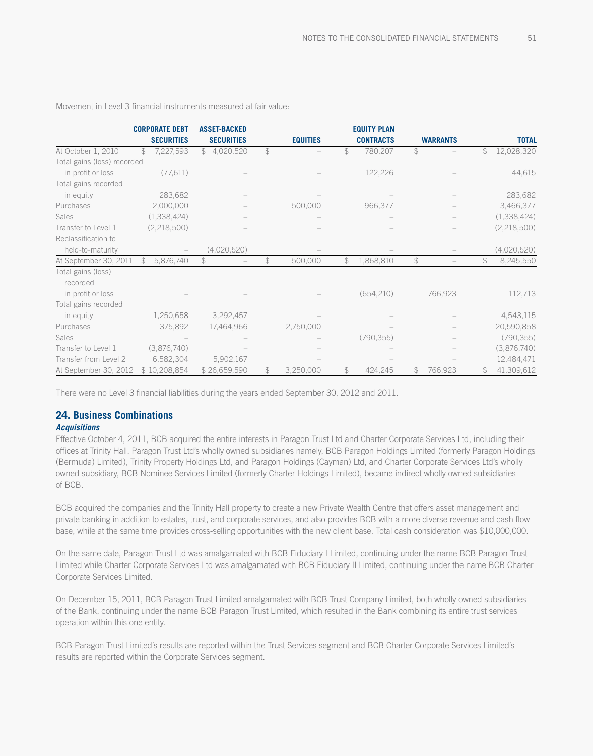Movement in Level 3 financial instruments measured at fair value:

| | CORPORATE DEBT SECURITIES | ASSET-BACKED SECURITIES | EQUITIES | EQUITY PLAN CONTRACTS | WARRANTS | TOTAL |
|---|---|---|---|---|---|---|
| At October 1, 2010 | $ 7,227,593 | $ 4,020,520 | $ – | $ 780,207 | $ – | $ 12,028,320 |
| Total gains (loss) recorded in profit or loss | (77,611) | – | – | 122,226 | – | 44,615 |
| Total gains recorded in equity | 283,682 | – | – | – | – | 283,682 |
| Purchases | 2,000,000 | – | 500,000 | 966,377 | – | 3,466,377 |
| Sales | (1,338,424) | – | – | – | – | (1,338,424) |
| Transfer to Level 1 | (2,218,500) | – | – | – | – | (2,218,500) |
| Reclassification to held-to-maturity | – | (4,020,520) | – | – | – | (4,020,520) |
| At September 30, 2011 | $ 5,876,740 | $ – | $ 500,000 | $ 1,868,810 | $ – | $ 8,245,550 |
| Total gains (loss) recorded in profit or loss | – | – | – | (654,210) | 766,923 | 112,713 |
| Total gains recorded in equity | 1,250,658 | 3,292,457 | – | – | – | 4,543,115 |
| Purchases | 375,892 | 17,464,966 | 2,750,000 | – | – | 20,590,858 |
| Sales | – | – | – | (790,355) | – | (790,355) |
| Transfer to Level 1 | (3,876,740) | – | – | – | – | (3,876,740) |
| Transfer from Level 2 | 6,582,304 | 5,902,167 | – | – | – | 12,484,471 |
| At September 30, 2012 | $ 10,208,854 | $ 26,659,590 | $ 3,250,000 | $ 424,245 | $ 766,923 | $ 41,309,612 |

There were no Level 3 financial liabilities during the years ended September 30, 2012 and 2011.

## 24. Business Combinations

***Acquisitions***

Effective October 4, 2011, BCB acquired the entire interests in Paragon Trust Ltd and Charter Corporate Services Ltd, including their offices at Trinity Hall. Paragon Trust Ltd's wholly owned subsidiaries namely, BCB Paragon Holdings Limited (formerly Paragon Holdings (Bermuda) Limited), Trinity Property Holdings Ltd, and Paragon Holdings (Cayman) Ltd, and Charter Corporate Services Ltd's wholly owned subsidiary, BCB Nominee Services Limited (formerly Charter Holdings Limited), became indirect wholly owned subsidiaries of BCB.

BCB acquired the companies and the Trinity Hall property to create a new Private Wealth Centre that offers asset management and private banking in addition to estates, trust, and corporate services, and also provides BCB with a more diverse revenue and cash flow base, while at the same time provides cross-selling opportunities with the new client base. Total cash consideration was $10,000,000.

On the same date, Paragon Trust Ltd was amalgamated with BCB Fiduciary I Limited, continuing under the name BCB Paragon Trust Limited while Charter Corporate Services Ltd was amalgamated with BCB Fiduciary II Limited, continuing under the name BCB Charter Corporate Services Limited.

On December 15, 2011, BCB Paragon Trust Limited amalgamated with BCB Trust Company Limited, both wholly owned subsidiaries of the Bank, continuing under the name BCB Paragon Trust Limited, which resulted in the Bank combining its entire trust services operation within this one entity.

BCB Paragon Trust Limited's results are reported within the Trust Services segment and BCB Charter Corporate Services Limited's results are reported within the Corporate Services segment.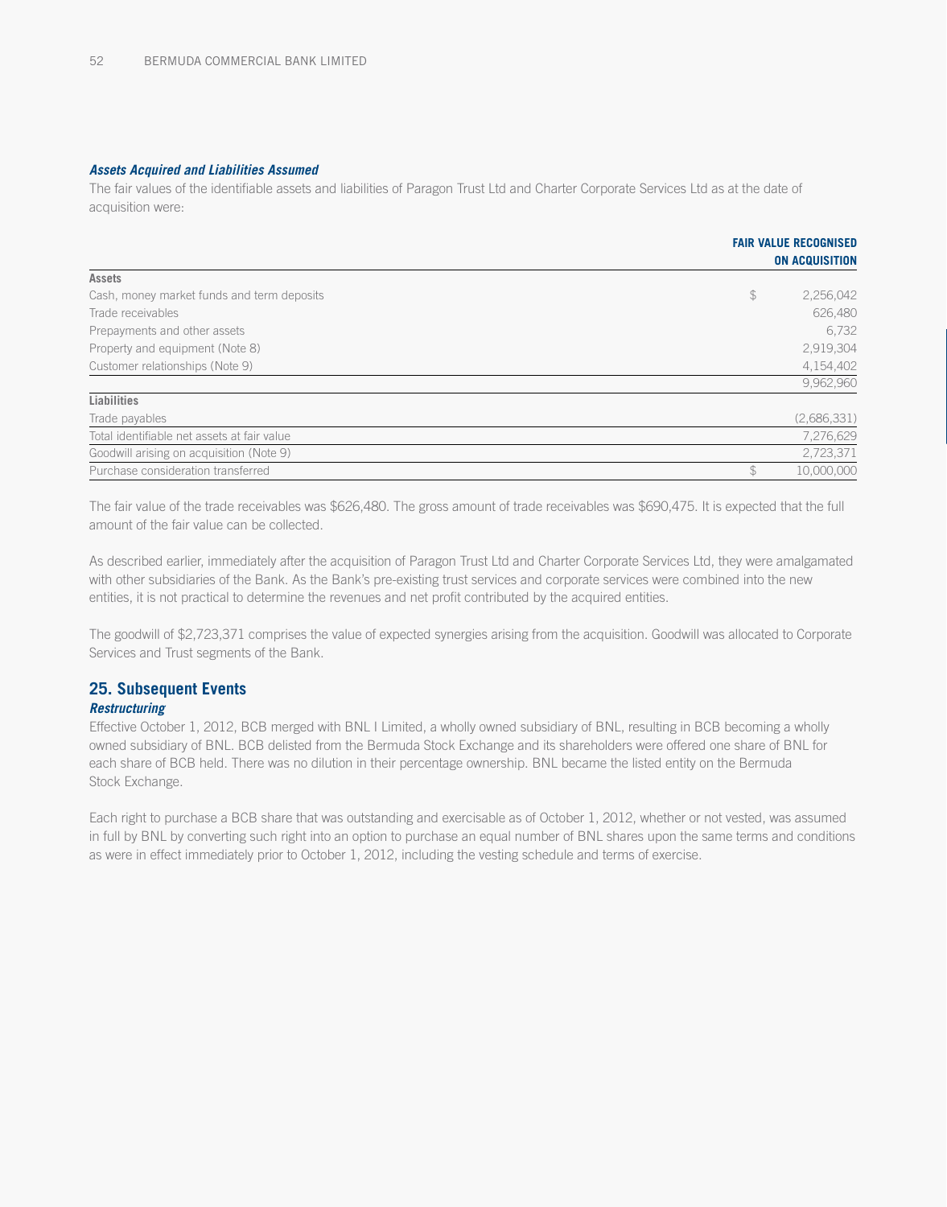***Assets Acquired and Liabilities Assumed***

The fair values of the identifiable assets and liabilities of Paragon Trust Ltd and Charter Corporate Services Ltd as at the date of acquisition were:

| | | FAIR VALUE RECOGNISED ON ACQUISITION |
|---|---|---|
| **Assets** | | |
| Cash, money market funds and term deposits | $ | 2,256,042 |
| Trade receivables | | 626,480 |
| Prepayments and other assets | | 6,732 |
| Property and equipment (Note 8) | | 2,919,304 |
| Customer relationships (Note 9) | | 4,154,402 |
| | | 9,962,960 |
| **Liabilities** | | |
| Trade payables | | (2,686,331) |
| Total identifiable net assets at fair value | | 7,276,629 |
| Goodwill arising on acquisition (Note 9) | | 2,723,371 |
| Purchase consideration transferred | $ | 10,000,000 |

The fair value of the trade receivables was $626,480. The gross amount of trade receivables was $690,475. It is expected that the full amount of the fair value can be collected.

As described earlier, immediately after the acquisition of Paragon Trust Ltd and Charter Corporate Services Ltd, they were amalgamated with other subsidiaries of the Bank. As the Bank's pre-existing trust services and corporate services were combined into the new entities, it is not practical to determine the revenues and net profit contributed by the acquired entities.

The goodwill of $2,723,371 comprises the value of expected synergies arising from the acquisition. Goodwill was allocated to Corporate Services and Trust segments of the Bank.

## 25. Subsequent Events

***Restructuring***

Effective October 1, 2012, BCB merged with BNL I Limited, a wholly owned subsidiary of BNL, resulting in BCB becoming a wholly owned subsidiary of BNL. BCB delisted from the Bermuda Stock Exchange and its shareholders were offered one share of BNL for each share of BCB held. There was no dilution in their percentage ownership. BNL became the listed entity on the Bermuda Stock Exchange.

Each right to purchase a BCB share that was outstanding and exercisable as of October 1, 2012, whether or not vested, was assumed in full by BNL by converting such right into an option to purchase an equal number of BNL shares upon the same terms and conditions as were in effect immediately prior to October 1, 2012, including the vesting schedule and terms of exercise.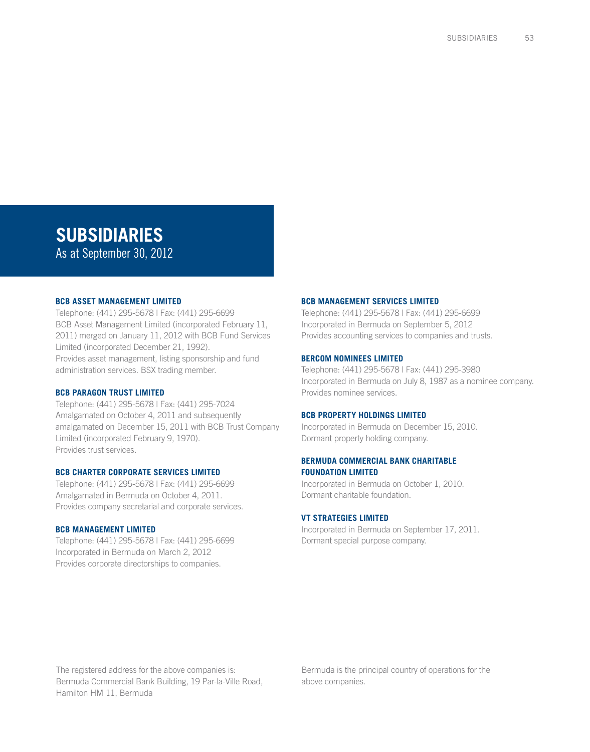# SUBSIDIARIES

As at September 30, 2012

### BCB ASSET MANAGEMENT LIMITED

Telephone: (441) 295-5678 | Fax: (441) 295-6699
BCB Asset Management Limited (incorporated February 11, 2011) merged on January 11, 2012 with BCB Fund Services Limited (incorporated December 21, 1992).
Provides asset management, listing sponsorship and fund administration services. BSX trading member.

### BCB PARAGON TRUST LIMITED

Telephone: (441) 295-5678 | Fax: (441) 295-7024
Amalgamated on October 4, 2011 and subsequently amalgamated on December 15, 2011 with BCB Trust Company Limited (incorporated February 9, 1970).
Provides trust services.

### BCB CHARTER CORPORATE SERVICES LIMITED

Telephone: (441) 295-5678 | Fax: (441) 295-6699
Amalgamated in Bermuda on October 4, 2011.
Provides company secretarial and corporate services.

### BCB MANAGEMENT LIMITED

Telephone: (441) 295-5678 | Fax: (441) 295-6699
Incorporated in Bermuda on March 2, 2012
Provides corporate directorships to companies.

### BCB MANAGEMENT SERVICES LIMITED

Telephone: (441) 295-5678 | Fax: (441) 295-6699
Incorporated in Bermuda on September 5, 2012
Provides accounting services to companies and trusts.

### BERCOM NOMINEES LIMITED

Telephone: (441) 295-5678 | Fax: (441) 295-3980
Incorporated in Bermuda on July 8, 1987 as a nominee company.
Provides nominee services.

### BCB PROPERTY HOLDINGS LIMITED

Incorporated in Bermuda on December 15, 2010.
Dormant property holding company.

### BERMUDA COMMERCIAL BANK CHARITABLE FOUNDATION LIMITED

Incorporated in Bermuda on October 1, 2010.
Dormant charitable foundation.

### VT STRATEGIES LIMITED

Incorporated in Bermuda on September 17, 2011.
Dormant special purpose company.

The registered address for the above companies is:
Bermuda Commercial Bank Building, 19 Par-la-Ville Road, Hamilton HM 11, Bermuda

Bermuda is the principal country of operations for the above companies.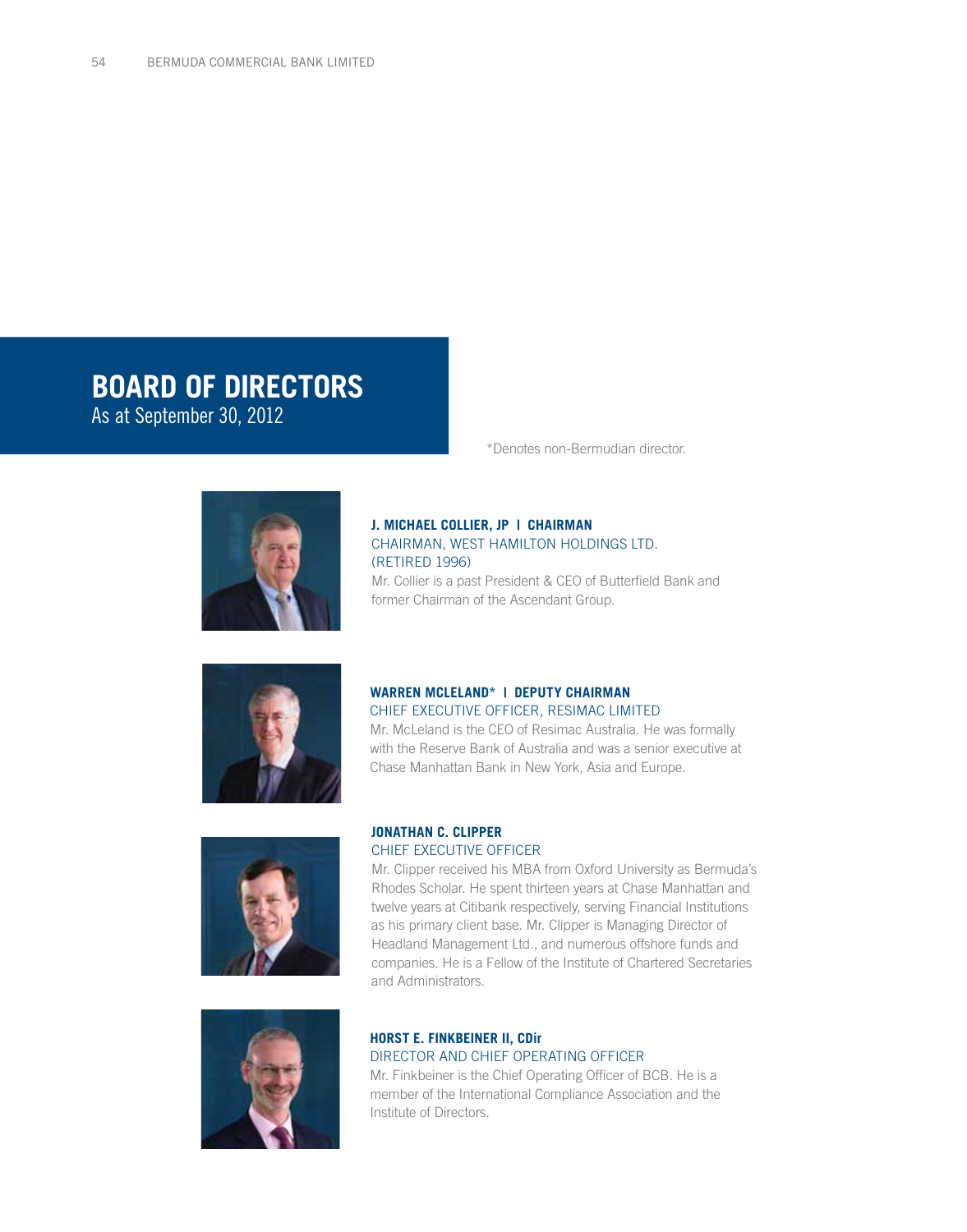# BOARD OF DIRECTORS

As at September 30, 2012

*Denotes non-Bermudian director.

**J. MICHAEL COLLIER, JP I CHAIRMAN**
CHAIRMAN, WEST HAMILTON HOLDINGS LTD. (RETIRED 1996)

Mr. Collier is a past President & CEO of Butterfield Bank and former Chairman of the Ascendant Group.

**WARREN MCLELAND* I DEPUTY CHAIRMAN**
CHIEF EXECUTIVE OFFICER, RESIMAC LIMITED

Mr. McLeland is the CEO of Resimac Australia. He was formally with the Reserve Bank of Australia and was a senior executive at Chase Manhattan Bank in New York, Asia and Europe.

**JONATHAN C. CLIPPER**
CHIEF EXECUTIVE OFFICER

Mr. Clipper received his MBA from Oxford University as Bermuda's Rhodes Scholar. He spent thirteen years at Chase Manhattan and twelve years at Citibank respectively, serving Financial Institutions as his primary client base. Mr. Clipper is Managing Director of Headland Management Ltd., and numerous offshore funds and companies. He is a Fellow of the Institute of Chartered Secretaries and Administrators.

**HORST E. FINKBEINER II, CDir**
DIRECTOR AND CHIEF OPERATING OFFICER

Mr. Finkbeiner is the Chief Operating Officer of BCB. He is a member of the International Compliance Association and the Institute of Directors.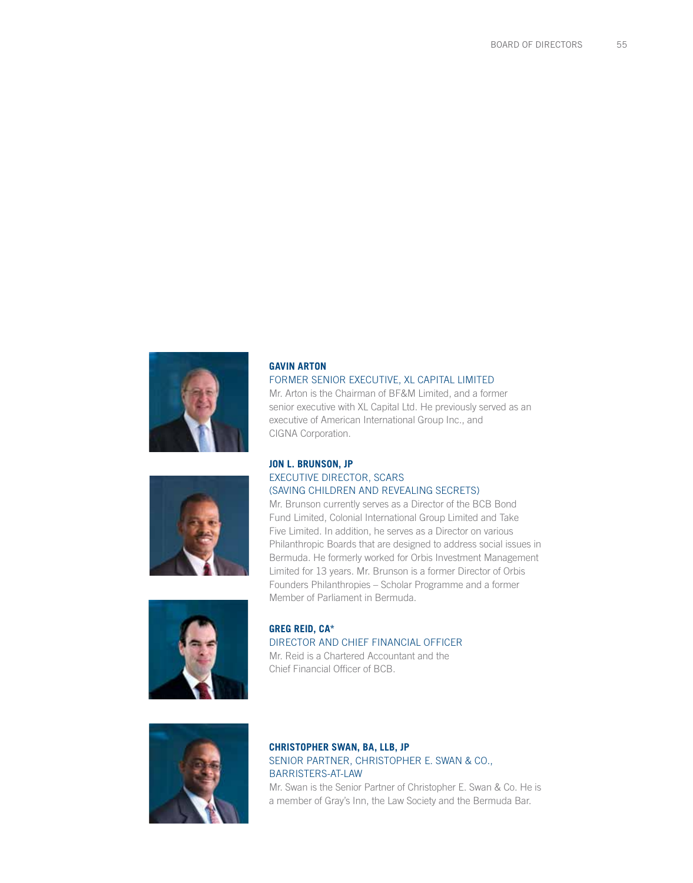**GAVIN ARTON**

FORMER SENIOR EXECUTIVE, XL CAPITAL LIMITED

Mr. Arton is the Chairman of BF&M Limited, and a former senior executive with XL Capital Ltd. He previously served as an executive of American International Group Inc., and CIGNA Corporation.

**JON L. BRUNSON, JP**

EXECUTIVE DIRECTOR, SCARS (SAVING CHILDREN AND REVEALING SECRETS)

Mr. Brunson currently serves as a Director of the BCB Bond Fund Limited, Colonial International Group Limited and Take Five Limited. In addition, he serves as a Director on various Philanthropic Boards that are designed to address social issues in Bermuda. He formerly worked for Orbis Investment Management Limited for 13 years. Mr. Brunson is a former Director of Orbis Founders Philanthropies – Scholar Programme and a former Member of Parliament in Bermuda.

**GREG REID, CA***

DIRECTOR AND CHIEF FINANCIAL OFFICER

Mr. Reid is a Chartered Accountant and the Chief Financial Officer of BCB.

**CHRISTOPHER SWAN, BA, LLB, JP**

SENIOR PARTNER, CHRISTOPHER E. SWAN & CO., BARRISTERS-AT-LAW

Mr. Swan is the Senior Partner of Christopher E. Swan & Co. He is a member of Gray's Inn, the Law Society and the Bermuda Bar.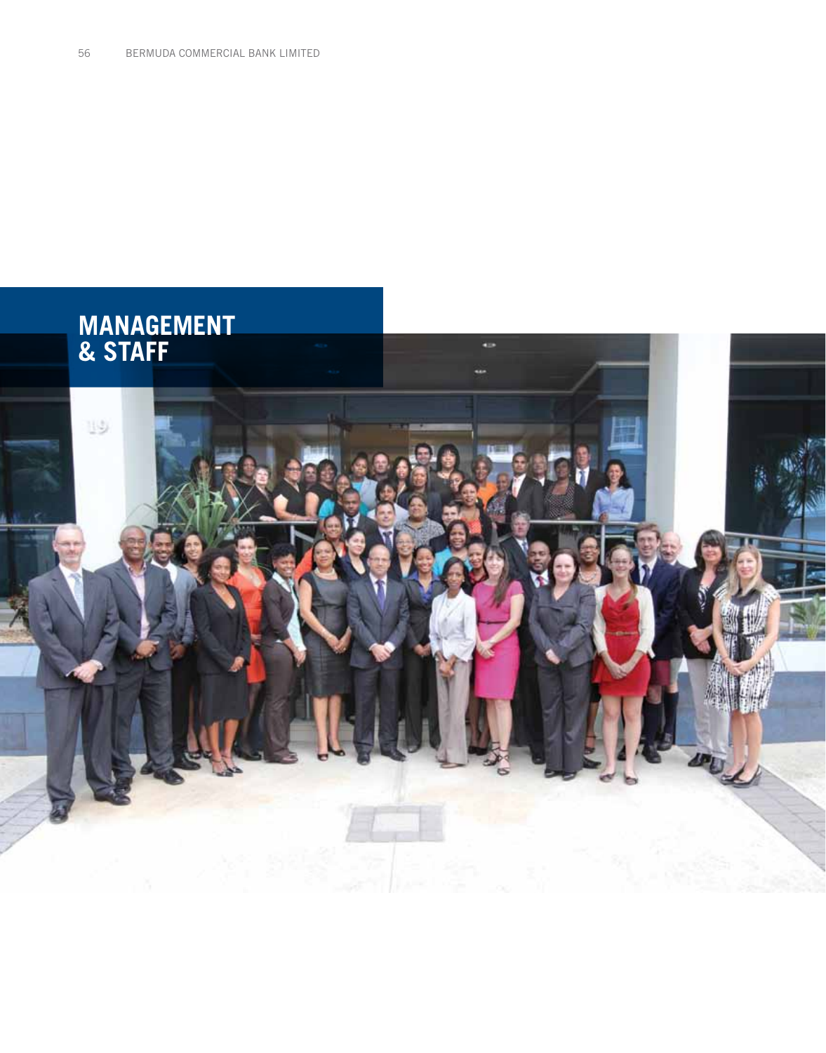# MANAGEMENT & STAFF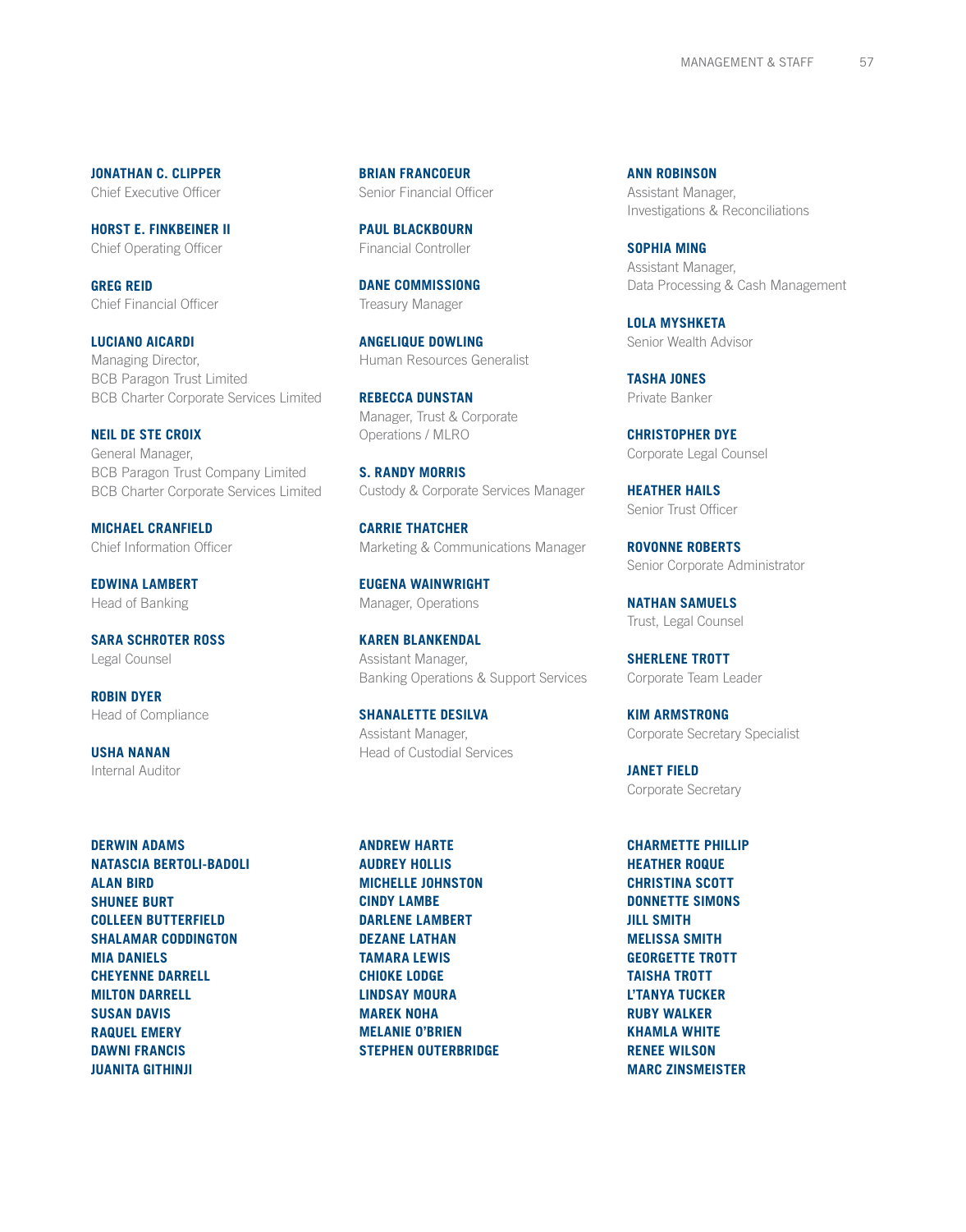**JONATHAN C. CLIPPER**
Chief Executive Officer

**HORST E. FINKBEINER II**
Chief Operating Officer

**GREG REID**
Chief Financial Officer

**LUCIANO AICARDI**
Managing Director,
BCB Paragon Trust Limited
BCB Charter Corporate Services Limited

**NEIL DE STE CROIX**
General Manager,
BCB Paragon Trust Company Limited
BCB Charter Corporate Services Limited

**MICHAEL CRANFIELD**
Chief Information Officer

**EDWINA LAMBERT**
Head of Banking

**SARA SCHROTER ROSS**
Legal Counsel

**ROBIN DYER**
Head of Compliance

**USHA NANAN**
Internal Auditor

**BRIAN FRANCOEUR**
Senior Financial Officer

**PAUL BLACKBOURN**
Financial Controller

**DANE COMMISSIONG**
Treasury Manager

**ANGELIQUE DOWLING**
Human Resources Generalist

**REBECCA DUNSTAN**
Manager, Trust & Corporate
Operations / MLRO

**S. RANDY MORRIS**
Custody & Corporate Services Manager

**CARRIE THATCHER**
Marketing & Communications Manager

**EUGENA WAINWRIGHT**
Manager, Operations

**KAREN BLANKENDAL**
Assistant Manager,
Banking Operations & Support Services

**SHANALETTE DESILVA**
Assistant Manager,
Head of Custodial Services

**ANN ROBINSON**
Assistant Manager,
Investigations & Reconciliations

**SOPHIA MING**
Assistant Manager,
Data Processing & Cash Management

**LOLA MYSHKETA**
Senior Wealth Advisor

**TASHA JONES**
Private Banker

**CHRISTOPHER DYE**
Corporate Legal Counsel

**HEATHER HAILS**
Senior Trust Officer

**ROVONNE ROBERTS**
Senior Corporate Administrator

**NATHAN SAMUELS**
Trust, Legal Counsel

**SHERLENE TROTT**
Corporate Team Leader

**KIM ARMSTRONG**
Corporate Secretary Specialist

**JANET FIELD**
Corporate Secretary

**DERWIN ADAMS**
**NATASCIA BERTOLI-BADOLI**
**ALAN BIRD**
**SHUNEE BURT**
**COLLEEN BUTTERFIELD**
**SHALAMAR CODDINGTON**
**MIA DANIELS**
**CHEYENNE DARRELL**
**MILTON DARRELL**
**SUSAN DAVIS**
**RAQUEL EMERY**
**DAWNI FRANCIS**
**JUANITA GITHINJI**

**ANDREW HARTE**
**AUDREY HOLLIS**
**MICHELLE JOHNSTON**
**CINDY LAMBE**
**DARLENE LAMBERT**
**DEZANE LATHAN**
**TAMARA LEWIS**
**CHIOKE LODGE**
**LINDSAY MOURA**
**MAREK NOHA**
**MELANIE O'BRIEN**
**STEPHEN OUTERBRIDGE**

**CHARMETTE PHILLIP**
**HEATHER ROQUE**
**CHRISTINA SCOTT**
**DONNETTE SIMONS**
**JILL SMITH**
**MELISSA SMITH**
**GEORGETTE TROTT**
**TAISHA TROTT**
**L'TANYA TUCKER**
**RUBY WALKER**
**KHAMLA WHITE**
**RENEE WILSON**
**MARC ZINSMEISTER**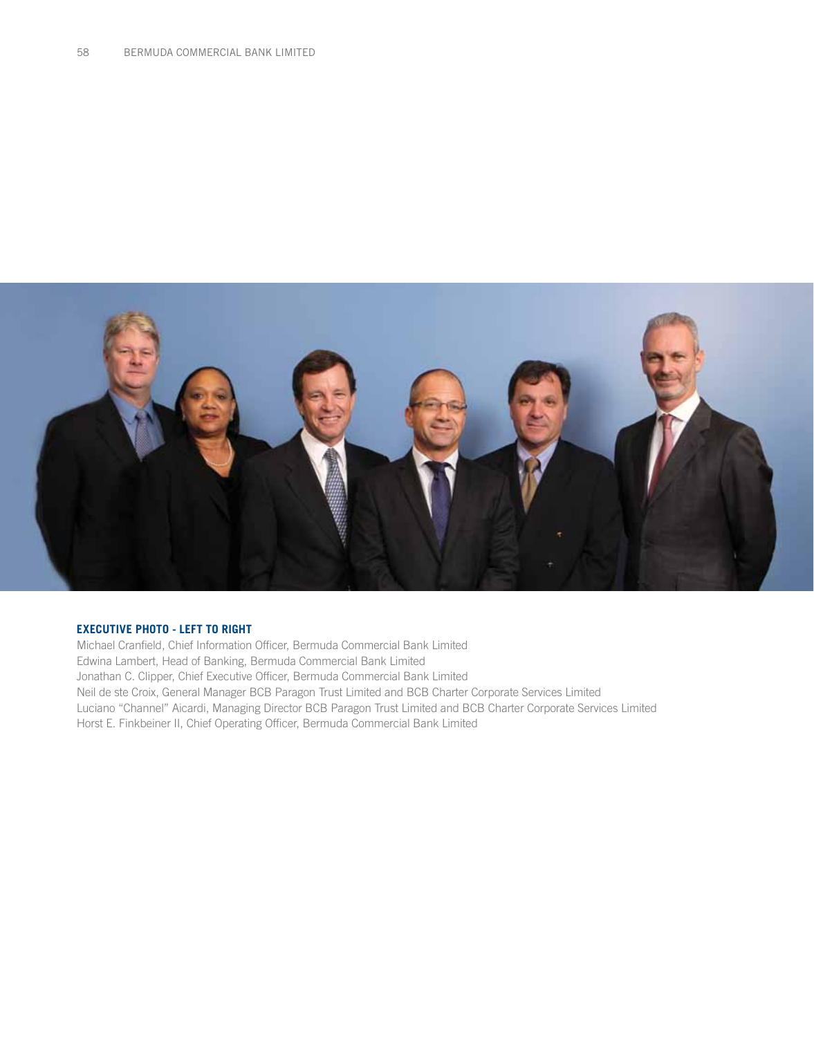**EXECUTIVE PHOTO - LEFT TO RIGHT**

Michael Cranfield, Chief Information Officer, Bermuda Commercial Bank Limited
Edwina Lambert, Head of Banking, Bermuda Commercial Bank Limited
Jonathan C. Clipper, Chief Executive Officer, Bermuda Commercial Bank Limited
Neil de ste Croix, General Manager BCB Paragon Trust Limited and BCB Charter Corporate Services Limited
Luciano "Channel" Aicardi, Managing Director BCB Paragon Trust Limited and BCB Charter Corporate Services Limited
Horst E. Finkbeiner II, Chief Operating Officer, Bermuda Commercial Bank Limited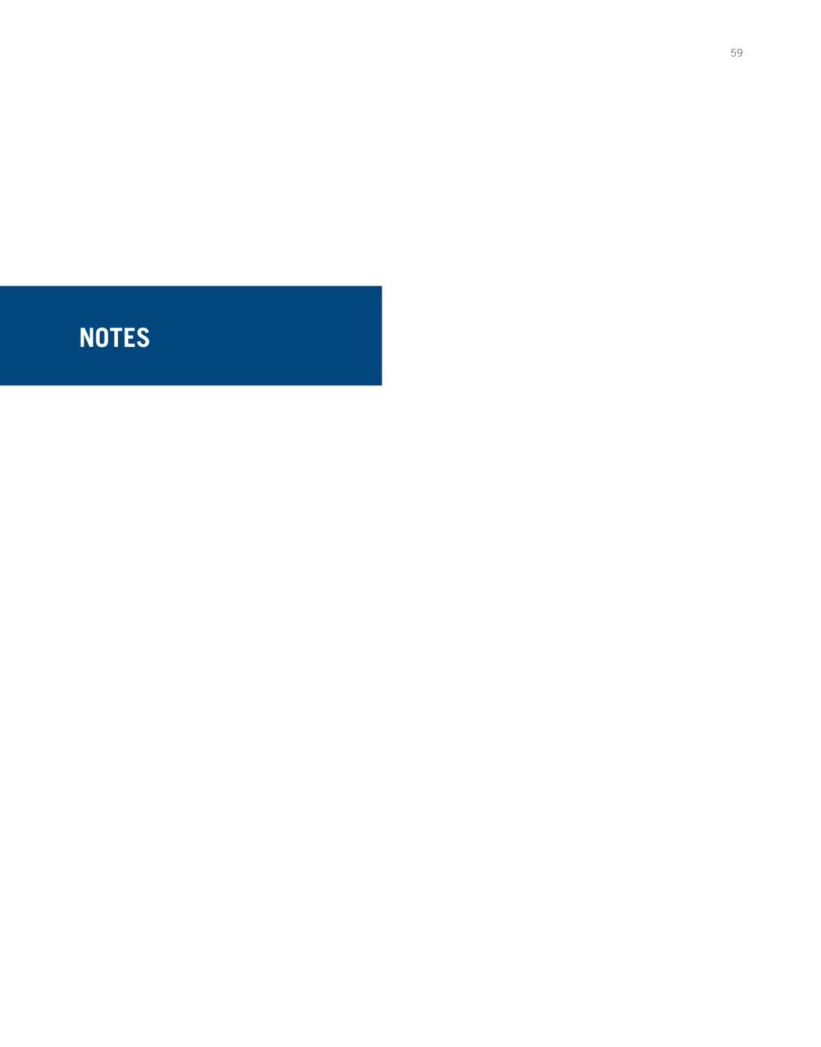# NOTES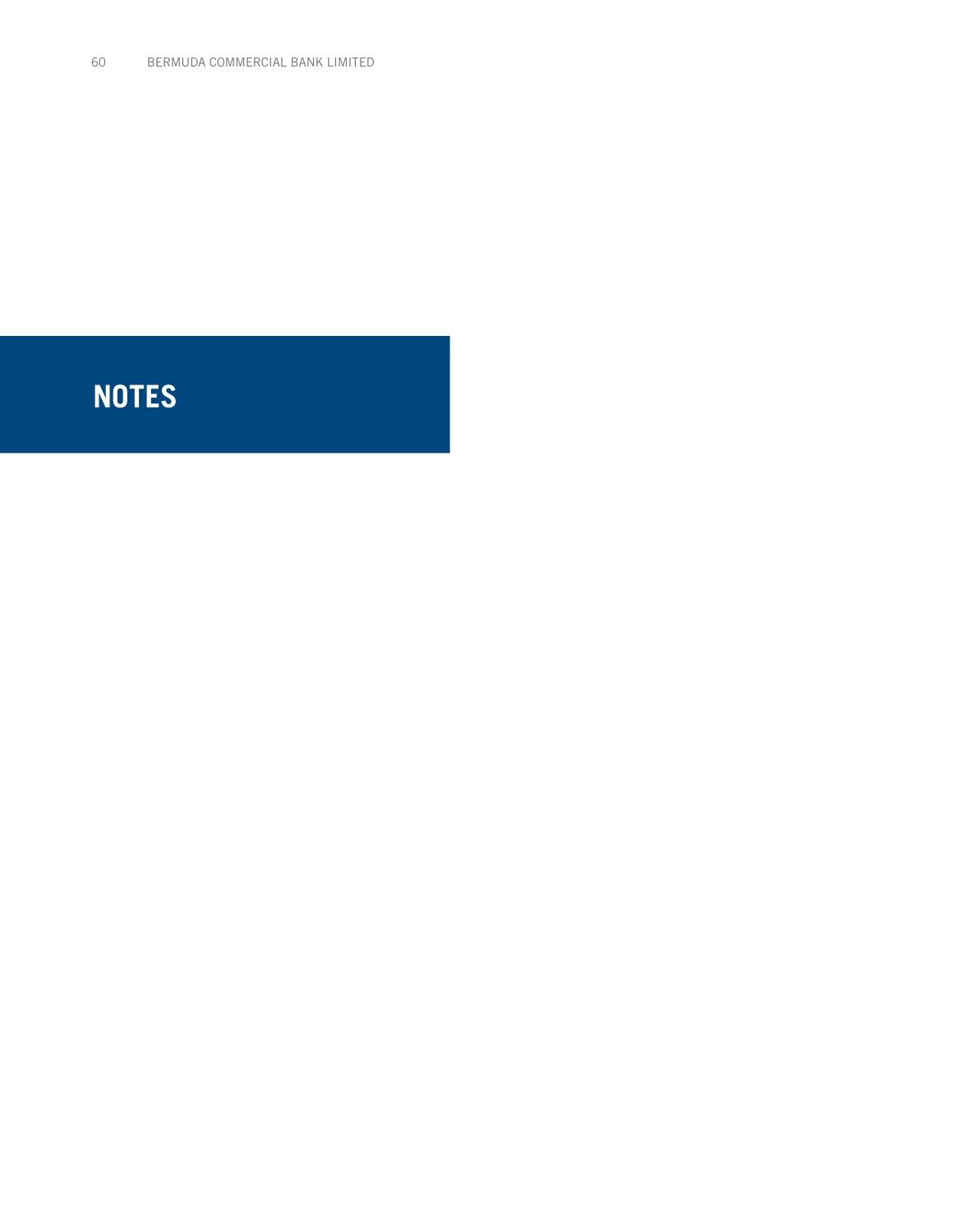# NOTES